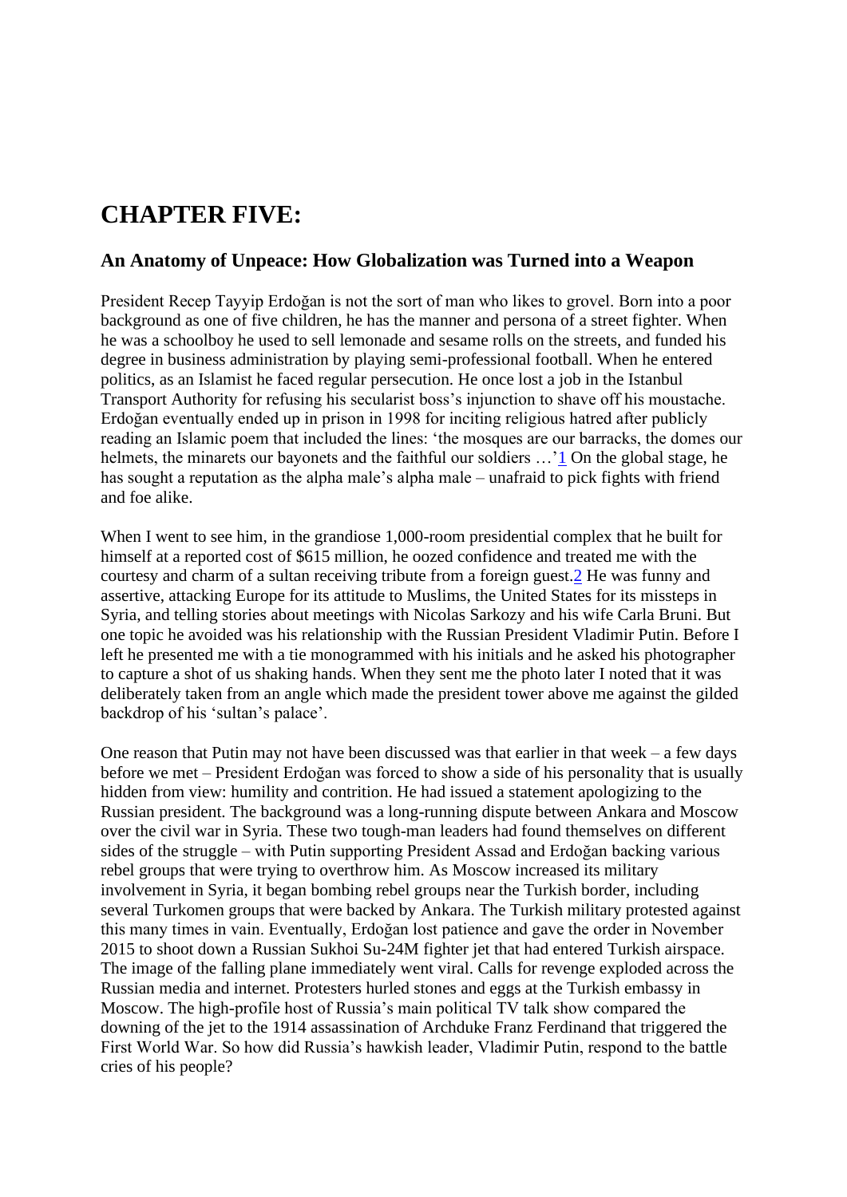# CHAPTER FIVE:

## An Anatomy of Unpeace: How Globalization was Turned into a Weapon

President Recep Tayyip Erdoğan is not the sort of man who likes to grovel. Born into a poor background as one of five children, he has the manner and persona of a street fighter. When he was a schoolboy he used to sell lemonade and sesame rolls on the streets, and funded his degree in business administration by playing semi-professional football. When he entered politics, as an Islamist he faced regular persecution. He once lost a job in the Istanbul Transport Authority for refusing his secularist boss's injunction to shave off his moustache. Erdoğan eventually ended up in prison in 1998 for inciting religious hatred after publicly reading an Islamic poem that included the lines: 'the mosques are our barracks, the domes our helmets, the minarets our bayonets and the faithful our soldiers …'[1] On the global stage, he has sought a reputation as the alpha male's alpha male – unafraid to pick fights with friend and foe alike.

When I went to see him, in the grandiose 1,000-room presidential complex that he built for himself at a reported cost of $615 million, he oozed confidence and treated me with the courtesy and charm of a sultan receiving tribute from a foreign guest.[2] He was funny and assertive, attacking Europe for its attitude to Muslims, the United States for its missteps in Syria, and telling stories about meetings with Nicolas Sarkozy and his wife Carla Bruni. But one topic he avoided was his relationship with the Russian President Vladimir Putin. Before I left he presented me with a tie monogrammed with his initials and he asked his photographer to capture a shot of us shaking hands. When they sent me the photo later I noted that it was deliberately taken from an angle which made the president tower above me against the gilded backdrop of his 'sultan's palace'.

One reason that Putin may not have been discussed was that earlier in that week – a few days before we met – President Erdoğan was forced to show a side of his personality that is usually hidden from view: humility and contrition. He had issued a statement apologizing to the Russian president. The background was a long-running dispute between Ankara and Moscow over the civil war in Syria. These two tough-man leaders had found themselves on different sides of the struggle – with Putin supporting President Assad and Erdoğan backing various rebel groups that were trying to overthrow him. As Moscow increased its military involvement in Syria, it began bombing rebel groups near the Turkish border, including several Turkomen groups that were backed by Ankara. The Turkish military protested against this many times in vain. Eventually, Erdoğan lost patience and gave the order in November 2015 to shoot down a Russian Sukhoi Su-24M fighter jet that had entered Turkish airspace. The image of the falling plane immediately went viral. Calls for revenge exploded across the Russian media and internet. Protesters hurled stones and eggs at the Turkish embassy in Moscow. The high-profile host of Russia's main political TV talk show compared the downing of the jet to the 1914 assassination of Archduke Franz Ferdinand that triggered the First World War. So how did Russia's hawkish leader, Vladimir Putin, respond to the battle cries of his people?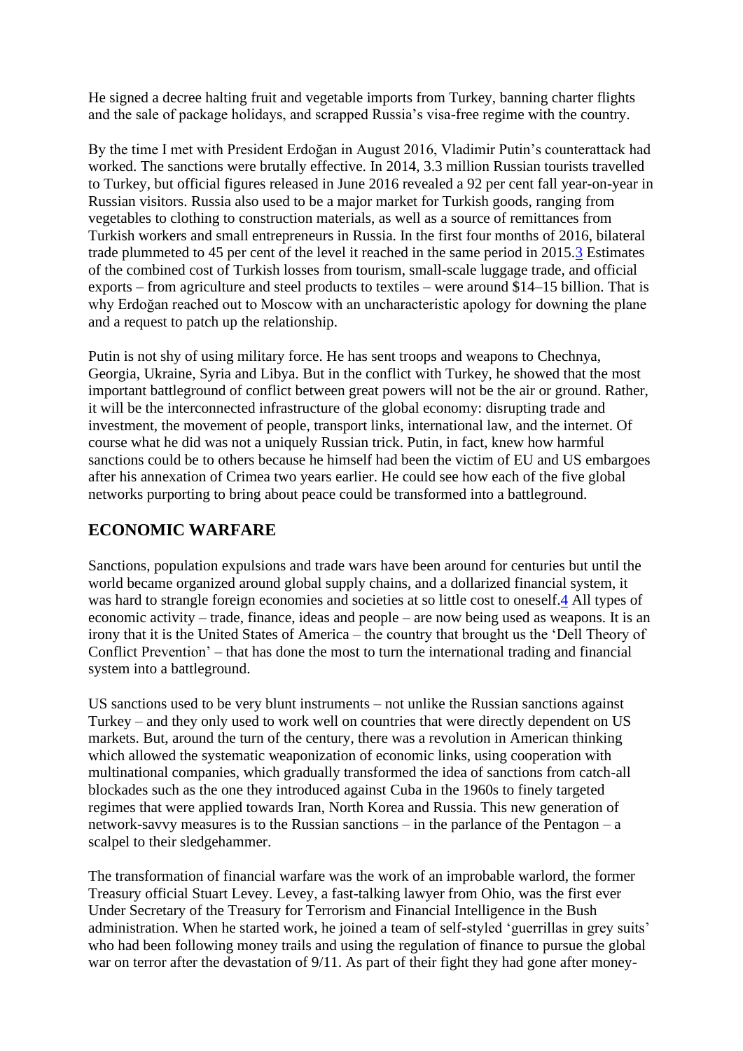He signed a decree halting fruit and vegetable imports from Turkey, banning charter flights and the sale of package holidays, and scrapped Russia's visa-free regime with the country.

By the time I met with President Erdoğan in August 2016, Vladimir Putin's counterattack had worked. The sanctions were brutally effective. In 2014, 3.3 million Russian tourists travelled to Turkey, but official figures released in June 2016 revealed a 92 per cent fall year-on-year in Russian visitors. Russia also used to be a major market for Turkish goods, ranging from vegetables to clothing to construction materials, as well as a source of remittances from Turkish workers and small entrepreneurs in Russia. In the first four months of 2016, bilateral trade plummeted to 45 per cent of the level it reached in the same period in 2015.[3] Estimates of the combined cost of Turkish losses from tourism, small-scale luggage trade, and official exports – from agriculture and steel products to textiles – were around $14–15 billion. That is why Erdoğan reached out to Moscow with an uncharacteristic apology for downing the plane and a request to patch up the relationship.

Putin is not shy of using military force. He has sent troops and weapons to Chechnya, Georgia, Ukraine, Syria and Libya. But in the conflict with Turkey, he showed that the most important battleground of conflict between great powers will not be the air or ground. Rather, it will be the interconnected infrastructure of the global economy: disrupting trade and investment, the movement of people, transport links, international law, and the internet. Of course what he did was not a uniquely Russian trick. Putin, in fact, knew how harmful sanctions could be to others because he himself had been the victim of EU and US embargoes after his annexation of Crimea two years earlier. He could see how each of the five global networks purporting to bring about peace could be transformed into a battleground.

## ECONOMIC WARFARE

Sanctions, population expulsions and trade wars have been around for centuries but until the world became organized around global supply chains, and a dollarized financial system, it was hard to strangle foreign economies and societies at so little cost to oneself.[4] All types of economic activity – trade, finance, ideas and people – are now being used as weapons. It is an irony that it is the United States of America – the country that brought us the 'Dell Theory of Conflict Prevention' – that has done the most to turn the international trading and financial system into a battleground.

US sanctions used to be very blunt instruments – not unlike the Russian sanctions against Turkey – and they only used to work well on countries that were directly dependent on US markets. But, around the turn of the century, there was a revolution in American thinking which allowed the systematic weaponization of economic links, using cooperation with multinational companies, which gradually transformed the idea of sanctions from catch-all blockades such as the one they introduced against Cuba in the 1960s to finely targeted regimes that were applied towards Iran, North Korea and Russia. This new generation of network-savvy measures is to the Russian sanctions – in the parlance of the Pentagon – a scalpel to their sledgehammer.

The transformation of financial warfare was the work of an improbable warlord, the former Treasury official Stuart Levey. Levey, a fast-talking lawyer from Ohio, was the first ever Under Secretary of the Treasury for Terrorism and Financial Intelligence in the Bush administration. When he started work, he joined a team of self-styled 'guerrillas in grey suits' who had been following money trails and using the regulation of finance to pursue the global war on terror after the devastation of 9/11. As part of their fight they had gone after money-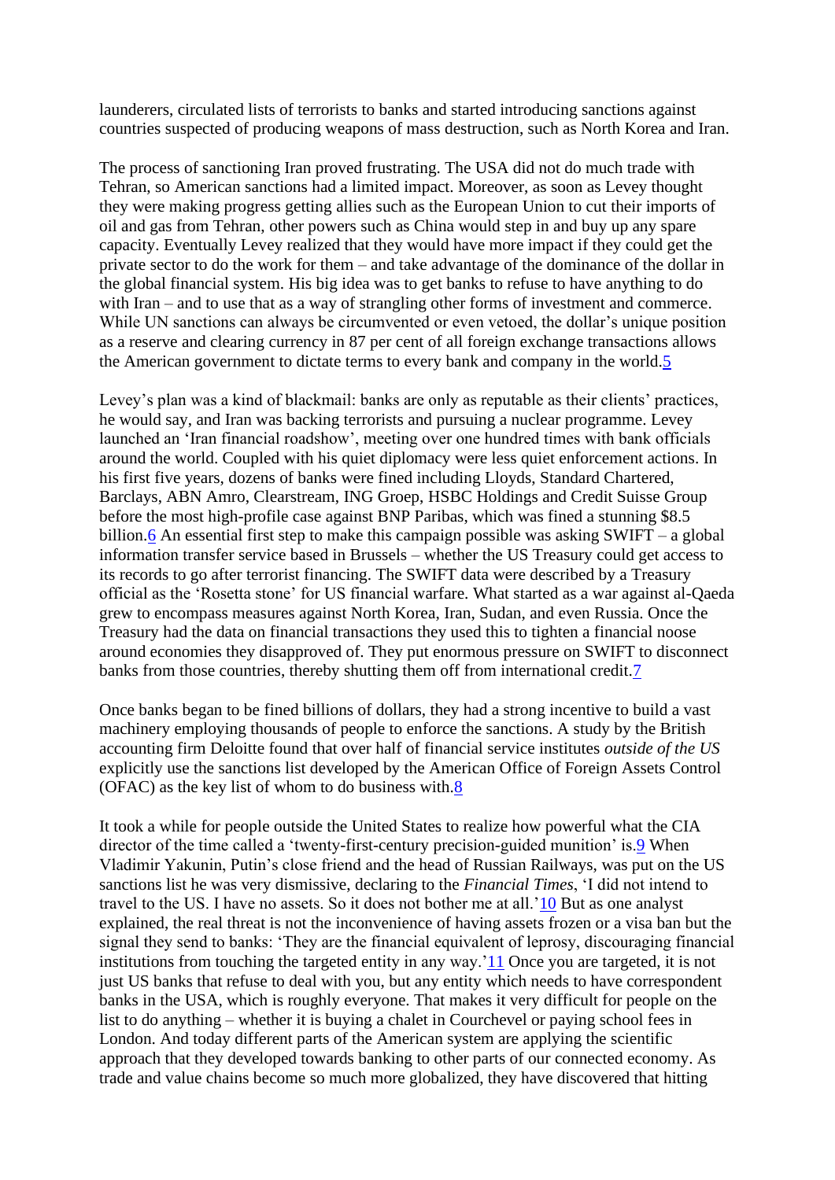launderers, circulated lists of terrorists to banks and started introducing sanctions against countries suspected of producing weapons of mass destruction, such as North Korea and Iran.

The process of sanctioning Iran proved frustrating. The USA did not do much trade with Tehran, so American sanctions had a limited impact. Moreover, as soon as Levey thought they were making progress getting allies such as the European Union to cut their imports of oil and gas from Tehran, other powers such as China would step in and buy up any spare capacity. Eventually Levey realized that they would have more impact if they could get the private sector to do the work for them – and take advantage of the dominance of the dollar in the global financial system. His big idea was to get banks to refuse to have anything to do with Iran – and to use that as a way of strangling other forms of investment and commerce. While UN sanctions can always be circumvented or even vetoed, the dollar's unique position as a reserve and clearing currency in 87 per cent of all foreign exchange transactions allows the American government to dictate terms to every bank and company in the world.[5]

Levey's plan was a kind of blackmail: banks are only as reputable as their clients' practices, he would say, and Iran was backing terrorists and pursuing a nuclear programme. Levey launched an 'Iran financial roadshow', meeting over one hundred times with bank officials around the world. Coupled with his quiet diplomacy were less quiet enforcement actions. In his first five years, dozens of banks were fined including Lloyds, Standard Chartered, Barclays, ABN Amro, Clearstream, ING Groep, HSBC Holdings and Credit Suisse Group before the most high-profile case against BNP Paribas, which was fined a stunning $8.5 billion.[6] An essential first step to make this campaign possible was asking SWIFT – a global information transfer service based in Brussels – whether the US Treasury could get access to its records to go after terrorist financing. The SWIFT data were described by a Treasury official as the 'Rosetta stone' for US financial warfare. What started as a war against al-Qaeda grew to encompass measures against North Korea, Iran, Sudan, and even Russia. Once the Treasury had the data on financial transactions they used this to tighten a financial noose around economies they disapproved of. They put enormous pressure on SWIFT to disconnect banks from those countries, thereby shutting them off from international credit.[7]

Once banks began to be fined billions of dollars, they had a strong incentive to build a vast machinery employing thousands of people to enforce the sanctions. A study by the British accounting firm Deloitte found that over half of financial service institutes *outside of the US* explicitly use the sanctions list developed by the American Office of Foreign Assets Control (OFAC) as the key list of whom to do business with.[8]

It took a while for people outside the United States to realize how powerful what the CIA director of the time called a 'twenty-first-century precision-guided munition' is.[9] When Vladimir Yakunin, Putin's close friend and the head of Russian Railways, was put on the US sanctions list he was very dismissive, declaring to the *Financial Times*, 'I did not intend to travel to the US. I have no assets. So it does not bother me at all.'[10] But as one analyst explained, the real threat is not the inconvenience of having assets frozen or a visa ban but the signal they send to banks: 'They are the financial equivalent of leprosy, discouraging financial institutions from touching the targeted entity in any way.'[11] Once you are targeted, it is not just US banks that refuse to deal with you, but any entity which needs to have correspondent banks in the USA, which is roughly everyone. That makes it very difficult for people on the list to do anything – whether it is buying a chalet in Courchevel or paying school fees in London. And today different parts of the American system are applying the scientific approach that they developed towards banking to other parts of our connected economy. As trade and value chains become so much more globalized, they have discovered that hitting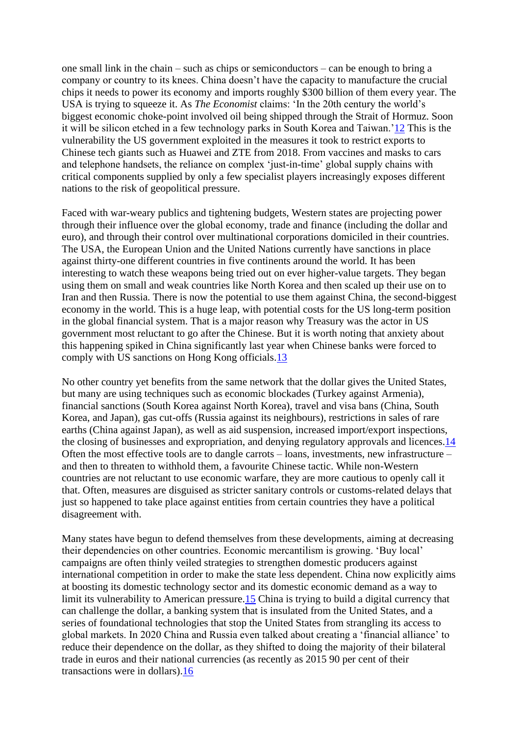one small link in the chain – such as chips or semiconductors – can be enough to bring a company or country to its knees. China doesn't have the capacity to manufacture the crucial chips it needs to power its economy and imports roughly $300 billion of them every year. The USA is trying to squeeze it. As *The Economist* claims: 'In the 20th century the world's biggest economic choke-point involved oil being shipped through the Strait of Hormuz. Soon it will be silicon etched in a few technology parks in South Korea and Taiwan.'[12] This is the vulnerability the US government exploited in the measures it took to restrict exports to Chinese tech giants such as Huawei and ZTE from 2018. From vaccines and masks to cars and telephone handsets, the reliance on complex 'just-in-time' global supply chains with critical components supplied by only a few specialist players increasingly exposes different nations to the risk of geopolitical pressure.

Faced with war-weary publics and tightening budgets, Western states are projecting power through their influence over the global economy, trade and finance (including the dollar and euro), and through their control over multinational corporations domiciled in their countries. The USA, the European Union and the United Nations currently have sanctions in place against thirty-one different countries in five continents around the world. It has been interesting to watch these weapons being tried out on ever higher-value targets. They began using them on small and weak countries like North Korea and then scaled up their use on to Iran and then Russia. There is now the potential to use them against China, the second-biggest economy in the world. This is a huge leap, with potential costs for the US long-term position in the global financial system. That is a major reason why Treasury was the actor in US government most reluctant to go after the Chinese. But it is worth noting that anxiety about this happening spiked in China significantly last year when Chinese banks were forced to comply with US sanctions on Hong Kong officials.[13]

No other country yet benefits from the same network that the dollar gives the United States, but many are using techniques such as economic blockades (Turkey against Armenia), financial sanctions (South Korea against North Korea), travel and visa bans (China, South Korea, and Japan), gas cut-offs (Russia against its neighbours), restrictions in sales of rare earths (China against Japan), as well as aid suspension, increased import/export inspections, the closing of businesses and expropriation, and denying regulatory approvals and licences.[14] Often the most effective tools are to dangle carrots – loans, investments, new infrastructure – and then to threaten to withhold them, a favourite Chinese tactic. While non-Western countries are not reluctant to use economic warfare, they are more cautious to openly call it that. Often, measures are disguised as stricter sanitary controls or customs-related delays that just so happened to take place against entities from certain countries they have a political disagreement with.

Many states have begun to defend themselves from these developments, aiming at decreasing their dependencies on other countries. Economic mercantilism is growing. 'Buy local' campaigns are often thinly veiled strategies to strengthen domestic producers against international competition in order to make the state less dependent. China now explicitly aims at boosting its domestic technology sector and its domestic economic demand as a way to limit its vulnerability to American pressure.[15] China is trying to build a digital currency that can challenge the dollar, a banking system that is insulated from the United States, and a series of foundational technologies that stop the United States from strangling its access to global markets. In 2020 China and Russia even talked about creating a 'financial alliance' to reduce their dependence on the dollar, as they shifted to doing the majority of their bilateral trade in euros and their national currencies (as recently as 2015 90 per cent of their transactions were in dollars).[16]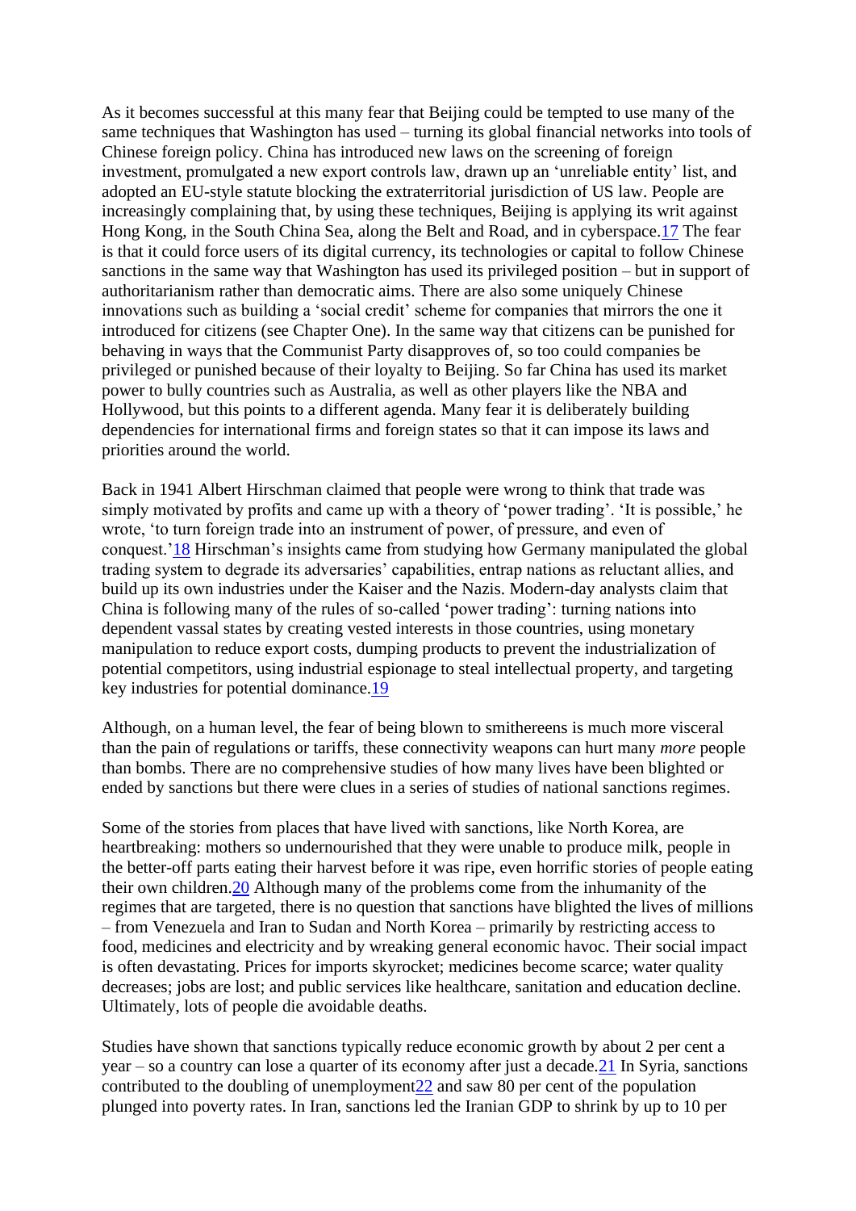As it becomes successful at this many fear that Beijing could be tempted to use many of the same techniques that Washington has used – turning its global financial networks into tools of Chinese foreign policy. China has introduced new laws on the screening of foreign investment, promulgated a new export controls law, drawn up an 'unreliable entity' list, and adopted an EU-style statute blocking the extraterritorial jurisdiction of US law. People are increasingly complaining that, by using these techniques, Beijing is applying its writ against Hong Kong, in the South China Sea, along the Belt and Road, and in cyberspace.[17] The fear is that it could force users of its digital currency, its technologies or capital to follow Chinese sanctions in the same way that Washington has used its privileged position – but in support of authoritarianism rather than democratic aims. There are also some uniquely Chinese innovations such as building a 'social credit' scheme for companies that mirrors the one it introduced for citizens (see Chapter One). In the same way that citizens can be punished for behaving in ways that the Communist Party disapproves of, so too could companies be privileged or punished because of their loyalty to Beijing. So far China has used its market power to bully countries such as Australia, as well as other players like the NBA and Hollywood, but this points to a different agenda. Many fear it is deliberately building dependencies for international firms and foreign states so that it can impose its laws and priorities around the world.

Back in 1941 Albert Hirschman claimed that people were wrong to think that trade was simply motivated by profits and came up with a theory of 'power trading'. 'It is possible,' he wrote, 'to turn foreign trade into an instrument of power, of pressure, and even of conquest.'[18] Hirschman's insights came from studying how Germany manipulated the global trading system to degrade its adversaries' capabilities, entrap nations as reluctant allies, and build up its own industries under the Kaiser and the Nazis. Modern-day analysts claim that China is following many of the rules of so-called 'power trading': turning nations into dependent vassal states by creating vested interests in those countries, using monetary manipulation to reduce export costs, dumping products to prevent the industrialization of potential competitors, using industrial espionage to steal intellectual property, and targeting key industries for potential dominance.[19]

Although, on a human level, the fear of being blown to smithereens is much more visceral than the pain of regulations or tariffs, these connectivity weapons can hurt many *more* people than bombs. There are no comprehensive studies of how many lives have been blighted or ended by sanctions but there were clues in a series of studies of national sanctions regimes.

Some of the stories from places that have lived with sanctions, like North Korea, are heartbreaking: mothers so undernourished that they were unable to produce milk, people in the better-off parts eating their harvest before it was ripe, even horrific stories of people eating their own children.[20] Although many of the problems come from the inhumanity of the regimes that are targeted, there is no question that sanctions have blighted the lives of millions – from Venezuela and Iran to Sudan and North Korea – primarily by restricting access to food, medicines and electricity and by wreaking general economic havoc. Their social impact is often devastating. Prices for imports skyrocket; medicines become scarce; water quality decreases; jobs are lost; and public services like healthcare, sanitation and education decline. Ultimately, lots of people die avoidable deaths.

Studies have shown that sanctions typically reduce economic growth by about 2 per cent a year – so a country can lose a quarter of its economy after just a decade.[21] In Syria, sanctions contributed to the doubling of unemployment[22] and saw 80 per cent of the population plunged into poverty rates. In Iran, sanctions led the Iranian GDP to shrink by up to 10 per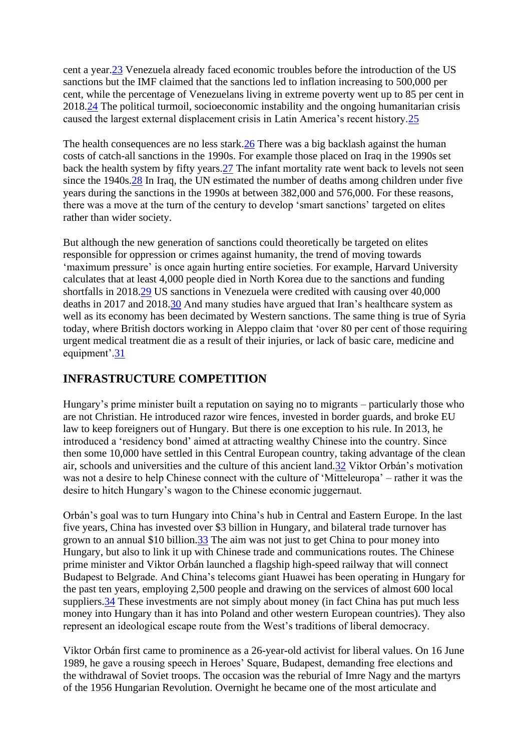cent a year.[23] Venezuela already faced economic troubles before the introduction of the US sanctions but the IMF claimed that the sanctions led to inflation increasing to 500,000 per cent, while the percentage of Venezuelans living in extreme poverty went up to 85 per cent in 2018.[24] The political turmoil, socioeconomic instability and the ongoing humanitarian crisis caused the largest external displacement crisis in Latin America's recent history.[25]

The health consequences are no less stark.[26] There was a big backlash against the human costs of catch-all sanctions in the 1990s. For example those placed on Iraq in the 1990s set back the health system by fifty years.[27] The infant mortality rate went back to levels not seen since the 1940s.[28] In Iraq, the UN estimated the number of deaths among children under five years during the sanctions in the 1990s at between 382,000 and 576,000. For these reasons, there was a move at the turn of the century to develop 'smart sanctions' targeted on elites rather than wider society.

But although the new generation of sanctions could theoretically be targeted on elites responsible for oppression or crimes against humanity, the trend of moving towards 'maximum pressure' is once again hurting entire societies. For example, Harvard University calculates that at least 4,000 people died in North Korea due to the sanctions and funding shortfalls in 2018.[29] US sanctions in Venezuela were credited with causing over 40,000 deaths in 2017 and 2018.[30] And many studies have argued that Iran's healthcare system as well as its economy has been decimated by Western sanctions. The same thing is true of Syria today, where British doctors working in Aleppo claim that 'over 80 per cent of those requiring urgent medical treatment die as a result of their injuries, or lack of basic care, medicine and equipment'.[31]

## INFRASTRUCTURE COMPETITION

Hungary's prime minister built a reputation on saying no to migrants – particularly those who are not Christian. He introduced razor wire fences, invested in border guards, and broke EU law to keep foreigners out of Hungary. But there is one exception to his rule. In 2013, he introduced a 'residency bond' aimed at attracting wealthy Chinese into the country. Since then some 10,000 have settled in this Central European country, taking advantage of the clean air, schools and universities and the culture of this ancient land.[32] Viktor Orbán's motivation was not a desire to help Chinese connect with the culture of 'Mitteleuropa' – rather it was the desire to hitch Hungary's wagon to the Chinese economic juggernaut.

Orbán's goal was to turn Hungary into China's hub in Central and Eastern Europe. In the last five years, China has invested over $3 billion in Hungary, and bilateral trade turnover has grown to an annual $10 billion.[33] The aim was not just to get China to pour money into Hungary, but also to link it up with Chinese trade and communications routes. The Chinese prime minister and Viktor Orbán launched a flagship high-speed railway that will connect Budapest to Belgrade. And China's telecoms giant Huawei has been operating in Hungary for the past ten years, employing 2,500 people and drawing on the services of almost 600 local suppliers.[34] These investments are not simply about money (in fact China has put much less money into Hungary than it has into Poland and other western European countries). They also represent an ideological escape route from the West's traditions of liberal democracy.

Viktor Orbán first came to prominence as a 26-year-old activist for liberal values. On 16 June 1989, he gave a rousing speech in Heroes' Square, Budapest, demanding free elections and the withdrawal of Soviet troops. The occasion was the reburial of Imre Nagy and the martyrs of the 1956 Hungarian Revolution. Overnight he became one of the most articulate and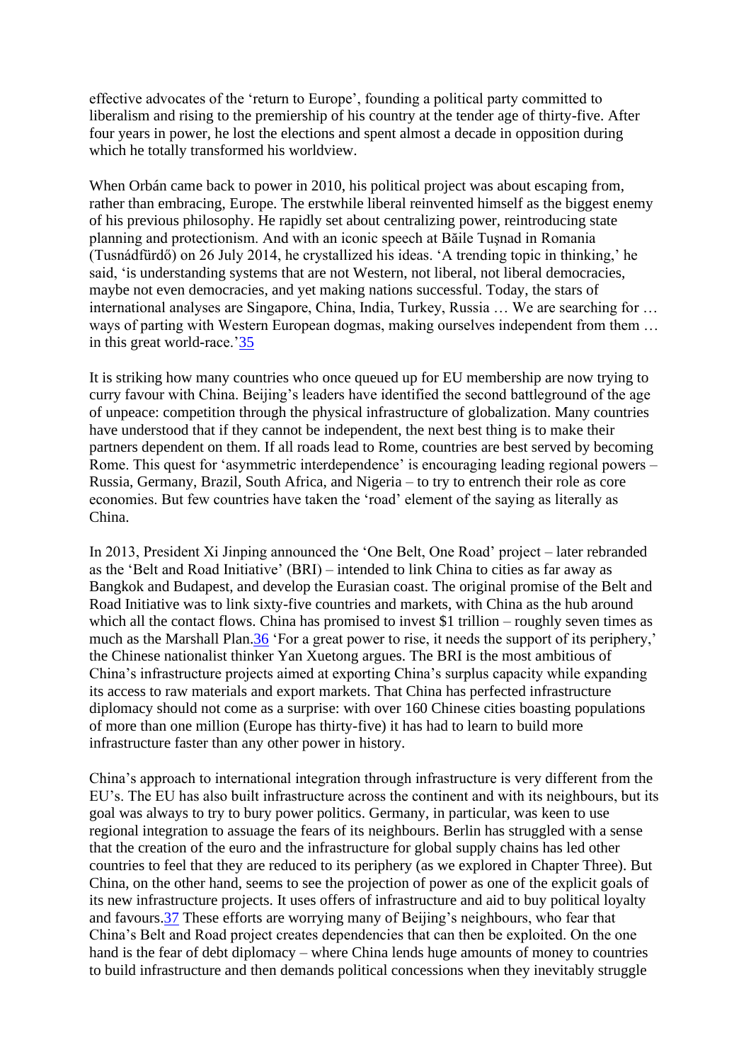effective advocates of the 'return to Europe', founding a political party committed to liberalism and rising to the premiership of his country at the tender age of thirty-five. After four years in power, he lost the elections and spent almost a decade in opposition during which he totally transformed his worldview.

When Orbán came back to power in 2010, his political project was about escaping from, rather than embracing, Europe. The erstwhile liberal reinvented himself as the biggest enemy of his previous philosophy. He rapidly set about centralizing power, reintroducing state planning and protectionism. And with an iconic speech at Băile Tuşnad in Romania (Tusnádfürdő) on 26 July 2014, he crystallized his ideas. 'A trending topic in thinking,' he said, 'is understanding systems that are not Western, not liberal, not liberal democracies, maybe not even democracies, and yet making nations successful. Today, the stars of international analyses are Singapore, China, India, Turkey, Russia … We are searching for … ways of parting with Western European dogmas, making ourselves independent from them … in this great world-race.'[35]

It is striking how many countries who once queued up for EU membership are now trying to curry favour with China. Beijing's leaders have identified the second battleground of the age of unpeace: competition through the physical infrastructure of globalization. Many countries have understood that if they cannot be independent, the next best thing is to make their partners dependent on them. If all roads lead to Rome, countries are best served by becoming Rome. This quest for 'asymmetric interdependence' is encouraging leading regional powers – Russia, Germany, Brazil, South Africa, and Nigeria – to try to entrench their role as core economies. But few countries have taken the 'road' element of the saying as literally as China.

In 2013, President Xi Jinping announced the 'One Belt, One Road' project – later rebranded as the 'Belt and Road Initiative' (BRI) – intended to link China to cities as far away as Bangkok and Budapest, and develop the Eurasian coast. The original promise of the Belt and Road Initiative was to link sixty-five countries and markets, with China as the hub around which all the contact flows. China has promised to invest $1 trillion – roughly seven times as much as the Marshall Plan.[36] 'For a great power to rise, it needs the support of its periphery,' the Chinese nationalist thinker Yan Xuetong argues. The BRI is the most ambitious of China's infrastructure projects aimed at exporting China's surplus capacity while expanding its access to raw materials and export markets. That China has perfected infrastructure diplomacy should not come as a surprise: with over 160 Chinese cities boasting populations of more than one million (Europe has thirty-five) it has had to learn to build more infrastructure faster than any other power in history.

China's approach to international integration through infrastructure is very different from the EU's. The EU has also built infrastructure across the continent and with its neighbours, but its goal was always to try to bury power politics. Germany, in particular, was keen to use regional integration to assuage the fears of its neighbours. Berlin has struggled with a sense that the creation of the euro and the infrastructure for global supply chains has led other countries to feel that they are reduced to its periphery (as we explored in Chapter Three). But China, on the other hand, seems to see the projection of power as one of the explicit goals of its new infrastructure projects. It uses offers of infrastructure and aid to buy political loyalty and favours.[37] These efforts are worrying many of Beijing's neighbours, who fear that China's Belt and Road project creates dependencies that can then be exploited. On the one hand is the fear of debt diplomacy – where China lends huge amounts of money to countries to build infrastructure and then demands political concessions when they inevitably struggle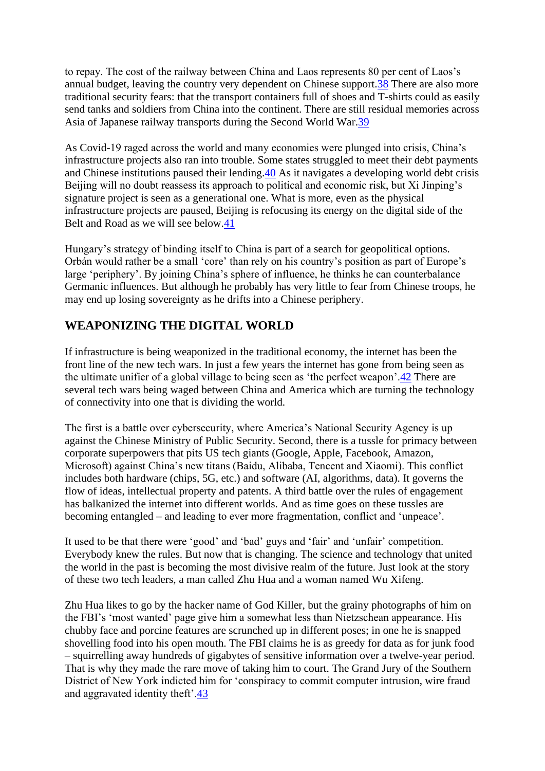to repay. The cost of the railway between China and Laos represents 80 per cent of Laos's annual budget, leaving the country very dependent on Chinese support.[38] There are also more traditional security fears: that the transport containers full of shoes and T-shirts could as easily send tanks and soldiers from China into the continent. There are still residual memories across Asia of Japanese railway transports during the Second World War.[39]

As Covid-19 raged across the world and many economies were plunged into crisis, China's infrastructure projects also ran into trouble. Some states struggled to meet their debt payments and Chinese institutions paused their lending.[40] As it navigates a developing world debt crisis Beijing will no doubt reassess its approach to political and economic risk, but Xi Jinping's signature project is seen as a generational one. What is more, even as the physical infrastructure projects are paused, Beijing is refocusing its energy on the digital side of the Belt and Road as we will see below.[41]

Hungary's strategy of binding itself to China is part of a search for geopolitical options. Orbán would rather be a small 'core' than rely on his country's position as part of Europe's large 'periphery'. By joining China's sphere of influence, he thinks he can counterbalance Germanic influences. But although he probably has very little to fear from Chinese troops, he may end up losing sovereignty as he drifts into a Chinese periphery.

## WEAPONIZING THE DIGITAL WORLD

If infrastructure is being weaponized in the traditional economy, the internet has been the front line of the new tech wars. In just a few years the internet has gone from being seen as the ultimate unifier of a global village to being seen as 'the perfect weapon'.[42] There are several tech wars being waged between China and America which are turning the technology of connectivity into one that is dividing the world.

The first is a battle over cybersecurity, where America's National Security Agency is up against the Chinese Ministry of Public Security. Second, there is a tussle for primacy between corporate superpowers that pits US tech giants (Google, Apple, Facebook, Amazon, Microsoft) against China's new titans (Baidu, Alibaba, Tencent and Xiaomi). This conflict includes both hardware (chips, 5G, etc.) and software (AI, algorithms, data). It governs the flow of ideas, intellectual property and patents. A third battle over the rules of engagement has balkanized the internet into different worlds. And as time goes on these tussles are becoming entangled – and leading to ever more fragmentation, conflict and 'unpeace'.

It used to be that there were 'good' and 'bad' guys and 'fair' and 'unfair' competition. Everybody knew the rules. But now that is changing. The science and technology that united the world in the past is becoming the most divisive realm of the future. Just look at the story of these two tech leaders, a man called Zhu Hua and a woman named Wu Xifeng.

Zhu Hua likes to go by the hacker name of God Killer, but the grainy photographs of him on the FBI's 'most wanted' page give him a somewhat less than Nietzschean appearance. His chubby face and porcine features are scrunched up in different poses; in one he is snapped shovelling food into his open mouth. The FBI claims he is as greedy for data as for junk food – squirrelling away hundreds of gigabytes of sensitive information over a twelve-year period. That is why they made the rare move of taking him to court. The Grand Jury of the Southern District of New York indicted him for 'conspiracy to commit computer intrusion, wire fraud and aggravated identity theft'.[43]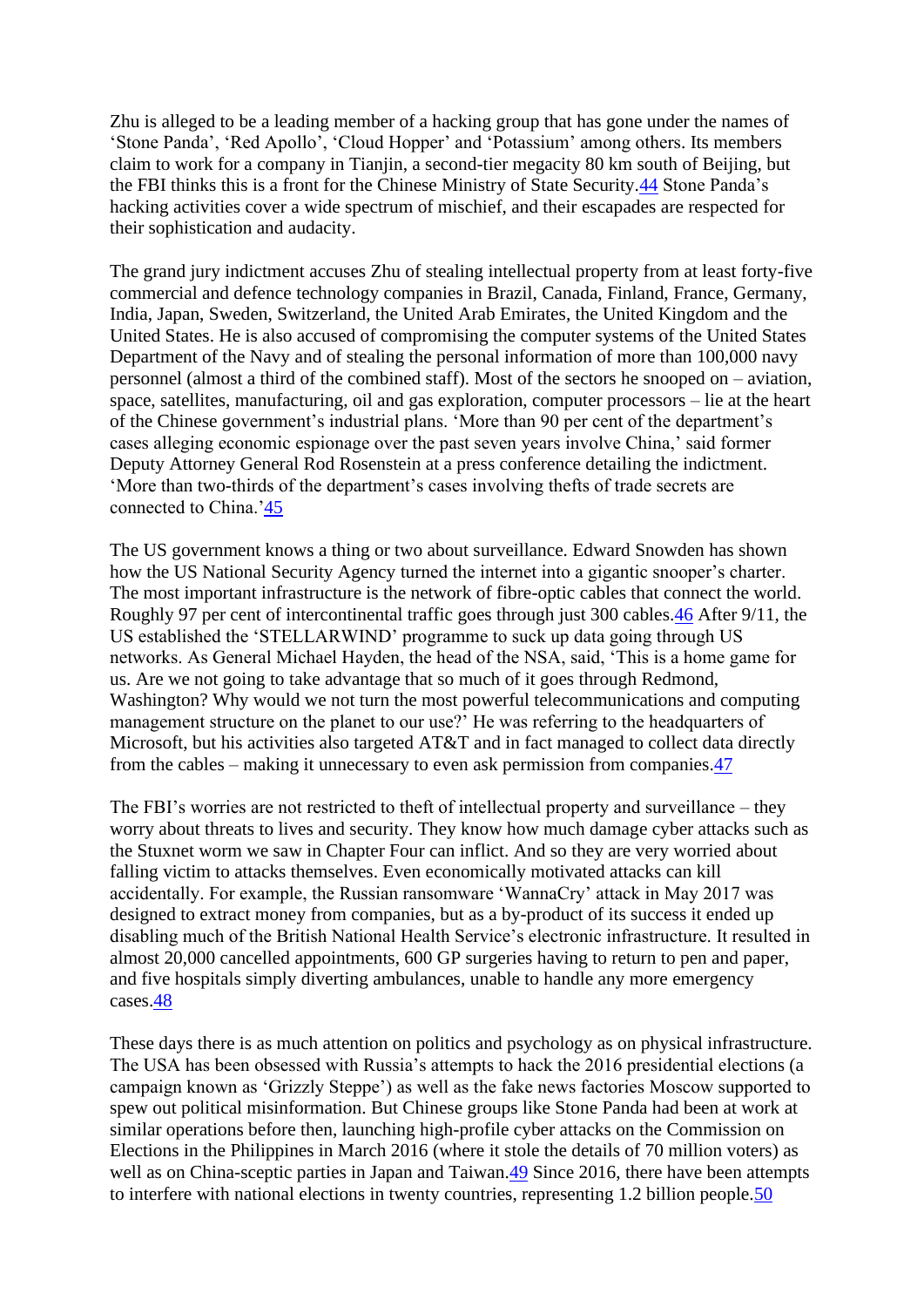Zhu is alleged to be a leading member of a hacking group that has gone under the names of 'Stone Panda', 'Red Apollo', 'Cloud Hopper' and 'Potassium' among others. Its members claim to work for a company in Tianjin, a second-tier megacity 80 km south of Beijing, but the FBI thinks this is a front for the Chinese Ministry of State Security.[44] Stone Panda's hacking activities cover a wide spectrum of mischief, and their escapades are respected for their sophistication and audacity.

The grand jury indictment accuses Zhu of stealing intellectual property from at least forty-five commercial and defence technology companies in Brazil, Canada, Finland, France, Germany, India, Japan, Sweden, Switzerland, the United Arab Emirates, the United Kingdom and the United States. He is also accused of compromising the computer systems of the United States Department of the Navy and of stealing the personal information of more than 100,000 navy personnel (almost a third of the combined staff). Most of the sectors he snooped on – aviation, space, satellites, manufacturing, oil and gas exploration, computer processors – lie at the heart of the Chinese government's industrial plans. 'More than 90 per cent of the department's cases alleging economic espionage over the past seven years involve China,' said former Deputy Attorney General Rod Rosenstein at a press conference detailing the indictment. 'More than two-thirds of the department's cases involving thefts of trade secrets are connected to China.'[45]

The US government knows a thing or two about surveillance. Edward Snowden has shown how the US National Security Agency turned the internet into a gigantic snooper's charter. The most important infrastructure is the network of fibre-optic cables that connect the world. Roughly 97 per cent of intercontinental traffic goes through just 300 cables.[46] After 9/11, the US established the 'STELLARWIND' programme to suck up data going through US networks. As General Michael Hayden, the head of the NSA, said, 'This is a home game for us. Are we not going to take advantage that so much of it goes through Redmond, Washington? Why would we not turn the most powerful telecommunications and computing management structure on the planet to our use?' He was referring to the headquarters of Microsoft, but his activities also targeted AT&T and in fact managed to collect data directly from the cables – making it unnecessary to even ask permission from companies.[47]

The FBI's worries are not restricted to theft of intellectual property and surveillance – they worry about threats to lives and security. They know how much damage cyber attacks such as the Stuxnet worm we saw in Chapter Four can inflict. And so they are very worried about falling victim to attacks themselves. Even economically motivated attacks can kill accidentally. For example, the Russian ransomware 'WannaCry' attack in May 2017 was designed to extract money from companies, but as a by-product of its success it ended up disabling much of the British National Health Service's electronic infrastructure. It resulted in almost 20,000 cancelled appointments, 600 GP surgeries having to return to pen and paper, and five hospitals simply diverting ambulances, unable to handle any more emergency cases.[48]

These days there is as much attention on politics and psychology as on physical infrastructure. The USA has been obsessed with Russia's attempts to hack the 2016 presidential elections (a campaign known as 'Grizzly Steppe') as well as the fake news factories Moscow supported to spew out political misinformation. But Chinese groups like Stone Panda had been at work at similar operations before then, launching high-profile cyber attacks on the Commission on Elections in the Philippines in March 2016 (where it stole the details of 70 million voters) as well as on China-sceptic parties in Japan and Taiwan.[49] Since 2016, there have been attempts to interfere with national elections in twenty countries, representing 1.2 billion people.[50]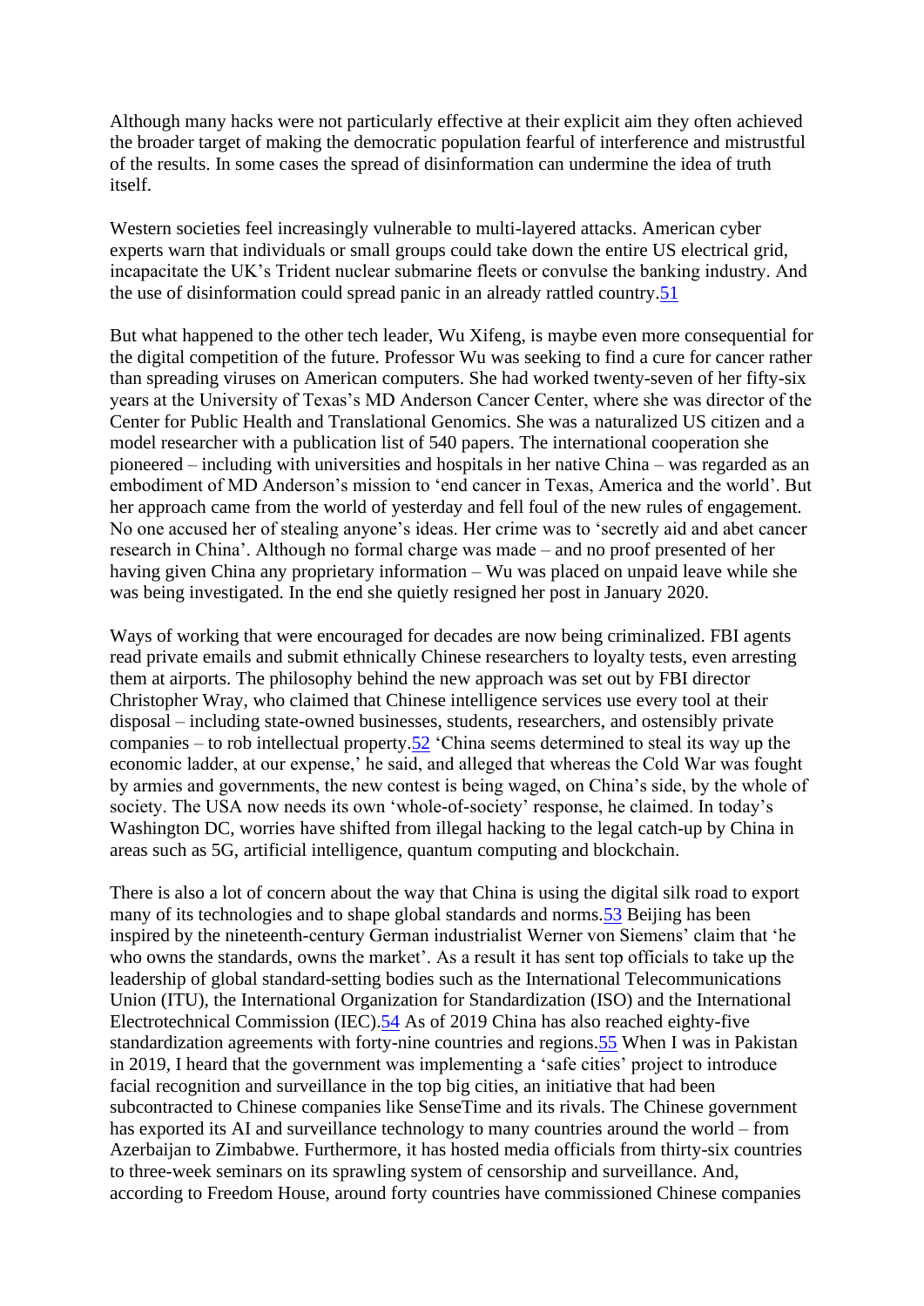Although many hacks were not particularly effective at their explicit aim they often achieved the broader target of making the democratic population fearful of interference and mistrustful of the results. In some cases the spread of disinformation can undermine the idea of truth itself.

Western societies feel increasingly vulnerable to multi-layered attacks. American cyber experts warn that individuals or small groups could take down the entire US electrical grid, incapacitate the UK's Trident nuclear submarine fleets or convulse the banking industry. And the use of disinformation could spread panic in an already rattled country.[51]

But what happened to the other tech leader, Wu Xifeng, is maybe even more consequential for the digital competition of the future. Professor Wu was seeking to find a cure for cancer rather than spreading viruses on American computers. She had worked twenty-seven of her fifty-six years at the University of Texas's MD Anderson Cancer Center, where she was director of the Center for Public Health and Translational Genomics. She was a naturalized US citizen and a model researcher with a publication list of 540 papers. The international cooperation she pioneered – including with universities and hospitals in her native China – was regarded as an embodiment of MD Anderson's mission to 'end cancer in Texas, America and the world'. But her approach came from the world of yesterday and fell foul of the new rules of engagement. No one accused her of stealing anyone's ideas. Her crime was to 'secretly aid and abet cancer research in China'. Although no formal charge was made – and no proof presented of her having given China any proprietary information – Wu was placed on unpaid leave while she was being investigated. In the end she quietly resigned her post in January 2020.

Ways of working that were encouraged for decades are now being criminalized. FBI agents read private emails and submit ethnically Chinese researchers to loyalty tests, even arresting them at airports. The philosophy behind the new approach was set out by FBI director Christopher Wray, who claimed that Chinese intelligence services use every tool at their disposal – including state-owned businesses, students, researchers, and ostensibly private companies – to rob intellectual property.[52] 'China seems determined to steal its way up the economic ladder, at our expense,' he said, and alleged that whereas the Cold War was fought by armies and governments, the new contest is being waged, on China's side, by the whole of society. The USA now needs its own 'whole-of-society' response, he claimed. In today's Washington DC, worries have shifted from illegal hacking to the legal catch-up by China in areas such as 5G, artificial intelligence, quantum computing and blockchain.

There is also a lot of concern about the way that China is using the digital silk road to export many of its technologies and to shape global standards and norms.[53] Beijing has been inspired by the nineteenth-century German industrialist Werner von Siemens' claim that 'he who owns the standards, owns the market'. As a result it has sent top officials to take up the leadership of global standard-setting bodies such as the International Telecommunications Union (ITU), the International Organization for Standardization (ISO) and the International Electrotechnical Commission (IEC).[54] As of 2019 China has also reached eighty-five standardization agreements with forty-nine countries and regions.[55] When I was in Pakistan in 2019, I heard that the government was implementing a 'safe cities' project to introduce facial recognition and surveillance in the top big cities, an initiative that had been subcontracted to Chinese companies like SenseTime and its rivals. The Chinese government has exported its AI and surveillance technology to many countries around the world – from Azerbaijan to Zimbabwe. Furthermore, it has hosted media officials from thirty-six countries to three-week seminars on its sprawling system of censorship and surveillance. And, according to Freedom House, around forty countries have commissioned Chinese companies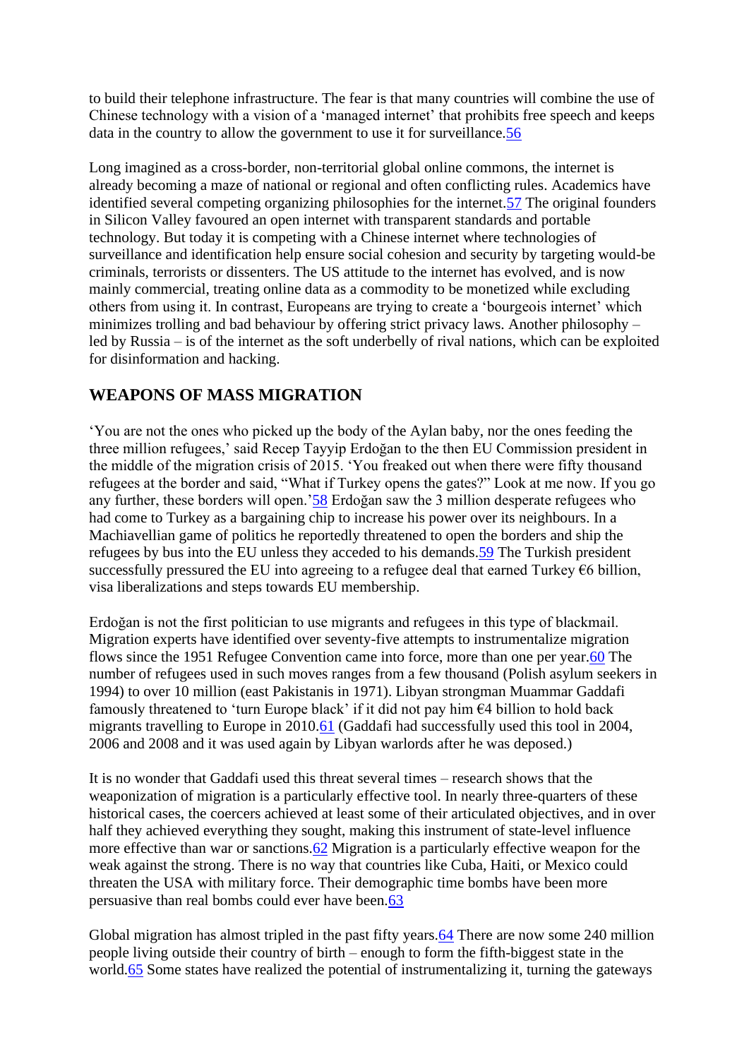to build their telephone infrastructure. The fear is that many countries will combine the use of Chinese technology with a vision of a 'managed internet' that prohibits free speech and keeps data in the country to allow the government to use it for surveillance.[56]

Long imagined as a cross-border, non-territorial global online commons, the internet is already becoming a maze of national or regional and often conflicting rules. Academics have identified several competing organizing philosophies for the internet.[57] The original founders in Silicon Valley favoured an open internet with transparent standards and portable technology. But today it is competing with a Chinese internet where technologies of surveillance and identification help ensure social cohesion and security by targeting would-be criminals, terrorists or dissenters. The US attitude to the internet has evolved, and is now mainly commercial, treating online data as a commodity to be monetized while excluding others from using it. In contrast, Europeans are trying to create a 'bourgeois internet' which minimizes trolling and bad behaviour by offering strict privacy laws. Another philosophy – led by Russia – is of the internet as the soft underbelly of rival nations, which can be exploited for disinformation and hacking.

## WEAPONS OF MASS MIGRATION

'You are not the ones who picked up the body of the Aylan baby, nor the ones feeding the three million refugees,' said Recep Tayyip Erdoğan to the then EU Commission president in the middle of the migration crisis of 2015. 'You freaked out when there were fifty thousand refugees at the border and said, "What if Turkey opens the gates?" Look at me now. If you go any further, these borders will open.'[58] Erdoğan saw the 3 million desperate refugees who had come to Turkey as a bargaining chip to increase his power over its neighbours. In a Machiavellian game of politics he reportedly threatened to open the borders and ship the refugees by bus into the EU unless they acceded to his demands.[59] The Turkish president successfully pressured the EU into agreeing to a refugee deal that earned Turkey €6 billion, visa liberalizations and steps towards EU membership.

Erdoğan is not the first politician to use migrants and refugees in this type of blackmail. Migration experts have identified over seventy-five attempts to instrumentalize migration flows since the 1951 Refugee Convention came into force, more than one per year.[60] The number of refugees used in such moves ranges from a few thousand (Polish asylum seekers in 1994) to over 10 million (east Pakistanis in 1971). Libyan strongman Muammar Gaddafi famously threatened to 'turn Europe black' if it did not pay him €4 billion to hold back migrants travelling to Europe in 2010.[61] (Gaddafi had successfully used this tool in 2004, 2006 and 2008 and it was used again by Libyan warlords after he was deposed.)

It is no wonder that Gaddafi used this threat several times – research shows that the weaponization of migration is a particularly effective tool. In nearly three-quarters of these historical cases, the coercers achieved at least some of their articulated objectives, and in over half they achieved everything they sought, making this instrument of state-level influence more effective than war or sanctions.[62] Migration is a particularly effective weapon for the weak against the strong. There is no way that countries like Cuba, Haiti, or Mexico could threaten the USA with military force. Their demographic time bombs have been more persuasive than real bombs could ever have been.[63]

Global migration has almost tripled in the past fifty years.[64] There are now some 240 million people living outside their country of birth – enough to form the fifth-biggest state in the world.[65] Some states have realized the potential of instrumentalizing it, turning the gateways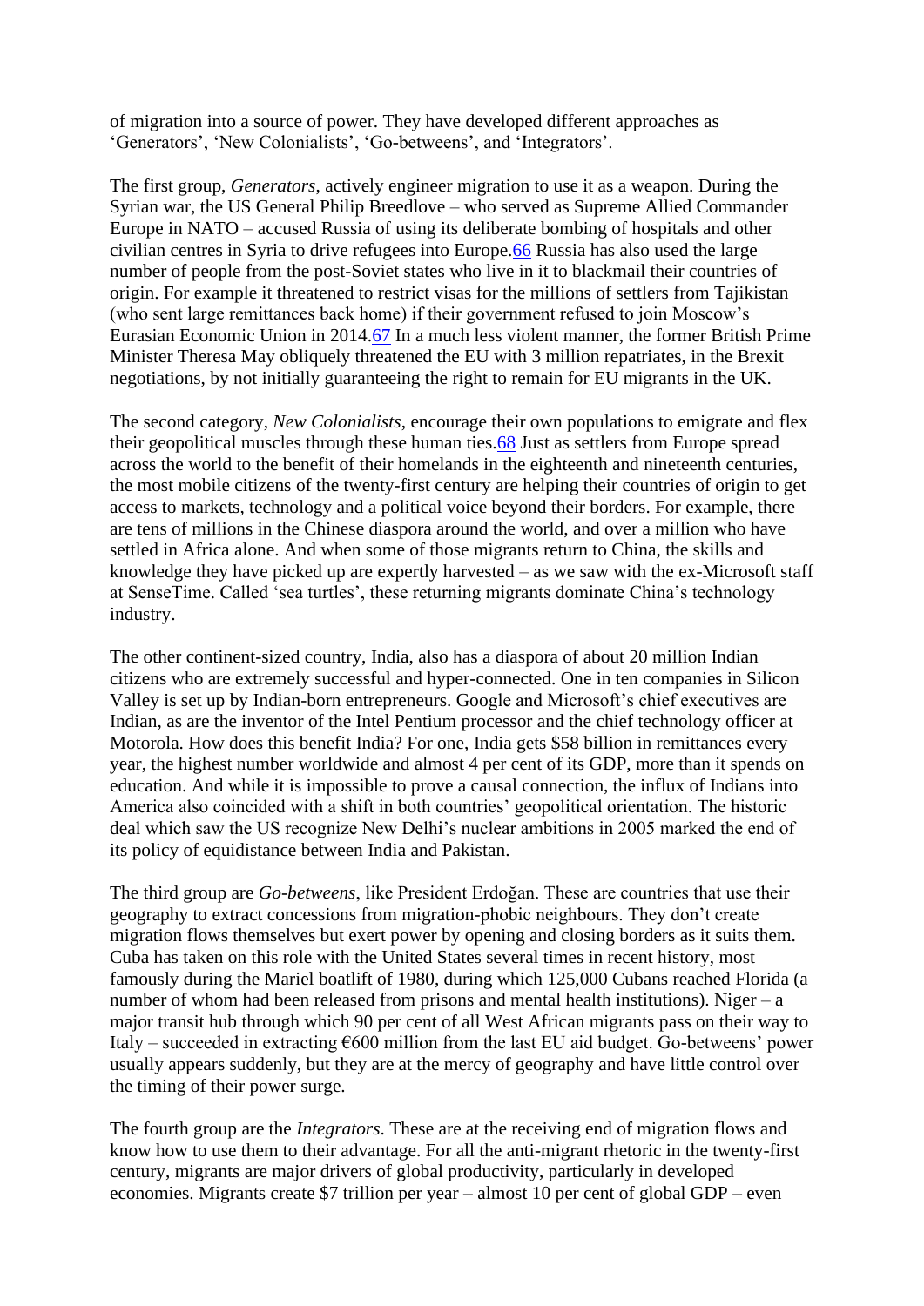of migration into a source of power. They have developed different approaches as 'Generators', 'New Colonialists', 'Go-betweens', and 'Integrators'.

The first group, *Generators,* actively engineer migration to use it as a weapon. During the Syrian war, the US General Philip Breedlove – who served as Supreme Allied Commander Europe in NATO – accused Russia of using its deliberate bombing of hospitals and other civilian centres in Syria to drive refugees into Europe.[66] Russia has also used the large number of people from the post-Soviet states who live in it to blackmail their countries of origin. For example it threatened to restrict visas for the millions of settlers from Tajikistan (who sent large remittances back home) if their government refused to join Moscow's Eurasian Economic Union in 2014.[67] In a much less violent manner, the former British Prime Minister Theresa May obliquely threatened the EU with 3 million repatriates, in the Brexit negotiations, by not initially guaranteeing the right to remain for EU migrants in the UK.

The second category, *New Colonialists,* encourage their own populations to emigrate and flex their geopolitical muscles through these human ties.[68] Just as settlers from Europe spread across the world to the benefit of their homelands in the eighteenth and nineteenth centuries, the most mobile citizens of the twenty-first century are helping their countries of origin to get access to markets, technology and a political voice beyond their borders. For example, there are tens of millions in the Chinese diaspora around the world, and over a million who have settled in Africa alone. And when some of those migrants return to China, the skills and knowledge they have picked up are expertly harvested – as we saw with the ex-Microsoft staff at SenseTime. Called 'sea turtles', these returning migrants dominate China's technology industry.

The other continent-sized country, India, also has a diaspora of about 20 million Indian citizens who are extremely successful and hyper-connected. One in ten companies in Silicon Valley is set up by Indian-born entrepreneurs. Google and Microsoft's chief executives are Indian, as are the inventor of the Intel Pentium processor and the chief technology officer at Motorola. How does this benefit India? For one, India gets $58 billion in remittances every year, the highest number worldwide and almost 4 per cent of its GDP, more than it spends on education. And while it is impossible to prove a causal connection, the influx of Indians into America also coincided with a shift in both countries' geopolitical orientation. The historic deal which saw the US recognize New Delhi's nuclear ambitions in 2005 marked the end of its policy of equidistance between India and Pakistan.

The third group are *Go-betweens*, like President Erdoğan. These are countries that use their geography to extract concessions from migration-phobic neighbours. They don't create migration flows themselves but exert power by opening and closing borders as it suits them. Cuba has taken on this role with the United States several times in recent history, most famously during the Mariel boatlift of 1980, during which 125,000 Cubans reached Florida (a number of whom had been released from prisons and mental health institutions). Niger – a major transit hub through which 90 per cent of all West African migrants pass on their way to Italy – succeeded in extracting €600 million from the last EU aid budget. Go-betweens' power usually appears suddenly, but they are at the mercy of geography and have little control over the timing of their power surge.

The fourth group are the *Integrators*. These are at the receiving end of migration flows and know how to use them to their advantage. For all the anti-migrant rhetoric in the twenty-first century, migrants are major drivers of global productivity, particularly in developed economies. Migrants create $7 trillion per year – almost 10 per cent of global GDP – even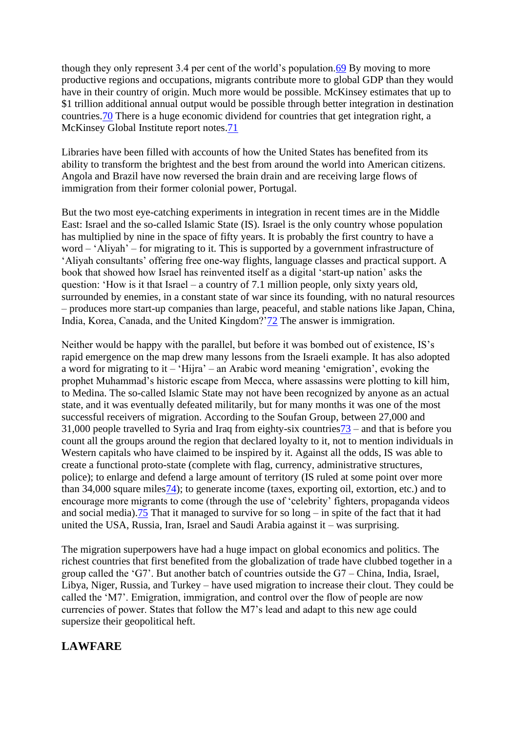though they only represent 3.4 per cent of the world's population.[69] By moving to more productive regions and occupations, migrants contribute more to global GDP than they would have in their country of origin. Much more would be possible. McKinsey estimates that up to $1 trillion additional annual output would be possible through better integration in destination countries.[70] There is a huge economic dividend for countries that get integration right, a McKinsey Global Institute report notes.[71]

Libraries have been filled with accounts of how the United States has benefited from its ability to transform the brightest and the best from around the world into American citizens. Angola and Brazil have now reversed the brain drain and are receiving large flows of immigration from their former colonial power, Portugal.

But the two most eye-catching experiments in integration in recent times are in the Middle East: Israel and the so-called Islamic State (IS). Israel is the only country whose population has multiplied by nine in the space of fifty years. It is probably the first country to have a word – 'Aliyah' – for migrating to it. This is supported by a government infrastructure of 'Aliyah consultants' offering free one-way flights, language classes and practical support. A book that showed how Israel has reinvented itself as a digital 'start-up nation' asks the question: 'How is it that Israel – a country of 7.1 million people, only sixty years old, surrounded by enemies, in a constant state of war since its founding, with no natural resources – produces more start-up companies than large, peaceful, and stable nations like Japan, China, India, Korea, Canada, and the United Kingdom?'[72] The answer is immigration.

Neither would be happy with the parallel, but before it was bombed out of existence, IS's rapid emergence on the map drew many lessons from the Israeli example. It has also adopted a word for migrating to it – 'Hijra' – an Arabic word meaning 'emigration', evoking the prophet Muhammad's historic escape from Mecca, where assassins were plotting to kill him, to Medina. The so-called Islamic State may not have been recognized by anyone as an actual state, and it was eventually defeated militarily, but for many months it was one of the most successful receivers of migration. According to the Soufan Group, between 27,000 and 31,000 people travelled to Syria and Iraq from eighty-six countries[73] – and that is before you count all the groups around the region that declared loyalty to it, not to mention individuals in Western capitals who have claimed to be inspired by it. Against all the odds, IS was able to create a functional proto-state (complete with flag, currency, administrative structures, police); to enlarge and defend a large amount of territory (IS ruled at some point over more than 34,000 square miles[74]); to generate income (taxes, exporting oil, extortion, etc.) and to encourage more migrants to come (through the use of 'celebrity' fighters, propaganda videos and social media).[75] That it managed to survive for so long – in spite of the fact that it had united the USA, Russia, Iran, Israel and Saudi Arabia against it – was surprising.

The migration superpowers have had a huge impact on global economics and politics. The richest countries that first benefited from the globalization of trade have clubbed together in a group called the 'G7'. But another batch of countries outside the G7 – China, India, Israel, Libya, Niger, Russia, and Turkey – have used migration to increase their clout. They could be called the 'M7'. Emigration, immigration, and control over the flow of people are now currencies of power. States that follow the M7's lead and adapt to this new age could supersize their geopolitical heft.

## LAWFARE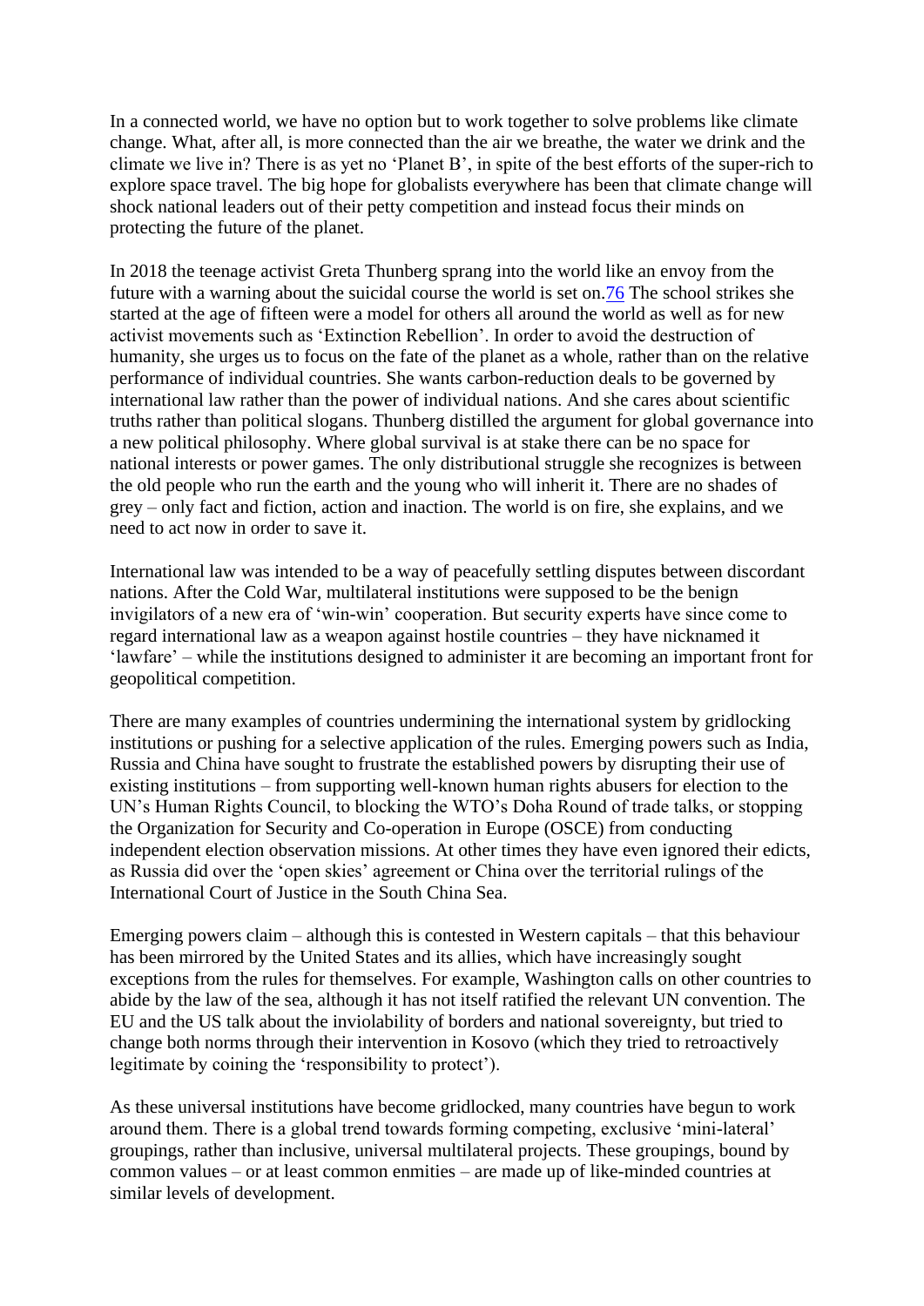In a connected world, we have no option but to work together to solve problems like climate change. What, after all, is more connected than the air we breathe, the water we drink and the climate we live in? There is as yet no 'Planet B', in spite of the best efforts of the super-rich to explore space travel. The big hope for globalists everywhere has been that climate change will shock national leaders out of their petty competition and instead focus their minds on protecting the future of the planet.

In 2018 the teenage activist Greta Thunberg sprang into the world like an envoy from the future with a warning about the suicidal course the world is set on.[76] The school strikes she started at the age of fifteen were a model for others all around the world as well as for new activist movements such as 'Extinction Rebellion'. In order to avoid the destruction of humanity, she urges us to focus on the fate of the planet as a whole, rather than on the relative performance of individual countries. She wants carbon-reduction deals to be governed by international law rather than the power of individual nations. And she cares about scientific truths rather than political slogans. Thunberg distilled the argument for global governance into a new political philosophy. Where global survival is at stake there can be no space for national interests or power games. The only distributional struggle she recognizes is between the old people who run the earth and the young who will inherit it. There are no shades of grey – only fact and fiction, action and inaction. The world is on fire, she explains, and we need to act now in order to save it.

International law was intended to be a way of peacefully settling disputes between discordant nations. After the Cold War, multilateral institutions were supposed to be the benign invigilators of a new era of 'win-win' cooperation. But security experts have since come to regard international law as a weapon against hostile countries – they have nicknamed it 'lawfare' – while the institutions designed to administer it are becoming an important front for geopolitical competition.

There are many examples of countries undermining the international system by gridlocking institutions or pushing for a selective application of the rules. Emerging powers such as India, Russia and China have sought to frustrate the established powers by disrupting their use of existing institutions – from supporting well-known human rights abusers for election to the UN's Human Rights Council, to blocking the WTO's Doha Round of trade talks, or stopping the Organization for Security and Co-operation in Europe (OSCE) from conducting independent election observation missions. At other times they have even ignored their edicts, as Russia did over the 'open skies' agreement or China over the territorial rulings of the International Court of Justice in the South China Sea.

Emerging powers claim – although this is contested in Western capitals – that this behaviour has been mirrored by the United States and its allies, which have increasingly sought exceptions from the rules for themselves. For example, Washington calls on other countries to abide by the law of the sea, although it has not itself ratified the relevant UN convention. The EU and the US talk about the inviolability of borders and national sovereignty, but tried to change both norms through their intervention in Kosovo (which they tried to retroactively legitimate by coining the 'responsibility to protect').

As these universal institutions have become gridlocked, many countries have begun to work around them. There is a global trend towards forming competing, exclusive 'mini-lateral' groupings, rather than inclusive, universal multilateral projects. These groupings, bound by common values – or at least common enmities – are made up of like-minded countries at similar levels of development.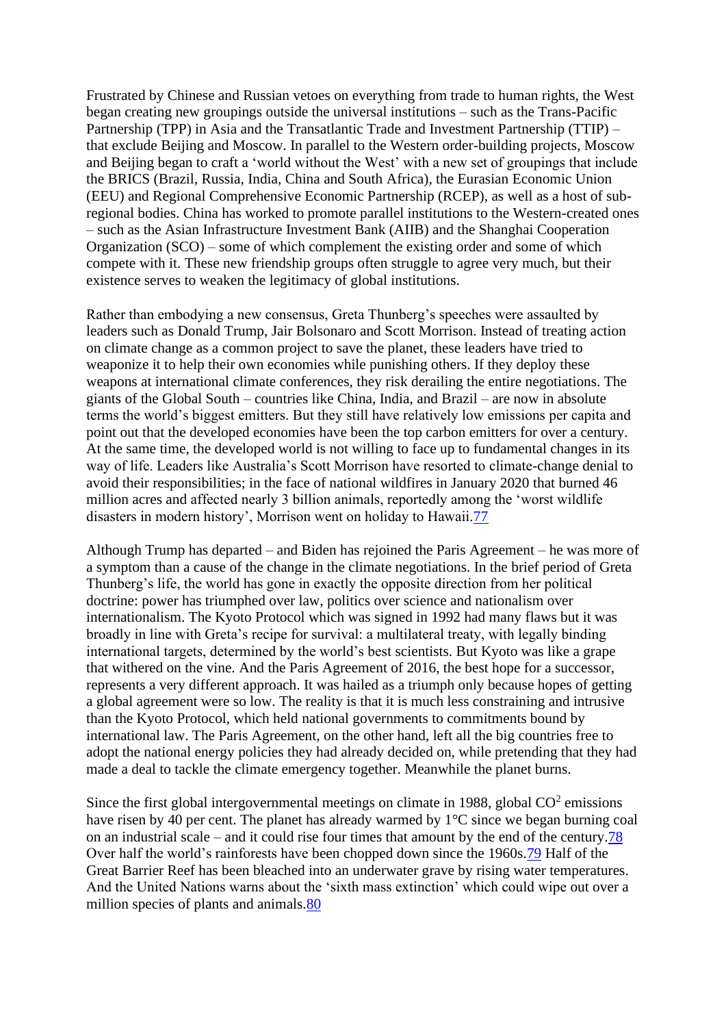Frustrated by Chinese and Russian vetoes on everything from trade to human rights, the West began creating new groupings outside the universal institutions – such as the Trans-Pacific Partnership (TPP) in Asia and the Transatlantic Trade and Investment Partnership (TTIP) – that exclude Beijing and Moscow. In parallel to the Western order-building projects, Moscow and Beijing began to craft a 'world without the West' with a new set of groupings that include the BRICS (Brazil, Russia, India, China and South Africa), the Eurasian Economic Union (EEU) and Regional Comprehensive Economic Partnership (RCEP), as well as a host of sub-regional bodies. China has worked to promote parallel institutions to the Western-created ones – such as the Asian Infrastructure Investment Bank (AIIB) and the Shanghai Cooperation Organization (SCO) – some of which complement the existing order and some of which compete with it. These new friendship groups often struggle to agree very much, but their existence serves to weaken the legitimacy of global institutions.

Rather than embodying a new consensus, Greta Thunberg's speeches were assaulted by leaders such as Donald Trump, Jair Bolsonaro and Scott Morrison. Instead of treating action on climate change as a common project to save the planet, these leaders have tried to weaponize it to help their own economies while punishing others. If they deploy these weapons at international climate conferences, they risk derailing the entire negotiations. The giants of the Global South – countries like China, India, and Brazil – are now in absolute terms the world's biggest emitters. But they still have relatively low emissions per capita and point out that the developed economies have been the top carbon emitters for over a century. At the same time, the developed world is not willing to face up to fundamental changes in its way of life. Leaders like Australia's Scott Morrison have resorted to climate-change denial to avoid their responsibilities; in the face of national wildfires in January 2020 that burned 46 million acres and affected nearly 3 billion animals, reportedly among the 'worst wildlife disasters in modern history', Morrison went on holiday to Hawaii.77

Although Trump has departed – and Biden has rejoined the Paris Agreement – he was more of a symptom than a cause of the change in the climate negotiations. In the brief period of Greta Thunberg's life, the world has gone in exactly the opposite direction from her political doctrine: power has triumphed over law, politics over science and nationalism over internationalism. The Kyoto Protocol which was signed in 1992 had many flaws but it was broadly in line with Greta's recipe for survival: a multilateral treaty, with legally binding international targets, determined by the world's best scientists. But Kyoto was like a grape that withered on the vine. And the Paris Agreement of 2016, the best hope for a successor, represents a very different approach. It was hailed as a triumph only because hopes of getting a global agreement were so low. The reality is that it is much less constraining and intrusive than the Kyoto Protocol, which held national governments to commitments bound by international law. The Paris Agreement, on the other hand, left all the big countries free to adopt the national energy policies they had already decided on, while pretending that they had made a deal to tackle the climate emergency together. Meanwhile the planet burns.

Since the first global intergovernmental meetings on climate in 1988, global $CO^2$ emissions have risen by 40 per cent. The planet has already warmed by 1°C since we began burning coal on an industrial scale – and it could rise four times that amount by the end of the century.78 Over half the world's rainforests have been chopped down since the 1960s.79 Half of the Great Barrier Reef has been bleached into an underwater grave by rising water temperatures. And the United Nations warns about the 'sixth mass extinction' which could wipe out over a million species of plants and animals.80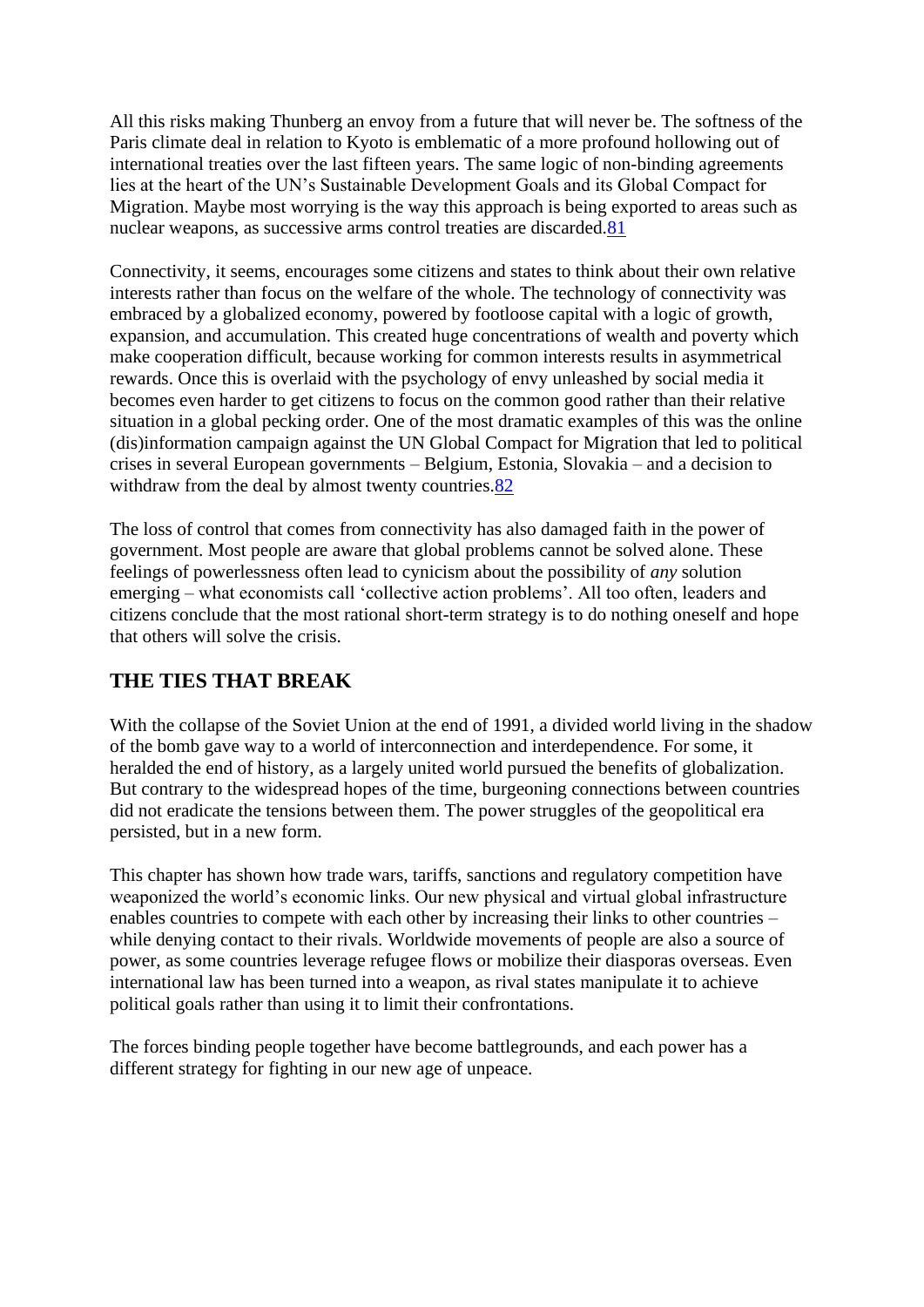All this risks making Thunberg an envoy from a future that will never be. The softness of the Paris climate deal in relation to Kyoto is emblematic of a more profound hollowing out of international treaties over the last fifteen years. The same logic of non-binding agreements lies at the heart of the UN's Sustainable Development Goals and its Global Compact for Migration. Maybe most worrying is the way this approach is being exported to areas such as nuclear weapons, as successive arms control treaties are discarded.[81]

Connectivity, it seems, encourages some citizens and states to think about their own relative interests rather than focus on the welfare of the whole. The technology of connectivity was embraced by a globalized economy, powered by footloose capital with a logic of growth, expansion, and accumulation. This created huge concentrations of wealth and poverty which make cooperation difficult, because working for common interests results in asymmetrical rewards. Once this is overlaid with the psychology of envy unleashed by social media it becomes even harder to get citizens to focus on the common good rather than their relative situation in a global pecking order. One of the most dramatic examples of this was the online (dis)information campaign against the UN Global Compact for Migration that led to political crises in several European governments – Belgium, Estonia, Slovakia – and a decision to withdraw from the deal by almost twenty countries.[82]

The loss of control that comes from connectivity has also damaged faith in the power of government. Most people are aware that global problems cannot be solved alone. These feelings of powerlessness often lead to cynicism about the possibility of *any* solution emerging – what economists call 'collective action problems'. All too often, leaders and citizens conclude that the most rational short-term strategy is to do nothing oneself and hope that others will solve the crisis.

## THE TIES THAT BREAK

With the collapse of the Soviet Union at the end of 1991, a divided world living in the shadow of the bomb gave way to a world of interconnection and interdependence. For some, it heralded the end of history, as a largely united world pursued the benefits of globalization. But contrary to the widespread hopes of the time, burgeoning connections between countries did not eradicate the tensions between them. The power struggles of the geopolitical era persisted, but in a new form.

This chapter has shown how trade wars, tariffs, sanctions and regulatory competition have weaponized the world's economic links. Our new physical and virtual global infrastructure enables countries to compete with each other by increasing their links to other countries – while denying contact to their rivals. Worldwide movements of people are also a source of power, as some countries leverage refugee flows or mobilize their diasporas overseas. Even international law has been turned into a weapon, as rival states manipulate it to achieve political goals rather than using it to limit their confrontations.

The forces binding people together have become battlegrounds, and each power has a different strategy for fighting in our new age of unpeace.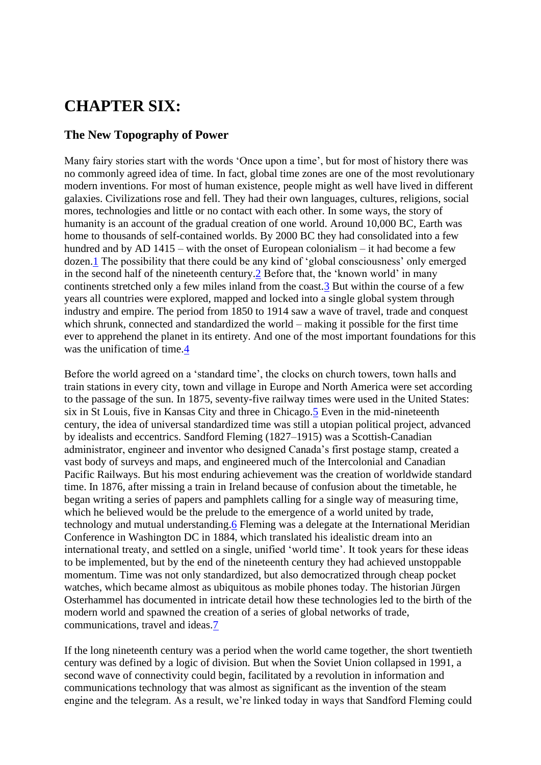# CHAPTER SIX:

## The New Topography of Power

Many fairy stories start with the words 'Once upon a time', but for most of history there was no commonly agreed idea of time. In fact, global time zones are one of the most revolutionary modern inventions. For most of human existence, people might as well have lived in different galaxies. Civilizations rose and fell. They had their own languages, cultures, religions, social mores, technologies and little or no contact with each other. In some ways, the story of humanity is an account of the gradual creation of one world. Around 10,000 BC, Earth was home to thousands of self-contained worlds. By 2000 BC they had consolidated into a few hundred and by AD 1415 – with the onset of European colonialism – it had become a few dozen.[1] The possibility that there could be any kind of 'global consciousness' only emerged in the second half of the nineteenth century.[2] Before that, the 'known world' in many continents stretched only a few miles inland from the coast.[3] But within the course of a few years all countries were explored, mapped and locked into a single global system through industry and empire. The period from 1850 to 1914 saw a wave of travel, trade and conquest which shrunk, connected and standardized the world – making it possible for the first time ever to apprehend the planet in its entirety. And one of the most important foundations for this was the unification of time.[4]

Before the world agreed on a 'standard time', the clocks on church towers, town halls and train stations in every city, town and village in Europe and North America were set according to the passage of the sun. In 1875, seventy-five railway times were used in the United States: six in St Louis, five in Kansas City and three in Chicago.[5] Even in the mid-nineteenth century, the idea of universal standardized time was still a utopian political project, advanced by idealists and eccentrics. Sandford Fleming (1827–1915) was a Scottish-Canadian administrator, engineer and inventor who designed Canada's first postage stamp, created a vast body of surveys and maps, and engineered much of the Intercolonial and Canadian Pacific Railways. But his most enduring achievement was the creation of worldwide standard time. In 1876, after missing a train in Ireland because of confusion about the timetable, he began writing a series of papers and pamphlets calling for a single way of measuring time, which he believed would be the prelude to the emergence of a world united by trade, technology and mutual understanding.[6] Fleming was a delegate at the International Meridian Conference in Washington DC in 1884, which translated his idealistic dream into an international treaty, and settled on a single, unified 'world time'. It took years for these ideas to be implemented, but by the end of the nineteenth century they had achieved unstoppable momentum. Time was not only standardized, but also democratized through cheap pocket watches, which became almost as ubiquitous as mobile phones today. The historian Jürgen Osterhammel has documented in intricate detail how these technologies led to the birth of the modern world and spawned the creation of a series of global networks of trade, communications, travel and ideas.[7]

If the long nineteenth century was a period when the world came together, the short twentieth century was defined by a logic of division. But when the Soviet Union collapsed in 1991, a second wave of connectivity could begin, facilitated by a revolution in information and communications technology that was almost as significant as the invention of the steam engine and the telegram. As a result, we're linked today in ways that Sandford Fleming could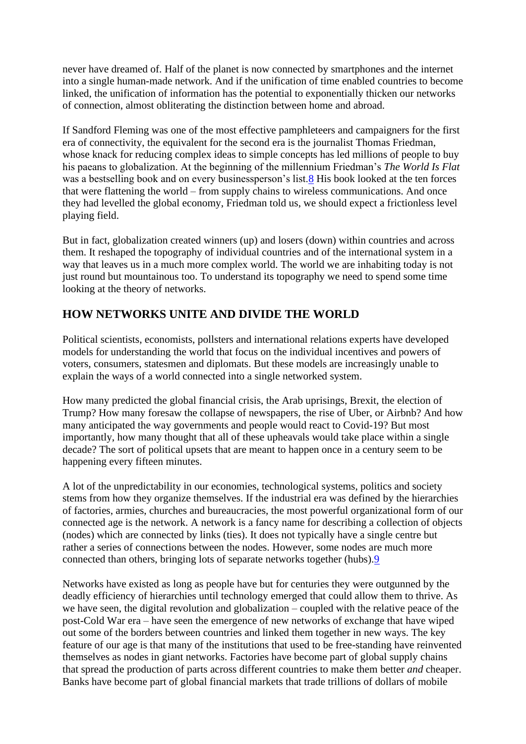never have dreamed of. Half of the planet is now connected by smartphones and the internet into a single human-made network. And if the unification of time enabled countries to become linked, the unification of information has the potential to exponentially thicken our networks of connection, almost obliterating the distinction between home and abroad.

If Sandford Fleming was one of the most effective pamphleteers and campaigners for the first era of connectivity, the equivalent for the second era is the journalist Thomas Friedman, whose knack for reducing complex ideas to simple concepts has led millions of people to buy his paeans to globalization. At the beginning of the millennium Friedman's *The World Is Flat* was a bestselling book and on every businessperson's list.[8] His book looked at the ten forces that were flattening the world – from supply chains to wireless communications. And once they had levelled the global economy, Friedman told us, we should expect a frictionless level playing field.

But in fact, globalization created winners (up) and losers (down) within countries and across them. It reshaped the topography of individual countries and of the international system in a way that leaves us in a much more complex world. The world we are inhabiting today is not just round but mountainous too. To understand its topography we need to spend some time looking at the theory of networks.

## HOW NETWORKS UNITE AND DIVIDE THE WORLD

Political scientists, economists, pollsters and international relations experts have developed models for understanding the world that focus on the individual incentives and powers of voters, consumers, statesmen and diplomats. But these models are increasingly unable to explain the ways of a world connected into a single networked system.

How many predicted the global financial crisis, the Arab uprisings, Brexit, the election of Trump? How many foresaw the collapse of newspapers, the rise of Uber, or Airbnb? And how many anticipated the way governments and people would react to Covid-19? But most importantly, how many thought that all of these upheavals would take place within a single decade? The sort of political upsets that are meant to happen once in a century seem to be happening every fifteen minutes.

A lot of the unpredictability in our economies, technological systems, politics and society stems from how they organize themselves. If the industrial era was defined by the hierarchies of factories, armies, churches and bureaucracies, the most powerful organizational form of our connected age is the network. A network is a fancy name for describing a collection of objects (nodes) which are connected by links (ties). It does not typically have a single centre but rather a series of connections between the nodes. However, some nodes are much more connected than others, bringing lots of separate networks together (hubs).[9]

Networks have existed as long as people have but for centuries they were outgunned by the deadly efficiency of hierarchies until technology emerged that could allow them to thrive. As we have seen, the digital revolution and globalization – coupled with the relative peace of the post-Cold War era – have seen the emergence of new networks of exchange that have wiped out some of the borders between countries and linked them together in new ways. The key feature of our age is that many of the institutions that used to be free-standing have reinvented themselves as nodes in giant networks. Factories have become part of global supply chains that spread the production of parts across different countries to make them better *and* cheaper. Banks have become part of global financial markets that trade trillions of dollars of mobile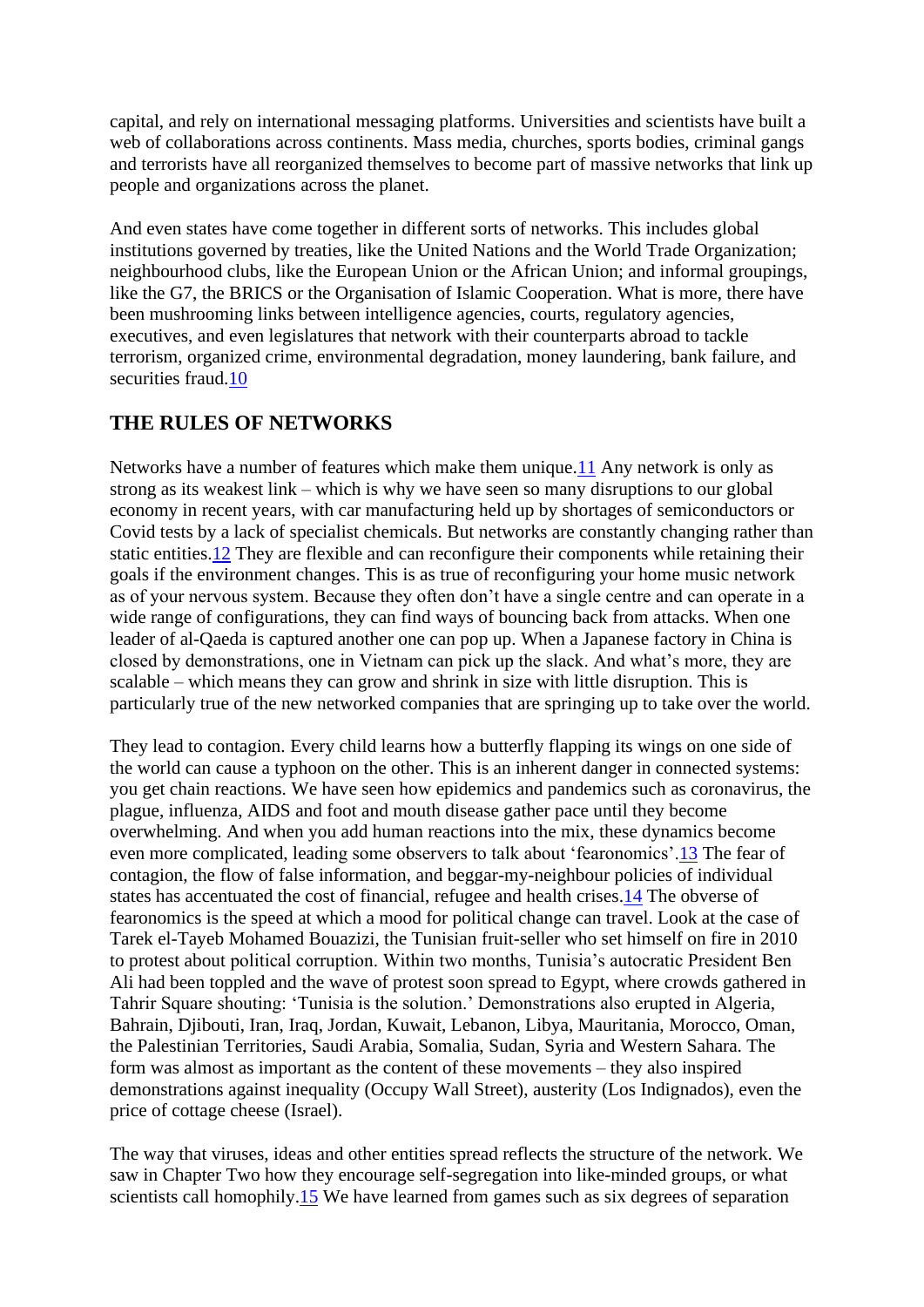capital, and rely on international messaging platforms. Universities and scientists have built a web of collaborations across continents. Mass media, churches, sports bodies, criminal gangs and terrorists have all reorganized themselves to become part of massive networks that link up people and organizations across the planet.

And even states have come together in different sorts of networks. This includes global institutions governed by treaties, like the United Nations and the World Trade Organization; neighbourhood clubs, like the European Union or the African Union; and informal groupings, like the G7, the BRICS or the Organisation of Islamic Cooperation. What is more, there have been mushrooming links between intelligence agencies, courts, regulatory agencies, executives, and even legislatures that network with their counterparts abroad to tackle terrorism, organized crime, environmental degradation, money laundering, bank failure, and securities fraud.[10]

## THE RULES OF NETWORKS

Networks have a number of features which make them unique.[11] Any network is only as strong as its weakest link – which is why we have seen so many disruptions to our global economy in recent years, with car manufacturing held up by shortages of semiconductors or Covid tests by a lack of specialist chemicals. But networks are constantly changing rather than static entities.[12] They are flexible and can reconfigure their components while retaining their goals if the environment changes. This is as true of reconfiguring your home music network as of your nervous system. Because they often don't have a single centre and can operate in a wide range of configurations, they can find ways of bouncing back from attacks. When one leader of al-Qaeda is captured another one can pop up. When a Japanese factory in China is closed by demonstrations, one in Vietnam can pick up the slack. And what's more, they are scalable – which means they can grow and shrink in size with little disruption. This is particularly true of the new networked companies that are springing up to take over the world.

They lead to contagion. Every child learns how a butterfly flapping its wings on one side of the world can cause a typhoon on the other. This is an inherent danger in connected systems: you get chain reactions. We have seen how epidemics and pandemics such as coronavirus, the plague, influenza, AIDS and foot and mouth disease gather pace until they become overwhelming. And when you add human reactions into the mix, these dynamics become even more complicated, leading some observers to talk about 'fearonomics'.[13] The fear of contagion, the flow of false information, and beggar-my-neighbour policies of individual states has accentuated the cost of financial, refugee and health crises.[14] The obverse of fearonomics is the speed at which a mood for political change can travel. Look at the case of Tarek el-Tayeb Mohamed Bouazizi, the Tunisian fruit-seller who set himself on fire in 2010 to protest about political corruption. Within two months, Tunisia's autocratic President Ben Ali had been toppled and the wave of protest soon spread to Egypt, where crowds gathered in Tahrir Square shouting: 'Tunisia is the solution.' Demonstrations also erupted in Algeria, Bahrain, Djibouti, Iran, Iraq, Jordan, Kuwait, Lebanon, Libya, Mauritania, Morocco, Oman, the Palestinian Territories, Saudi Arabia, Somalia, Sudan, Syria and Western Sahara. The form was almost as important as the content of these movements – they also inspired demonstrations against inequality (Occupy Wall Street), austerity (Los Indignados), even the price of cottage cheese (Israel).

The way that viruses, ideas and other entities spread reflects the structure of the network. We saw in Chapter Two how they encourage self-segregation into like-minded groups, or what scientists call homophily.[15] We have learned from games such as six degrees of separation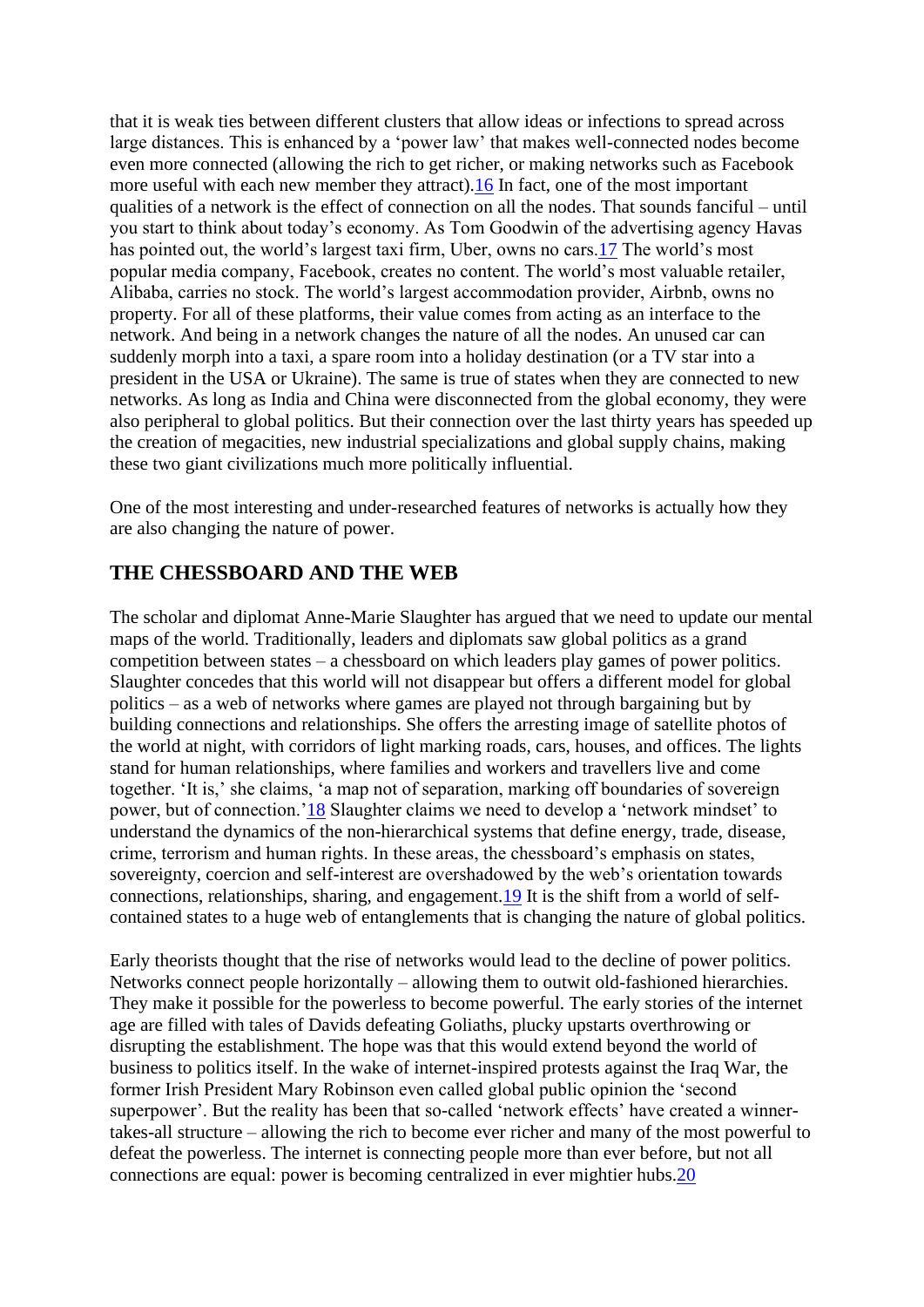that it is weak ties between different clusters that allow ideas or infections to spread across large distances. This is enhanced by a 'power law' that makes well-connected nodes become even more connected (allowing the rich to get richer, or making networks such as Facebook more useful with each new member they attract).[16] In fact, one of the most important qualities of a network is the effect of connection on all the nodes. That sounds fanciful – until you start to think about today's economy. As Tom Goodwin of the advertising agency Havas has pointed out, the world's largest taxi firm, Uber, owns no cars.[17] The world's most popular media company, Facebook, creates no content. The world's most valuable retailer, Alibaba, carries no stock. The world's largest accommodation provider, Airbnb, owns no property. For all of these platforms, their value comes from acting as an interface to the network. And being in a network changes the nature of all the nodes. An unused car can suddenly morph into a taxi, a spare room into a holiday destination (or a TV star into a president in the USA or Ukraine). The same is true of states when they are connected to new networks. As long as India and China were disconnected from the global economy, they were also peripheral to global politics. But their connection over the last thirty years has speeded up the creation of megacities, new industrial specializations and global supply chains, making these two giant civilizations much more politically influential.

One of the most interesting and under-researched features of networks is actually how they are also changing the nature of power.

## THE CHESSBOARD AND THE WEB

The scholar and diplomat Anne-Marie Slaughter has argued that we need to update our mental maps of the world. Traditionally, leaders and diplomats saw global politics as a grand competition between states – a chessboard on which leaders play games of power politics. Slaughter concedes that this world will not disappear but offers a different model for global politics – as a web of networks where games are played not through bargaining but by building connections and relationships. She offers the arresting image of satellite photos of the world at night, with corridors of light marking roads, cars, houses, and offices. The lights stand for human relationships, where families and workers and travellers live and come together. 'It is,' she claims, 'a map not of separation, marking off boundaries of sovereign power, but of connection.'[18] Slaughter claims we need to develop a 'network mindset' to understand the dynamics of the non-hierarchical systems that define energy, trade, disease, crime, terrorism and human rights. In these areas, the chessboard's emphasis on states, sovereignty, coercion and self-interest are overshadowed by the web's orientation towards connections, relationships, sharing, and engagement.[19] It is the shift from a world of self-contained states to a huge web of entanglements that is changing the nature of global politics.

Early theorists thought that the rise of networks would lead to the decline of power politics. Networks connect people horizontally – allowing them to outwit old-fashioned hierarchies. They make it possible for the powerless to become powerful. The early stories of the internet age are filled with tales of Davids defeating Goliaths, plucky upstarts overthrowing or disrupting the establishment. The hope was that this would extend beyond the world of business to politics itself. In the wake of internet-inspired protests against the Iraq War, the former Irish President Mary Robinson even called global public opinion the 'second superpower'. But the reality has been that so-called 'network effects' have created a winner-takes-all structure – allowing the rich to become ever richer and many of the most powerful to defeat the powerless. The internet is connecting people more than ever before, but not all connections are equal: power is becoming centralized in ever mightier hubs.[20]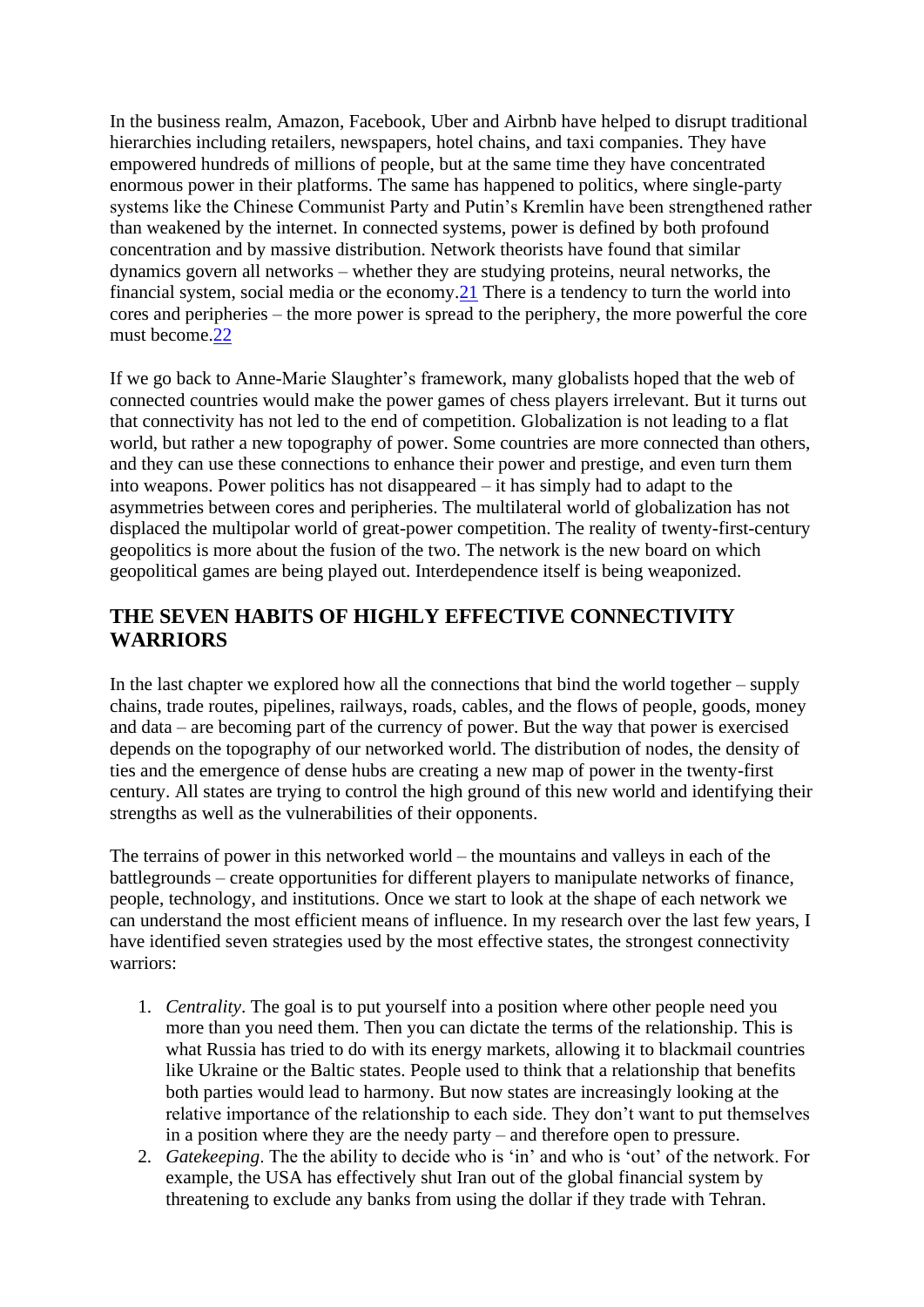In the business realm, Amazon, Facebook, Uber and Airbnb have helped to disrupt traditional hierarchies including retailers, newspapers, hotel chains, and taxi companies. They have empowered hundreds of millions of people, but at the same time they have concentrated enormous power in their platforms. The same has happened to politics, where single-party systems like the Chinese Communist Party and Putin's Kremlin have been strengthened rather than weakened by the internet. In connected systems, power is defined by both profound concentration and by massive distribution. Network theorists have found that similar dynamics govern all networks – whether they are studying proteins, neural networks, the financial system, social media or the economy.[21] There is a tendency to turn the world into cores and peripheries – the more power is spread to the periphery, the more powerful the core must become.[22]

If we go back to Anne-Marie Slaughter's framework, many globalists hoped that the web of connected countries would make the power games of chess players irrelevant. But it turns out that connectivity has not led to the end of competition. Globalization is not leading to a flat world, but rather a new topography of power. Some countries are more connected than others, and they can use these connections to enhance their power and prestige, and even turn them into weapons. Power politics has not disappeared – it has simply had to adapt to the asymmetries between cores and peripheries. The multilateral world of globalization has not displaced the multipolar world of great-power competition. The reality of twenty-first-century geopolitics is more about the fusion of the two. The network is the new board on which geopolitical games are being played out. Interdependence itself is being weaponized.

## THE SEVEN HABITS OF HIGHLY EFFECTIVE CONNECTIVITY WARRIORS

In the last chapter we explored how all the connections that bind the world together – supply chains, trade routes, pipelines, railways, roads, cables, and the flows of people, goods, money and data – are becoming part of the currency of power. But the way that power is exercised depends on the topography of our networked world. The distribution of nodes, the density of ties and the emergence of dense hubs are creating a new map of power in the twenty-first century. All states are trying to control the high ground of this new world and identifying their strengths as well as the vulnerabilities of their opponents.

The terrains of power in this networked world – the mountains and valleys in each of the battlegrounds – create opportunities for different players to manipulate networks of finance, people, technology, and institutions. Once we start to look at the shape of each network we can understand the most efficient means of influence. In my research over the last few years, I have identified seven strategies used by the most effective states, the strongest connectivity warriors:

1. *Centrality*. The goal is to put yourself into a position where other people need you more than you need them. Then you can dictate the terms of the relationship. This is what Russia has tried to do with its energy markets, allowing it to blackmail countries like Ukraine or the Baltic states. People used to think that a relationship that benefits both parties would lead to harmony. But now states are increasingly looking at the relative importance of the relationship to each side. They don't want to put themselves in a position where they are the needy party – and therefore open to pressure.
2. *Gatekeeping*. The the ability to decide who is 'in' and who is 'out' of the network. For example, the USA has effectively shut Iran out of the global financial system by threatening to exclude any banks from using the dollar if they trade with Tehran.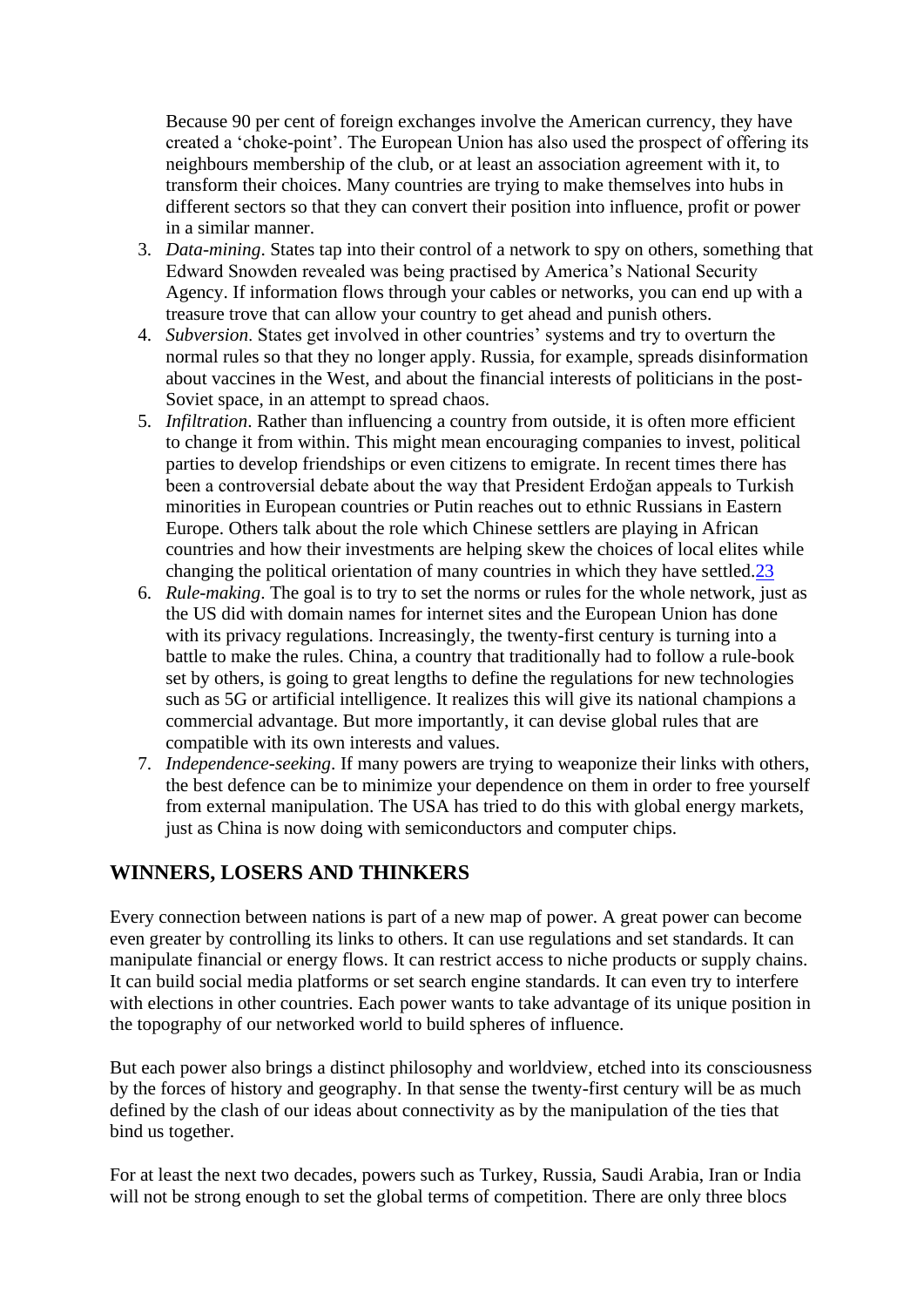Because 90 per cent of foreign exchanges involve the American currency, they have created a 'choke-point'. The European Union has also used the prospect of offering its neighbours membership of the club, or at least an association agreement with it, to transform their choices. Many countries are trying to make themselves into hubs in different sectors so that they can convert their position into influence, profit or power in a similar manner.

3. *Data-mining*. States tap into their control of a network to spy on others, something that Edward Snowden revealed was being practised by America's National Security Agency. If information flows through your cables or networks, you can end up with a treasure trove that can allow your country to get ahead and punish others.
4. *Subversion*. States get involved in other countries' systems and try to overturn the normal rules so that they no longer apply. Russia, for example, spreads disinformation about vaccines in the West, and about the financial interests of politicians in the post-Soviet space, in an attempt to spread chaos.
5. *Infiltration*. Rather than influencing a country from outside, it is often more efficient to change it from within. This might mean encouraging companies to invest, political parties to develop friendships or even citizens to emigrate. In recent times there has been a controversial debate about the way that President Erdoğan appeals to Turkish minorities in European countries or Putin reaches out to ethnic Russians in Eastern Europe. Others talk about the role which Chinese settlers are playing in African countries and how their investments are helping skew the choices of local elites while changing the political orientation of many countries in which they have settled.[23]
6. *Rule-making*. The goal is to try to set the norms or rules for the whole network, just as the US did with domain names for internet sites and the European Union has done with its privacy regulations. Increasingly, the twenty-first century is turning into a battle to make the rules. China, a country that traditionally had to follow a rule-book set by others, is going to great lengths to define the regulations for new technologies such as 5G or artificial intelligence. It realizes this will give its national champions a commercial advantage. But more importantly, it can devise global rules that are compatible with its own interests and values.
7. *Independence-seeking*. If many powers are trying to weaponize their links with others, the best defence can be to minimize your dependence on them in order to free yourself from external manipulation. The USA has tried to do this with global energy markets, just as China is now doing with semiconductors and computer chips.

## WINNERS, LOSERS AND THINKERS

Every connection between nations is part of a new map of power. A great power can become even greater by controlling its links to others. It can use regulations and set standards. It can manipulate financial or energy flows. It can restrict access to niche products or supply chains. It can build social media platforms or set search engine standards. It can even try to interfere with elections in other countries. Each power wants to take advantage of its unique position in the topography of our networked world to build spheres of influence.

But each power also brings a distinct philosophy and worldview, etched into its consciousness by the forces of history and geography. In that sense the twenty-first century will be as much defined by the clash of our ideas about connectivity as by the manipulation of the ties that bind us together.

For at least the next two decades, powers such as Turkey, Russia, Saudi Arabia, Iran or India will not be strong enough to set the global terms of competition. There are only three blocs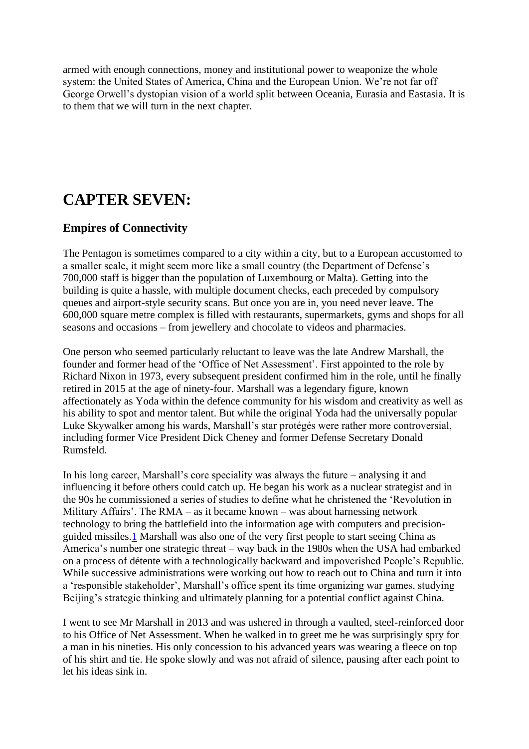armed with enough connections, money and institutional power to weaponize the whole system: the United States of America, China and the European Union. We're not far off George Orwell's dystopian vision of a world split between Oceania, Eurasia and Eastasia. It is to them that we will turn in the next chapter.

## CAPTER SEVEN:

### Empires of Connectivity

The Pentagon is sometimes compared to a city within a city, but to a European accustomed to a smaller scale, it might seem more like a small country (the Department of Defense's 700,000 staff is bigger than the population of Luxembourg or Malta). Getting into the building is quite a hassle, with multiple document checks, each preceded by compulsory queues and airport-style security scans. But once you are in, you need never leave. The 600,000 square metre complex is filled with restaurants, supermarkets, gyms and shops for all seasons and occasions – from jewellery and chocolate to videos and pharmacies.

One person who seemed particularly reluctant to leave was the late Andrew Marshall, the founder and former head of the 'Office of Net Assessment'. First appointed to the role by Richard Nixon in 1973, every subsequent president confirmed him in the role, until he finally retired in 2015 at the age of ninety-four. Marshall was a legendary figure, known affectionately as Yoda within the defence community for his wisdom and creativity as well as his ability to spot and mentor talent. But while the original Yoda had the universally popular Luke Skywalker among his wards, Marshall's star protégés were rather more controversial, including former Vice President Dick Cheney and former Defense Secretary Donald Rumsfeld.

In his long career, Marshall's core speciality was always the future – analysing it and influencing it before others could catch up. He began his work as a nuclear strategist and in the 90s he commissioned a series of studies to define what he christened the 'Revolution in Military Affairs'. The RMA – as it became known – was about harnessing network technology to bring the battlefield into the information age with computers and precision-guided missiles.[1] Marshall was also one of the very first people to start seeing China as America's number one strategic threat – way back in the 1980s when the USA had embarked on a process of détente with a technologically backward and impoverished People's Republic. While successive administrations were working out how to reach out to China and turn it into a 'responsible stakeholder', Marshall's office spent its time organizing war games, studying Beijing's strategic thinking and ultimately planning for a potential conflict against China.

I went to see Mr Marshall in 2013 and was ushered in through a vaulted, steel-reinforced door to his Office of Net Assessment. When he walked in to greet me he was surprisingly spry for a man in his nineties. His only concession to his advanced years was wearing a fleece on top of his shirt and tie. He spoke slowly and was not afraid of silence, pausing after each point to let his ideas sink in.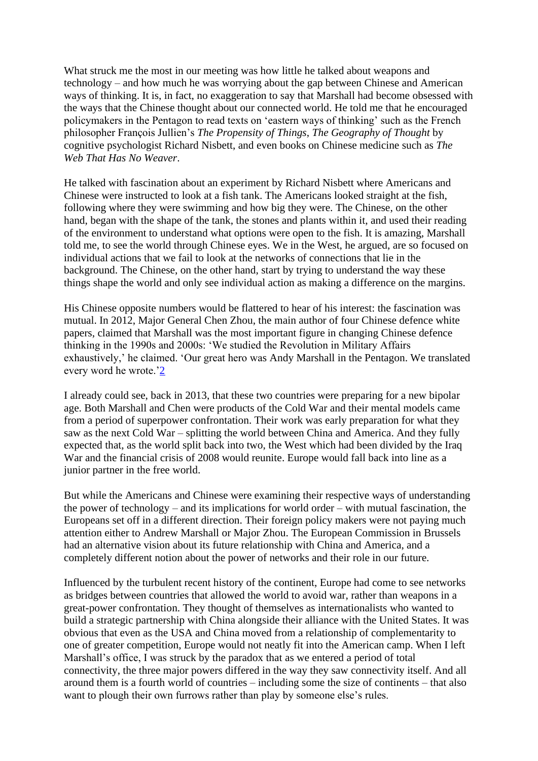What struck me the most in our meeting was how little he talked about weapons and technology – and how much he was worrying about the gap between Chinese and American ways of thinking. It is, in fact, no exaggeration to say that Marshall had become obsessed with the ways that the Chinese thought about our connected world. He told me that he encouraged policymakers in the Pentagon to read texts on 'eastern ways of thinking' such as the French philosopher François Jullien's *The Propensity of Things*, *The Geography of Thought* by cognitive psychologist Richard Nisbett, and even books on Chinese medicine such as *The Web That Has No Weaver*.

He talked with fascination about an experiment by Richard Nisbett where Americans and Chinese were instructed to look at a fish tank. The Americans looked straight at the fish, following where they were swimming and how big they were. The Chinese, on the other hand, began with the shape of the tank, the stones and plants within it, and used their reading of the environment to understand what options were open to the fish. It is amazing, Marshall told me, to see the world through Chinese eyes. We in the West, he argued, are so focused on individual actions that we fail to look at the networks of connections that lie in the background. The Chinese, on the other hand, start by trying to understand the way these things shape the world and only see individual action as making a difference on the margins.

His Chinese opposite numbers would be flattered to hear of his interest: the fascination was mutual. In 2012, Major General Chen Zhou, the main author of four Chinese defence white papers, claimed that Marshall was the most important figure in changing Chinese defence thinking in the 1990s and 2000s: 'We studied the Revolution in Military Affairs exhaustively,' he claimed. 'Our great hero was Andy Marshall in the Pentagon. We translated every word he wrote.'[2]

I already could see, back in 2013, that these two countries were preparing for a new bipolar age. Both Marshall and Chen were products of the Cold War and their mental models came from a period of superpower confrontation. Their work was early preparation for what they saw as the next Cold War – splitting the world between China and America. And they fully expected that, as the world split back into two, the West which had been divided by the Iraq War and the financial crisis of 2008 would reunite. Europe would fall back into line as a junior partner in the free world.

But while the Americans and Chinese were examining their respective ways of understanding the power of technology – and its implications for world order – with mutual fascination, the Europeans set off in a different direction. Their foreign policy makers were not paying much attention either to Andrew Marshall or Major Zhou. The European Commission in Brussels had an alternative vision about its future relationship with China and America, and a completely different notion about the power of networks and their role in our future.

Influenced by the turbulent recent history of the continent, Europe had come to see networks as bridges between countries that allowed the world to avoid war, rather than weapons in a great-power confrontation. They thought of themselves as internationalists who wanted to build a strategic partnership with China alongside their alliance with the United States. It was obvious that even as the USA and China moved from a relationship of complementarity to one of greater competition, Europe would not neatly fit into the American camp. When I left Marshall's office, I was struck by the paradox that as we entered a period of total connectivity, the three major powers differed in the way they saw connectivity itself. And all around them is a fourth world of countries – including some the size of continents – that also want to plough their own furrows rather than play by someone else's rules.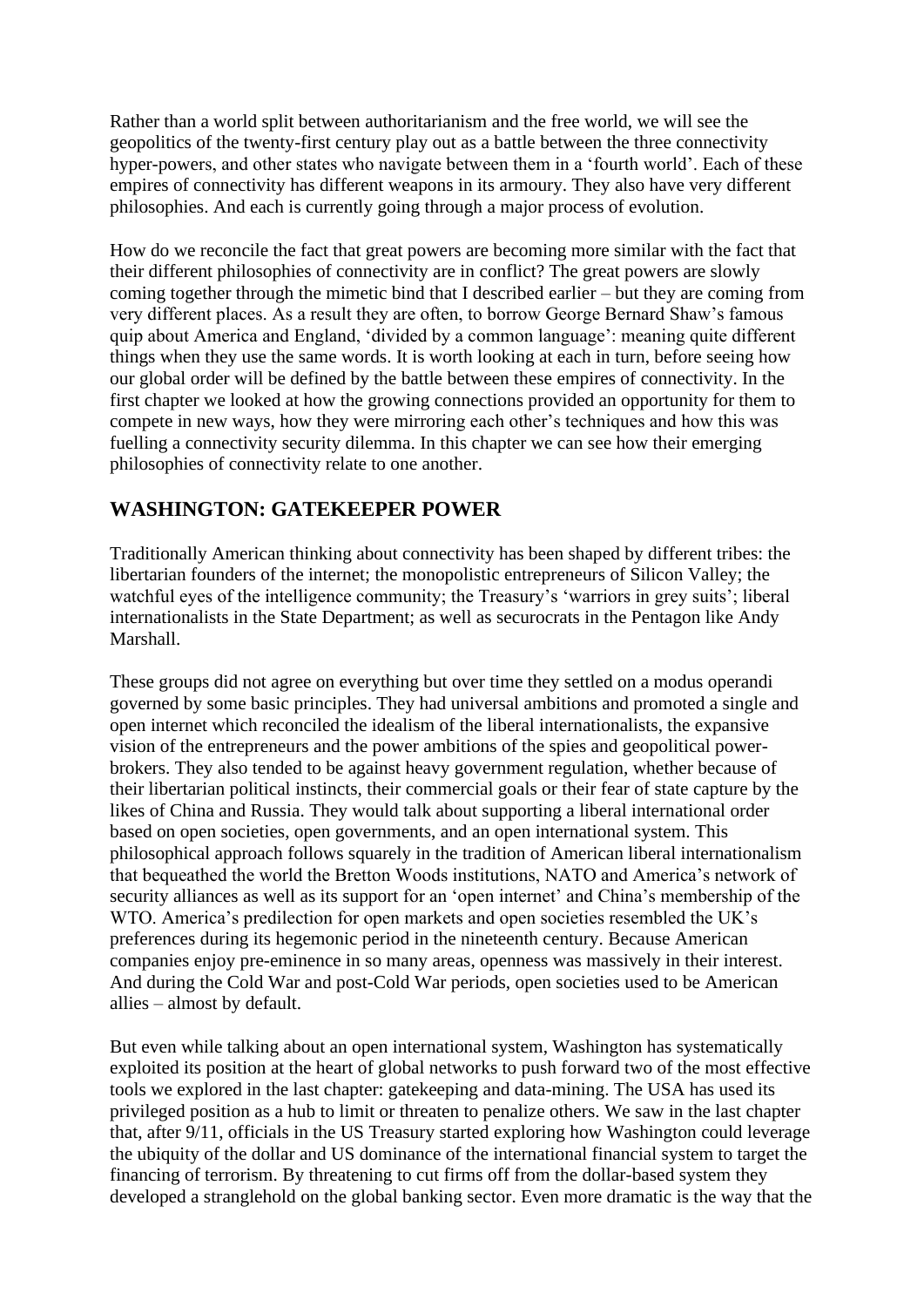Rather than a world split between authoritarianism and the free world, we will see the geopolitics of the twenty-first century play out as a battle between the three connectivity hyper-powers, and other states who navigate between them in a 'fourth world'. Each of these empires of connectivity has different weapons in its armoury. They also have very different philosophies. And each is currently going through a major process of evolution.

How do we reconcile the fact that great powers are becoming more similar with the fact that their different philosophies of connectivity are in conflict? The great powers are slowly coming together through the mimetic bind that I described earlier – but they are coming from very different places. As a result they are often, to borrow George Bernard Shaw's famous quip about America and England, 'divided by a common language': meaning quite different things when they use the same words. It is worth looking at each in turn, before seeing how our global order will be defined by the battle between these empires of connectivity. In the first chapter we looked at how the growing connections provided an opportunity for them to compete in new ways, how they were mirroring each other's techniques and how this was fuelling a connectivity security dilemma. In this chapter we can see how their emerging philosophies of connectivity relate to one another.

## WASHINGTON: GATEKEEPER POWER

Traditionally American thinking about connectivity has been shaped by different tribes: the libertarian founders of the internet; the monopolistic entrepreneurs of Silicon Valley; the watchful eyes of the intelligence community; the Treasury's 'warriors in grey suits'; liberal internationalists in the State Department; as well as securocrats in the Pentagon like Andy Marshall.

These groups did not agree on everything but over time they settled on a modus operandi governed by some basic principles. They had universal ambitions and promoted a single and open internet which reconciled the idealism of the liberal internationalists, the expansive vision of the entrepreneurs and the power ambitions of the spies and geopolitical power-brokers. They also tended to be against heavy government regulation, whether because of their libertarian political instincts, their commercial goals or their fear of state capture by the likes of China and Russia. They would talk about supporting a liberal international order based on open societies, open governments, and an open international system. This philosophical approach follows squarely in the tradition of American liberal internationalism that bequeathed the world the Bretton Woods institutions, NATO and America's network of security alliances as well as its support for an 'open internet' and China's membership of the WTO. America's predilection for open markets and open societies resembled the UK's preferences during its hegemonic period in the nineteenth century. Because American companies enjoy pre-eminence in so many areas, openness was massively in their interest. And during the Cold War and post-Cold War periods, open societies used to be American allies – almost by default.

But even while talking about an open international system, Washington has systematically exploited its position at the heart of global networks to push forward two of the most effective tools we explored in the last chapter: gatekeeping and data-mining. The USA has used its privileged position as a hub to limit or threaten to penalize others. We saw in the last chapter that, after 9/11, officials in the US Treasury started exploring how Washington could leverage the ubiquity of the dollar and US dominance of the international financial system to target the financing of terrorism. By threatening to cut firms off from the dollar-based system they developed a stranglehold on the global banking sector. Even more dramatic is the way that the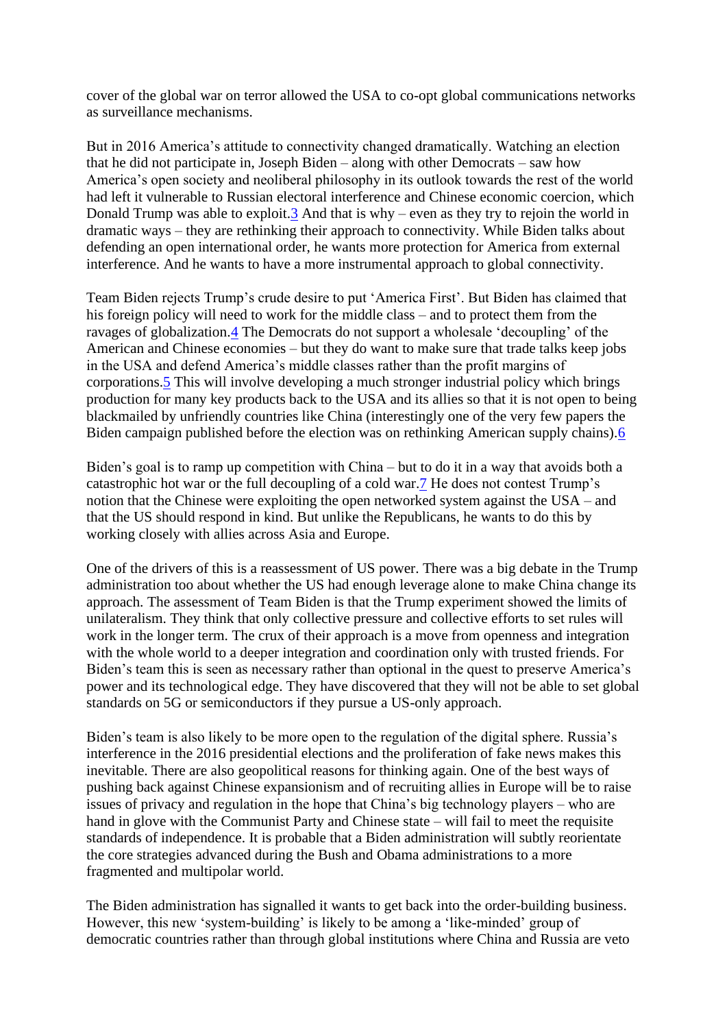cover of the global war on terror allowed the USA to co-opt global communications networks as surveillance mechanisms.

But in 2016 America's attitude to connectivity changed dramatically. Watching an election that he did not participate in, Joseph Biden – along with other Democrats – saw how America's open society and neoliberal philosophy in its outlook towards the rest of the world had left it vulnerable to Russian electoral interference and Chinese economic coercion, which Donald Trump was able to exploit.[3] And that is why – even as they try to rejoin the world in dramatic ways – they are rethinking their approach to connectivity. While Biden talks about defending an open international order, he wants more protection for America from external interference. And he wants to have a more instrumental approach to global connectivity.

Team Biden rejects Trump's crude desire to put 'America First'. But Biden has claimed that his foreign policy will need to work for the middle class – and to protect them from the ravages of globalization.[4] The Democrats do not support a wholesale 'decoupling' of the American and Chinese economies – but they do want to make sure that trade talks keep jobs in the USA and defend America's middle classes rather than the profit margins of corporations.[5] This will involve developing a much stronger industrial policy which brings production for many key products back to the USA and its allies so that it is not open to being blackmailed by unfriendly countries like China (interestingly one of the very few papers the Biden campaign published before the election was on rethinking American supply chains).[6]

Biden's goal is to ramp up competition with China – but to do it in a way that avoids both a catastrophic hot war or the full decoupling of a cold war.[7] He does not contest Trump's notion that the Chinese were exploiting the open networked system against the USA – and that the US should respond in kind. But unlike the Republicans, he wants to do this by working closely with allies across Asia and Europe.

One of the drivers of this is a reassessment of US power. There was a big debate in the Trump administration too about whether the US had enough leverage alone to make China change its approach. The assessment of Team Biden is that the Trump experiment showed the limits of unilateralism. They think that only collective pressure and collective efforts to set rules will work in the longer term. The crux of their approach is a move from openness and integration with the whole world to a deeper integration and coordination only with trusted friends. For Biden's team this is seen as necessary rather than optional in the quest to preserve America's power and its technological edge. They have discovered that they will not be able to set global standards on 5G or semiconductors if they pursue a US-only approach.

Biden's team is also likely to be more open to the regulation of the digital sphere. Russia's interference in the 2016 presidential elections and the proliferation of fake news makes this inevitable. There are also geopolitical reasons for thinking again. One of the best ways of pushing back against Chinese expansionism and of recruiting allies in Europe will be to raise issues of privacy and regulation in the hope that China's big technology players – who are hand in glove with the Communist Party and Chinese state – will fail to meet the requisite standards of independence. It is probable that a Biden administration will subtly reorientate the core strategies advanced during the Bush and Obama administrations to a more fragmented and multipolar world.

The Biden administration has signalled it wants to get back into the order-building business. However, this new 'system-building' is likely to be among a 'like-minded' group of democratic countries rather than through global institutions where China and Russia are veto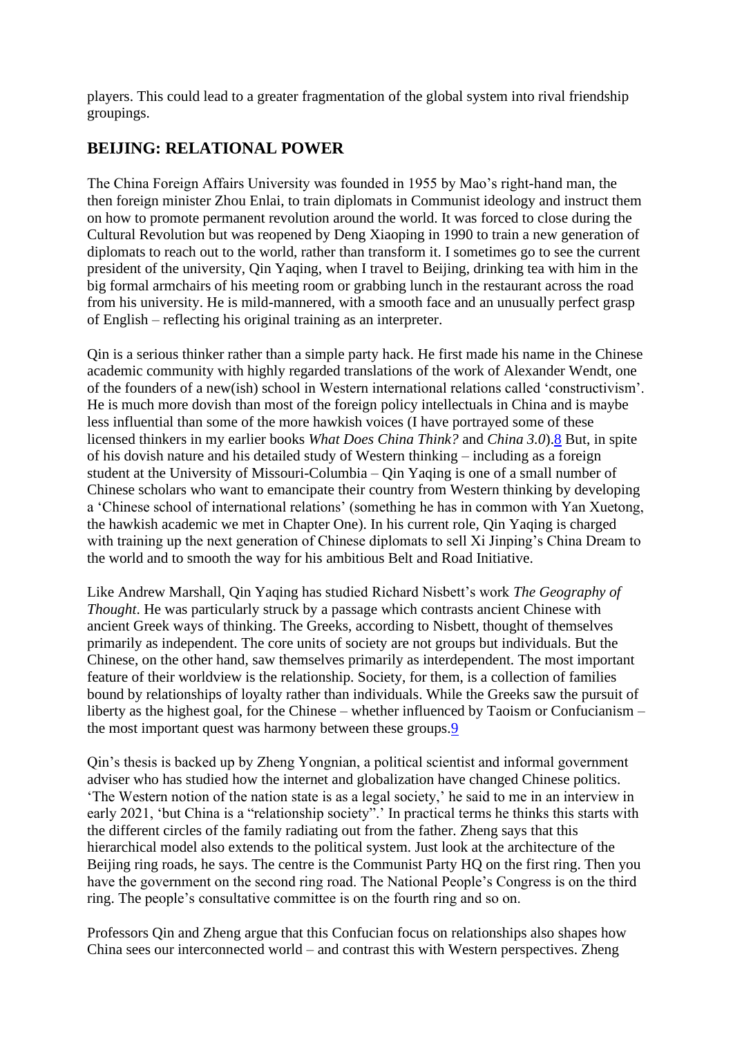players. This could lead to a greater fragmentation of the global system into rival friendship groupings.

## BEIJING: RELATIONAL POWER

The China Foreign Affairs University was founded in 1955 by Mao's right-hand man, the then foreign minister Zhou Enlai, to train diplomats in Communist ideology and instruct them on how to promote permanent revolution around the world. It was forced to close during the Cultural Revolution but was reopened by Deng Xiaoping in 1990 to train a new generation of diplomats to reach out to the world, rather than transform it. I sometimes go to see the current president of the university, Qin Yaqing, when I travel to Beijing, drinking tea with him in the big formal armchairs of his meeting room or grabbing lunch in the restaurant across the road from his university. He is mild-mannered, with a smooth face and an unusually perfect grasp of English – reflecting his original training as an interpreter.

Qin is a serious thinker rather than a simple party hack. He first made his name in the Chinese academic community with highly regarded translations of the work of Alexander Wendt, one of the founders of a new(ish) school in Western international relations called 'constructivism'. He is much more dovish than most of the foreign policy intellectuals in China and is maybe less influential than some of the more hawkish voices (I have portrayed some of these licensed thinkers in my earlier books *What Does China Think?* and *China 3.0*).[8] But, in spite of his dovish nature and his detailed study of Western thinking – including as a foreign student at the University of Missouri-Columbia – Qin Yaqing is one of a small number of Chinese scholars who want to emancipate their country from Western thinking by developing a 'Chinese school of international relations' (something he has in common with Yan Xuetong, the hawkish academic we met in Chapter One). In his current role, Qin Yaqing is charged with training up the next generation of Chinese diplomats to sell Xi Jinping's China Dream to the world and to smooth the way for his ambitious Belt and Road Initiative.

Like Andrew Marshall, Qin Yaqing has studied Richard Nisbett's work *The Geography of Thought*. He was particularly struck by a passage which contrasts ancient Chinese with ancient Greek ways of thinking. The Greeks, according to Nisbett, thought of themselves primarily as independent. The core units of society are not groups but individuals. But the Chinese, on the other hand, saw themselves primarily as interdependent. The most important feature of their worldview is the relationship. Society, for them, is a collection of families bound by relationships of loyalty rather than individuals. While the Greeks saw the pursuit of liberty as the highest goal, for the Chinese – whether influenced by Taoism or Confucianism – the most important quest was harmony between these groups.[9]

Qin's thesis is backed up by Zheng Yongnian, a political scientist and informal government adviser who has studied how the internet and globalization have changed Chinese politics. 'The Western notion of the nation state is as a legal society,' he said to me in an interview in early 2021, 'but China is a "relationship society".' In practical terms he thinks this starts with the different circles of the family radiating out from the father. Zheng says that this hierarchical model also extends to the political system. Just look at the architecture of the Beijing ring roads, he says. The centre is the Communist Party HQ on the first ring. Then you have the government on the second ring road. The National People's Congress is on the third ring. The people's consultative committee is on the fourth ring and so on.

Professors Qin and Zheng argue that this Confucian focus on relationships also shapes how China sees our interconnected world – and contrast this with Western perspectives. Zheng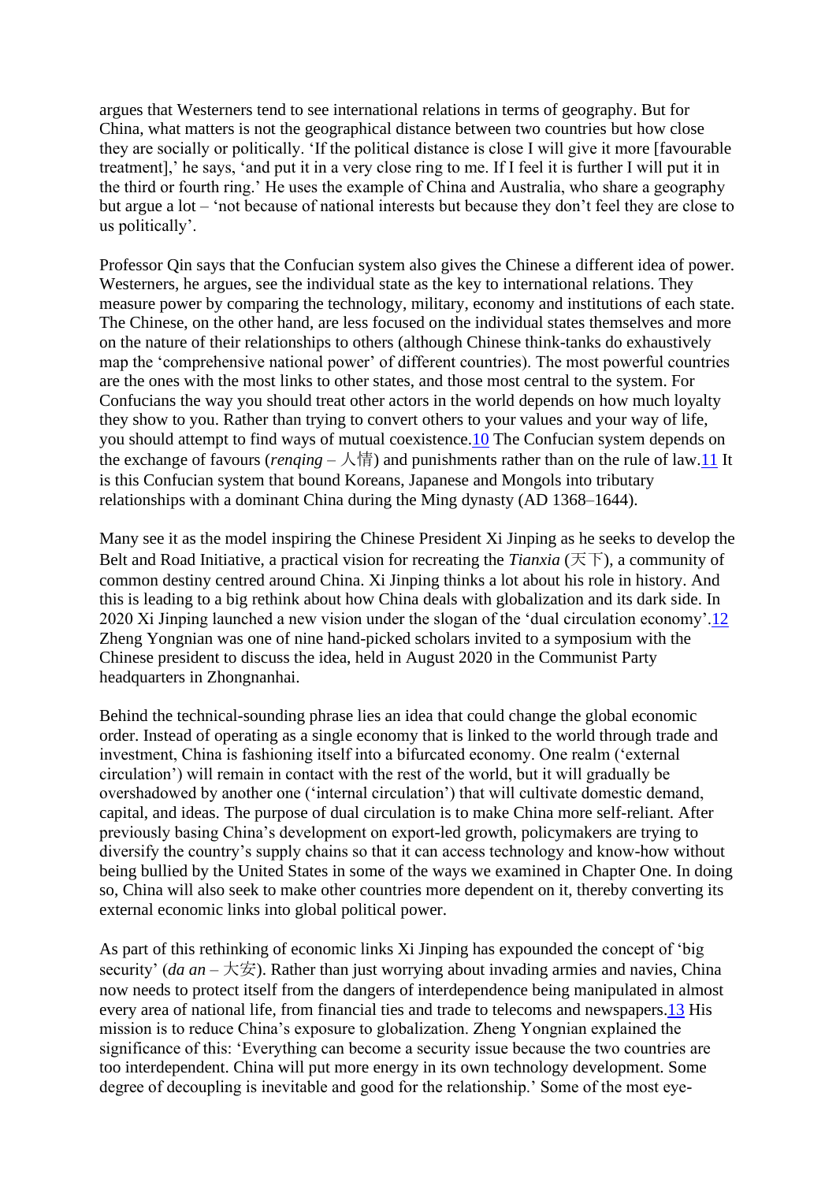argues that Westerners tend to see international relations in terms of geography. But for China, what matters is not the geographical distance between two countries but how close they are socially or politically. 'If the political distance is close I will give it more [favourable treatment],' he says, 'and put it in a very close ring to me. If I feel it is further I will put it in the third or fourth ring.' He uses the example of China and Australia, who share a geography but argue a lot – 'not because of national interests but because they don't feel they are close to us politically'.

Professor Qin says that the Confucian system also gives the Chinese a different idea of power. Westerners, he argues, see the individual state as the key to international relations. They measure power by comparing the technology, military, economy and institutions of each state. The Chinese, on the other hand, are less focused on the individual states themselves and more on the nature of their relationships to others (although Chinese think-tanks do exhaustively map the 'comprehensive national power' of different countries). The most powerful countries are the ones with the most links to other states, and those most central to the system. For Confucians the way you should treat other actors in the world depends on how much loyalty they show to you. Rather than trying to convert others to your values and your way of life, you should attempt to find ways of mutual coexistence.[10] The Confucian system depends on the exchange of favours (*renqing* – 人情) and punishments rather than on the rule of law.[11] It is this Confucian system that bound Koreans, Japanese and Mongols into tributary relationships with a dominant China during the Ming dynasty (AD 1368–1644).

Many see it as the model inspiring the Chinese President Xi Jinping as he seeks to develop the Belt and Road Initiative, a practical vision for recreating the *Tianxia* (天下), a community of common destiny centred around China. Xi Jinping thinks a lot about his role in history. And this is leading to a big rethink about how China deals with globalization and its dark side. In 2020 Xi Jinping launched a new vision under the slogan of the 'dual circulation economy'.[12] Zheng Yongnian was one of nine hand-picked scholars invited to a symposium with the Chinese president to discuss the idea, held in August 2020 in the Communist Party headquarters in Zhongnanhai.

Behind the technical-sounding phrase lies an idea that could change the global economic order. Instead of operating as a single economy that is linked to the world through trade and investment, China is fashioning itself into a bifurcated economy. One realm ('external circulation') will remain in contact with the rest of the world, but it will gradually be overshadowed by another one ('internal circulation') that will cultivate domestic demand, capital, and ideas. The purpose of dual circulation is to make China more self-reliant. After previously basing China's development on export-led growth, policymakers are trying to diversify the country's supply chains so that it can access technology and know-how without being bullied by the United States in some of the ways we examined in Chapter One. In doing so, China will also seek to make other countries more dependent on it, thereby converting its external economic links into global political power.

As part of this rethinking of economic links Xi Jinping has expounded the concept of 'big security' (*da an* – 大安). Rather than just worrying about invading armies and navies, China now needs to protect itself from the dangers of interdependence being manipulated in almost every area of national life, from financial ties and trade to telecoms and newspapers.[13] His mission is to reduce China's exposure to globalization. Zheng Yongnian explained the significance of this: 'Everything can become a security issue because the two countries are too interdependent. China will put more energy in its own technology development. Some degree of decoupling is inevitable and good for the relationship.' Some of the most eye-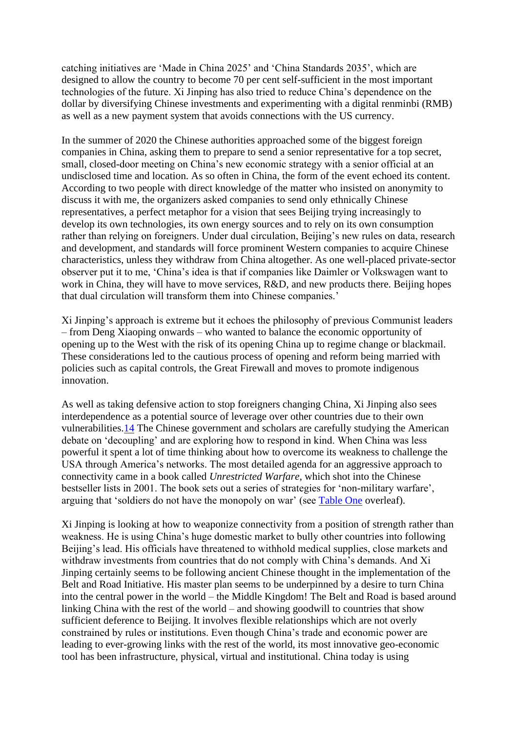catching initiatives are 'Made in China 2025' and 'China Standards 2035', which are designed to allow the country to become 70 per cent self-sufficient in the most important technologies of the future. Xi Jinping has also tried to reduce China's dependence on the dollar by diversifying Chinese investments and experimenting with a digital renminbi (RMB) as well as a new payment system that avoids connections with the US currency.

In the summer of 2020 the Chinese authorities approached some of the biggest foreign companies in China, asking them to prepare to send a senior representative for a top secret, small, closed-door meeting on China's new economic strategy with a senior official at an undisclosed time and location. As so often in China, the form of the event echoed its content. According to two people with direct knowledge of the matter who insisted on anonymity to discuss it with me, the organizers asked companies to send only ethnically Chinese representatives, a perfect metaphor for a vision that sees Beijing trying increasingly to develop its own technologies, its own energy sources and to rely on its own consumption rather than relying on foreigners. Under dual circulation, Beijing's new rules on data, research and development, and standards will force prominent Western companies to acquire Chinese characteristics, unless they withdraw from China altogether. As one well-placed private-sector observer put it to me, 'China's idea is that if companies like Daimler or Volkswagen want to work in China, they will have to move services, R&D, and new products there. Beijing hopes that dual circulation will transform them into Chinese companies.'

Xi Jinping's approach is extreme but it echoes the philosophy of previous Communist leaders – from Deng Xiaoping onwards – who wanted to balance the economic opportunity of opening up to the West with the risk of its opening China up to regime change or blackmail. These considerations led to the cautious process of opening and reform being married with policies such as capital controls, the Great Firewall and moves to promote indigenous innovation.

As well as taking defensive action to stop foreigners changing China, Xi Jinping also sees interdependence as a potential source of leverage over other countries due to their own vulnerabilities.[14] The Chinese government and scholars are carefully studying the American debate on 'decoupling' and are exploring how to respond in kind. When China was less powerful it spent a lot of time thinking about how to overcome its weakness to challenge the USA through America's networks. The most detailed agenda for an aggressive approach to connectivity came in a book called *Unrestricted Warfare*, which shot into the Chinese bestseller lists in 2001. The book sets out a series of strategies for 'non-military warfare', arguing that 'soldiers do not have the monopoly on war' (see Table One overleaf).

Xi Jinping is looking at how to weaponize connectivity from a position of strength rather than weakness. He is using China's huge domestic market to bully other countries into following Beijing's lead. His officials have threatened to withhold medical supplies, close markets and withdraw investments from countries that do not comply with China's demands. And Xi Jinping certainly seems to be following ancient Chinese thought in the implementation of the Belt and Road Initiative. His master plan seems to be underpinned by a desire to turn China into the central power in the world – the Middle Kingdom! The Belt and Road is based around linking China with the rest of the world – and showing goodwill to countries that show sufficient deference to Beijing. It involves flexible relationships which are not overly constrained by rules or institutions. Even though China's trade and economic power are leading to ever-growing links with the rest of the world, its most innovative geo-economic tool has been infrastructure, physical, virtual and institutional. China today is using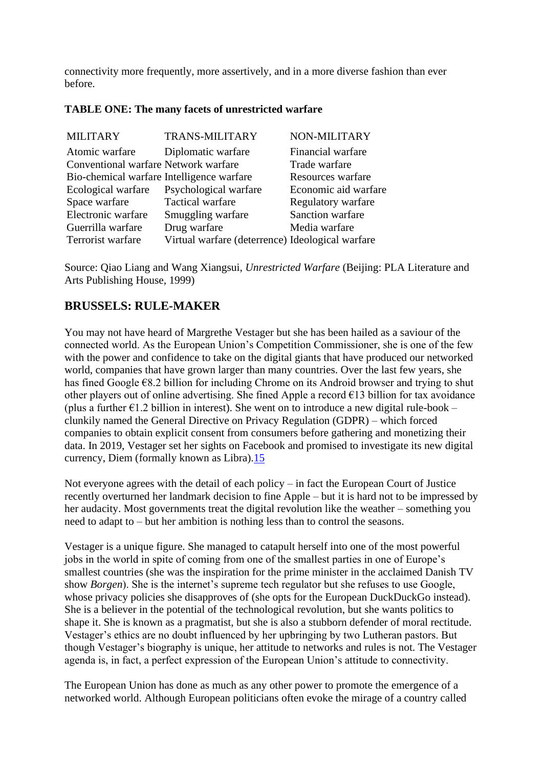connectivity more frequently, more assertively, and in a more diverse fashion than ever before.

**TABLE ONE: The many facets of unrestricted warfare**

| MILITARY | TRANS-MILITARY | NON-MILITARY |
| --- | --- | --- |
| Atomic warfare | Diplomatic warfare | Financial warfare |
| Conventional warfare | Network warfare | Trade warfare |
| Bio-chemical warfare | Intelligence warfare | Resources warfare |
| Ecological warfare | Psychological warfare | Economic aid warfare |
| Space warfare | Tactical warfare | Regulatory warfare |
| Electronic warfare | Smuggling warfare | Sanction warfare |
| Guerrilla warfare | Drug warfare | Media warfare |
| Terrorist warfare | Virtual warfare (deterrence) | Ideological warfare |

Source: Qiao Liang and Wang Xiangsui, *Unrestricted Warfare* (Beijing: PLA Literature and Arts Publishing House, 1999)

## BRUSSELS: RULE-MAKER

You may not have heard of Margrethe Vestager but she has been hailed as a saviour of the connected world. As the European Union's Competition Commissioner, she is one of the few with the power and confidence to take on the digital giants that have produced our networked world, companies that have grown larger than many countries. Over the last few years, she has fined Google €8.2 billion for including Chrome on its Android browser and trying to shut other players out of online advertising. She fined Apple a record €13 billion for tax avoidance (plus a further €1.2 billion in interest). She went on to introduce a new digital rule-book – clunkily named the General Directive on Privacy Regulation (GDPR) – which forced companies to obtain explicit consent from consumers before gathering and monetizing their data. In 2019, Vestager set her sights on Facebook and promised to investigate its new digital currency, Diem (formally known as Libra).[15]

Not everyone agrees with the detail of each policy – in fact the European Court of Justice recently overturned her landmark decision to fine Apple – but it is hard not to be impressed by her audacity. Most governments treat the digital revolution like the weather – something you need to adapt to – but her ambition is nothing less than to control the seasons.

Vestager is a unique figure. She managed to catapult herself into one of the most powerful jobs in the world in spite of coming from one of the smallest parties in one of Europe's smallest countries (she was the inspiration for the prime minister in the acclaimed Danish TV show *Borgen*). She is the internet's supreme tech regulator but she refuses to use Google, whose privacy policies she disapproves of (she opts for the European DuckDuckGo instead). She is a believer in the potential of the technological revolution, but she wants politics to shape it. She is known as a pragmatist, but she is also a stubborn defender of moral rectitude. Vestager's ethics are no doubt influenced by her upbringing by two Lutheran pastors. But though Vestager's biography is unique, her attitude to networks and rules is not. The Vestager agenda is, in fact, a perfect expression of the European Union's attitude to connectivity.

The European Union has done as much as any other power to promote the emergence of a networked world. Although European politicians often evoke the mirage of a country called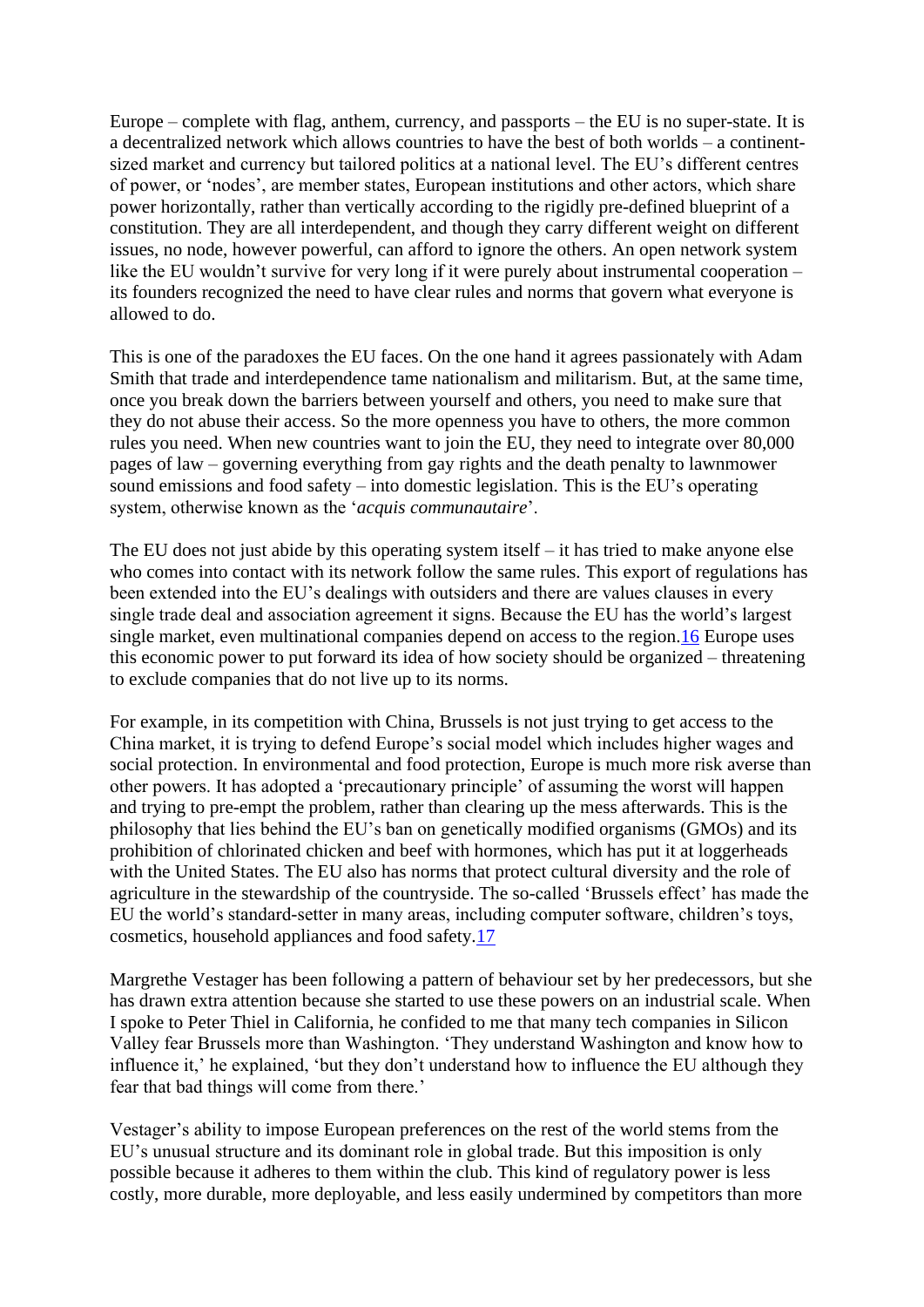Europe – complete with flag, anthem, currency, and passports – the EU is no super-state. It is a decentralized network which allows countries to have the best of both worlds – a continent-sized market and currency but tailored politics at a national level. The EU's different centres of power, or 'nodes', are member states, European institutions and other actors, which share power horizontally, rather than vertically according to the rigidly pre-defined blueprint of a constitution. They are all interdependent, and though they carry different weight on different issues, no node, however powerful, can afford to ignore the others. An open network system like the EU wouldn't survive for very long if it were purely about instrumental cooperation – its founders recognized the need to have clear rules and norms that govern what everyone is allowed to do.

This is one of the paradoxes the EU faces. On the one hand it agrees passionately with Adam Smith that trade and interdependence tame nationalism and militarism. But, at the same time, once you break down the barriers between yourself and others, you need to make sure that they do not abuse their access. So the more openness you have to others, the more common rules you need. When new countries want to join the EU, they need to integrate over 80,000 pages of law – governing everything from gay rights and the death penalty to lawnmower sound emissions and food safety – into domestic legislation. This is the EU's operating system, otherwise known as the '*acquis communautaire*'.

The EU does not just abide by this operating system itself – it has tried to make anyone else who comes into contact with its network follow the same rules. This export of regulations has been extended into the EU's dealings with outsiders and there are values clauses in every single trade deal and association agreement it signs. Because the EU has the world's largest single market, even multinational companies depend on access to the region.[16] Europe uses this economic power to put forward its idea of how society should be organized – threatening to exclude companies that do not live up to its norms.

For example, in its competition with China, Brussels is not just trying to get access to the China market, it is trying to defend Europe's social model which includes higher wages and social protection. In environmental and food protection, Europe is much more risk averse than other powers. It has adopted a 'precautionary principle' of assuming the worst will happen and trying to pre-empt the problem, rather than clearing up the mess afterwards. This is the philosophy that lies behind the EU's ban on genetically modified organisms (GMOs) and its prohibition of chlorinated chicken and beef with hormones, which has put it at loggerheads with the United States. The EU also has norms that protect cultural diversity and the role of agriculture in the stewardship of the countryside. The so-called 'Brussels effect' has made the EU the world's standard-setter in many areas, including computer software, children's toys, cosmetics, household appliances and food safety.[17]

Margrethe Vestager has been following a pattern of behaviour set by her predecessors, but she has drawn extra attention because she started to use these powers on an industrial scale. When I spoke to Peter Thiel in California, he confided to me that many tech companies in Silicon Valley fear Brussels more than Washington. 'They understand Washington and know how to influence it,' he explained, 'but they don't understand how to influence the EU although they fear that bad things will come from there.'

Vestager's ability to impose European preferences on the rest of the world stems from the EU's unusual structure and its dominant role in global trade. But this imposition is only possible because it adheres to them within the club. This kind of regulatory power is less costly, more durable, more deployable, and less easily undermined by competitors than more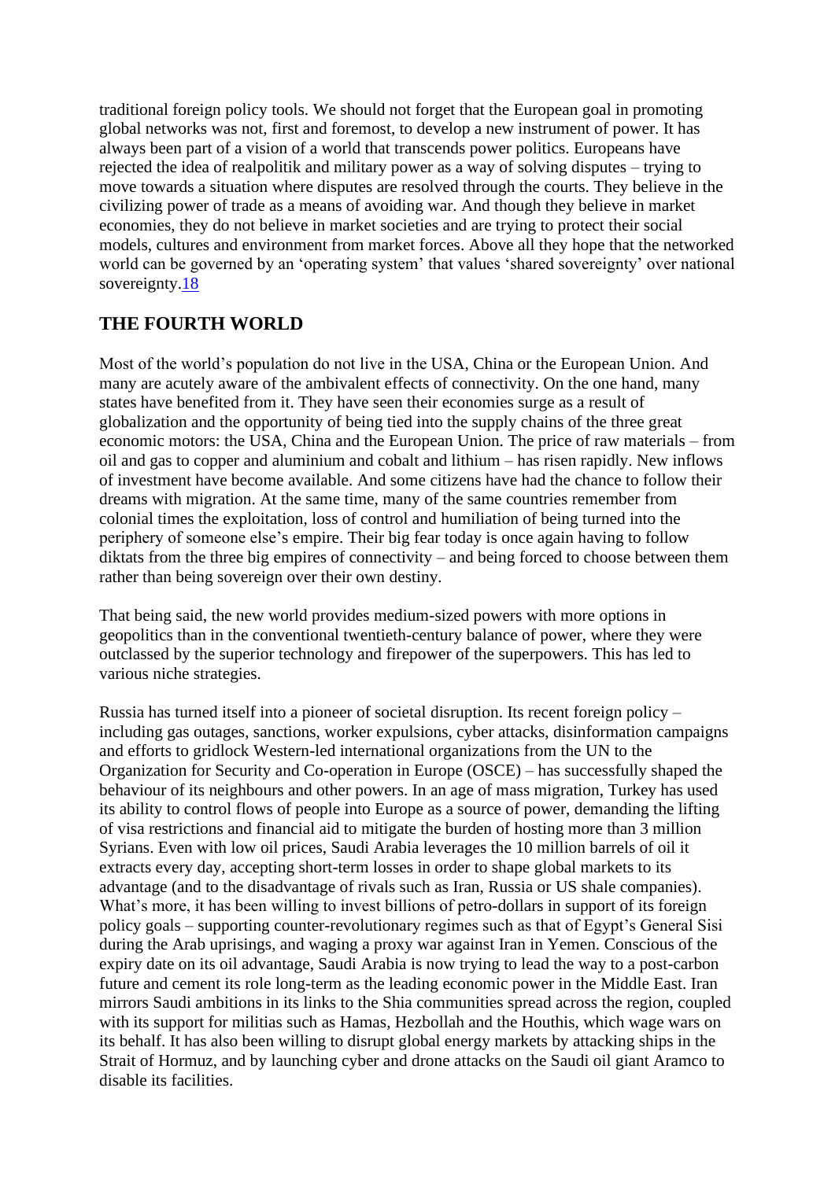traditional foreign policy tools. We should not forget that the European goal in promoting global networks was not, first and foremost, to develop a new instrument of power. It has always been part of a vision of a world that transcends power politics. Europeans have rejected the idea of realpolitik and military power as a way of solving disputes – trying to move towards a situation where disputes are resolved through the courts. They believe in the civilizing power of trade as a means of avoiding war. And though they believe in market economies, they do not believe in market societies and are trying to protect their social models, cultures and environment from market forces. Above all they hope that the networked world can be governed by an 'operating system' that values 'shared sovereignty' over national sovereignty.[18]

## THE FOURTH WORLD

Most of the world's population do not live in the USA, China or the European Union. And many are acutely aware of the ambivalent effects of connectivity. On the one hand, many states have benefited from it. They have seen their economies surge as a result of globalization and the opportunity of being tied into the supply chains of the three great economic motors: the USA, China and the European Union. The price of raw materials – from oil and gas to copper and aluminium and cobalt and lithium – has risen rapidly. New inflows of investment have become available. And some citizens have had the chance to follow their dreams with migration. At the same time, many of the same countries remember from colonial times the exploitation, loss of control and humiliation of being turned into the periphery of someone else's empire. Their big fear today is once again having to follow diktats from the three big empires of connectivity – and being forced to choose between them rather than being sovereign over their own destiny.

That being said, the new world provides medium-sized powers with more options in geopolitics than in the conventional twentieth-century balance of power, where they were outclassed by the superior technology and firepower of the superpowers. This has led to various niche strategies.

Russia has turned itself into a pioneer of societal disruption. Its recent foreign policy – including gas outages, sanctions, worker expulsions, cyber attacks, disinformation campaigns and efforts to gridlock Western-led international organizations from the UN to the Organization for Security and Co-operation in Europe (OSCE) – has successfully shaped the behaviour of its neighbours and other powers. In an age of mass migration, Turkey has used its ability to control flows of people into Europe as a source of power, demanding the lifting of visa restrictions and financial aid to mitigate the burden of hosting more than 3 million Syrians. Even with low oil prices, Saudi Arabia leverages the 10 million barrels of oil it extracts every day, accepting short-term losses in order to shape global markets to its advantage (and to the disadvantage of rivals such as Iran, Russia or US shale companies). What's more, it has been willing to invest billions of petro-dollars in support of its foreign policy goals – supporting counter-revolutionary regimes such as that of Egypt's General Sisi during the Arab uprisings, and waging a proxy war against Iran in Yemen. Conscious of the expiry date on its oil advantage, Saudi Arabia is now trying to lead the way to a post-carbon future and cement its role long-term as the leading economic power in the Middle East. Iran mirrors Saudi ambitions in its links to the Shia communities spread across the region, coupled with its support for militias such as Hamas, Hezbollah and the Houthis, which wage wars on its behalf. It has also been willing to disrupt global energy markets by attacking ships in the Strait of Hormuz, and by launching cyber and drone attacks on the Saudi oil giant Aramco to disable its facilities.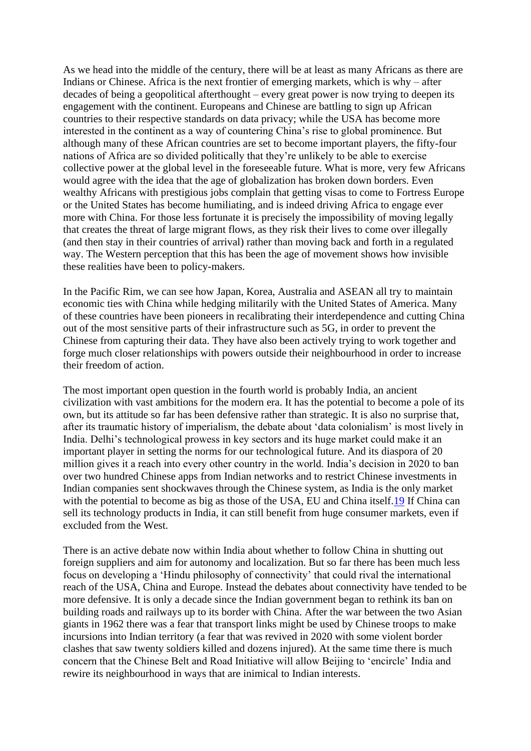As we head into the middle of the century, there will be at least as many Africans as there are Indians or Chinese. Africa is the next frontier of emerging markets, which is why – after decades of being a geopolitical afterthought – every great power is now trying to deepen its engagement with the continent. Europeans and Chinese are battling to sign up African countries to their respective standards on data privacy; while the USA has become more interested in the continent as a way of countering China's rise to global prominence. But although many of these African countries are set to become important players, the fifty-four nations of Africa are so divided politically that they're unlikely to be able to exercise collective power at the global level in the foreseeable future. What is more, very few Africans would agree with the idea that the age of globalization has broken down borders. Even wealthy Africans with prestigious jobs complain that getting visas to come to Fortress Europe or the United States has become humiliating, and is indeed driving Africa to engage ever more with China. For those less fortunate it is precisely the impossibility of moving legally that creates the threat of large migrant flows, as they risk their lives to come over illegally (and then stay in their countries of arrival) rather than moving back and forth in a regulated way. The Western perception that this has been the age of movement shows how invisible these realities have been to policy-makers.

In the Pacific Rim, we can see how Japan, Korea, Australia and ASEAN all try to maintain economic ties with China while hedging militarily with the United States of America. Many of these countries have been pioneers in recalibrating their interdependence and cutting China out of the most sensitive parts of their infrastructure such as 5G, in order to prevent the Chinese from capturing their data. They have also been actively trying to work together and forge much closer relationships with powers outside their neighbourhood in order to increase their freedom of action.

The most important open question in the fourth world is probably India, an ancient civilization with vast ambitions for the modern era. It has the potential to become a pole of its own, but its attitude so far has been defensive rather than strategic. It is also no surprise that, after its traumatic history of imperialism, the debate about 'data colonialism' is most lively in India. Delhi's technological prowess in key sectors and its huge market could make it an important player in setting the norms for our technological future. And its diaspora of 20 million gives it a reach into every other country in the world. India's decision in 2020 to ban over two hundred Chinese apps from Indian networks and to restrict Chinese investments in Indian companies sent shockwaves through the Chinese system, as India is the only market with the potential to become as big as those of the USA, EU and China itself.[19] If China can sell its technology products in India, it can still benefit from huge consumer markets, even if excluded from the West.

There is an active debate now within India about whether to follow China in shutting out foreign suppliers and aim for autonomy and localization. But so far there has been much less focus on developing a 'Hindu philosophy of connectivity' that could rival the international reach of the USA, China and Europe. Instead the debates about connectivity have tended to be more defensive. It is only a decade since the Indian government began to rethink its ban on building roads and railways up to its border with China. After the war between the two Asian giants in 1962 there was a fear that transport links might be used by Chinese troops to make incursions into Indian territory (a fear that was revived in 2020 with some violent border clashes that saw twenty soldiers killed and dozens injured). At the same time there is much concern that the Chinese Belt and Road Initiative will allow Beijing to 'encircle' India and rewire its neighbourhood in ways that are inimical to Indian interests.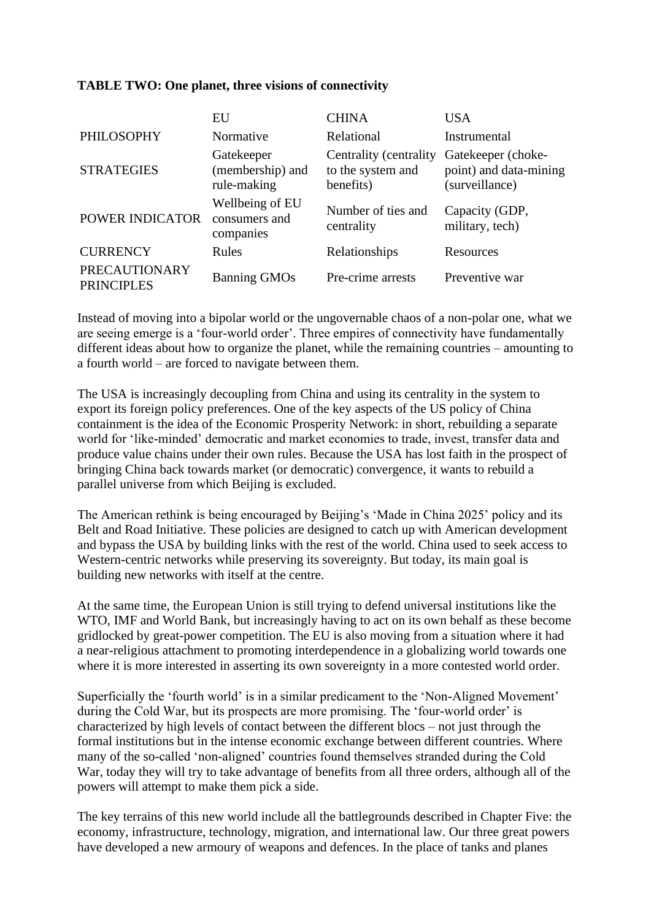**TABLE TWO: One planet, three visions of connectivity**

| | EU | CHINA | USA |
|---|---|---|---|
| PHILOSOPHY | Normative | Relational | Instrumental |
| STRATEGIES | Gatekeeper (membership) and rule-making | Centrality (centrality to the system and benefits) | Gatekeeper (choke-point) and data-mining (surveillance) |
| POWER INDICATOR | Wellbeing of EU consumers and companies | Number of ties and centrality | Capacity (GDP, military, tech) |
| CURRENCY | Rules | Relationships | Resources |
| PRECAUTIONARY PRINCIPLES | Banning GMOs | Pre-crime arrests | Preventive war |

Instead of moving into a bipolar world or the ungovernable chaos of a non-polar one, what we are seeing emerge is a 'four-world order'. Three empires of connectivity have fundamentally different ideas about how to organize the planet, while the remaining countries – amounting to a fourth world – are forced to navigate between them.

The USA is increasingly decoupling from China and using its centrality in the system to export its foreign policy preferences. One of the key aspects of the US policy of China containment is the idea of the Economic Prosperity Network: in short, rebuilding a separate world for 'like-minded' democratic and market economies to trade, invest, transfer data and produce value chains under their own rules. Because the USA has lost faith in the prospect of bringing China back towards market (or democratic) convergence, it wants to rebuild a parallel universe from which Beijing is excluded.

The American rethink is being encouraged by Beijing's 'Made in China 2025' policy and its Belt and Road Initiative. These policies are designed to catch up with American development and bypass the USA by building links with the rest of the world. China used to seek access to Western-centric networks while preserving its sovereignty. But today, its main goal is building new networks with itself at the centre.

At the same time, the European Union is still trying to defend universal institutions like the WTO, IMF and World Bank, but increasingly having to act on its own behalf as these become gridlocked by great-power competition. The EU is also moving from a situation where it had a near-religious attachment to promoting interdependence in a globalizing world towards one where it is more interested in asserting its own sovereignty in a more contested world order.

Superficially the 'fourth world' is in a similar predicament to the 'Non-Aligned Movement' during the Cold War, but its prospects are more promising. The 'four-world order' is characterized by high levels of contact between the different blocs – not just through the formal institutions but in the intense economic exchange between different countries. Where many of the so-called 'non-aligned' countries found themselves stranded during the Cold War, today they will try to take advantage of benefits from all three orders, although all of the powers will attempt to make them pick a side.

The key terrains of this new world include all the battlegrounds described in Chapter Five: the economy, infrastructure, technology, migration, and international law. Our three great powers have developed a new armoury of weapons and defences. In the place of tanks and planes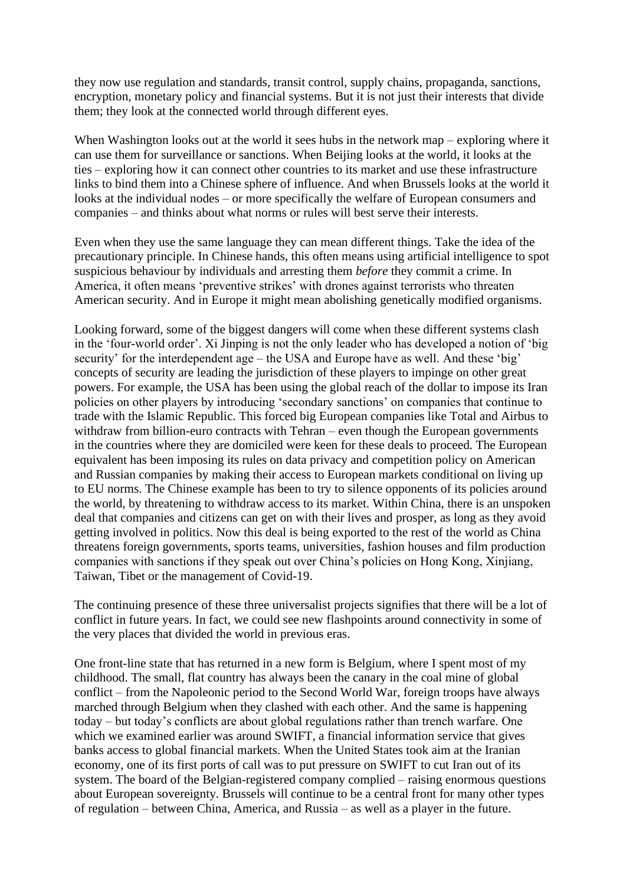they now use regulation and standards, transit control, supply chains, propaganda, sanctions, encryption, monetary policy and financial systems. But it is not just their interests that divide them; they look at the connected world through different eyes.

When Washington looks out at the world it sees hubs in the network map – exploring where it can use them for surveillance or sanctions. When Beijing looks at the world, it looks at the ties – exploring how it can connect other countries to its market and use these infrastructure links to bind them into a Chinese sphere of influence. And when Brussels looks at the world it looks at the individual nodes – or more specifically the welfare of European consumers and companies – and thinks about what norms or rules will best serve their interests.

Even when they use the same language they can mean different things. Take the idea of the precautionary principle. In Chinese hands, this often means using artificial intelligence to spot suspicious behaviour by individuals and arresting them *before* they commit a crime. In America, it often means 'preventive strikes' with drones against terrorists who threaten American security. And in Europe it might mean abolishing genetically modified organisms.

Looking forward, some of the biggest dangers will come when these different systems clash in the 'four-world order'. Xi Jinping is not the only leader who has developed a notion of 'big security' for the interdependent age – the USA and Europe have as well. And these 'big' concepts of security are leading the jurisdiction of these players to impinge on other great powers. For example, the USA has been using the global reach of the dollar to impose its Iran policies on other players by introducing 'secondary sanctions' on companies that continue to trade with the Islamic Republic. This forced big European companies like Total and Airbus to withdraw from billion-euro contracts with Tehran – even though the European governments in the countries where they are domiciled were keen for these deals to proceed. The European equivalent has been imposing its rules on data privacy and competition policy on American and Russian companies by making their access to European markets conditional on living up to EU norms. The Chinese example has been to try to silence opponents of its policies around the world, by threatening to withdraw access to its market. Within China, there is an unspoken deal that companies and citizens can get on with their lives and prosper, as long as they avoid getting involved in politics. Now this deal is being exported to the rest of the world as China threatens foreign governments, sports teams, universities, fashion houses and film production companies with sanctions if they speak out over China's policies on Hong Kong, Xinjiang, Taiwan, Tibet or the management of Covid-19.

The continuing presence of these three universalist projects signifies that there will be a lot of conflict in future years. In fact, we could see new flashpoints around connectivity in some of the very places that divided the world in previous eras.

One front-line state that has returned in a new form is Belgium, where I spent most of my childhood. The small, flat country has always been the canary in the coal mine of global conflict – from the Napoleonic period to the Second World War, foreign troops have always marched through Belgium when they clashed with each other. And the same is happening today – but today's conflicts are about global regulations rather than trench warfare. One which we examined earlier was around SWIFT, a financial information service that gives banks access to global financial markets. When the United States took aim at the Iranian economy, one of its first ports of call was to put pressure on SWIFT to cut Iran out of its system. The board of the Belgian-registered company complied – raising enormous questions about European sovereignty. Brussels will continue to be a central front for many other types of regulation – between China, America, and Russia – as well as a player in the future.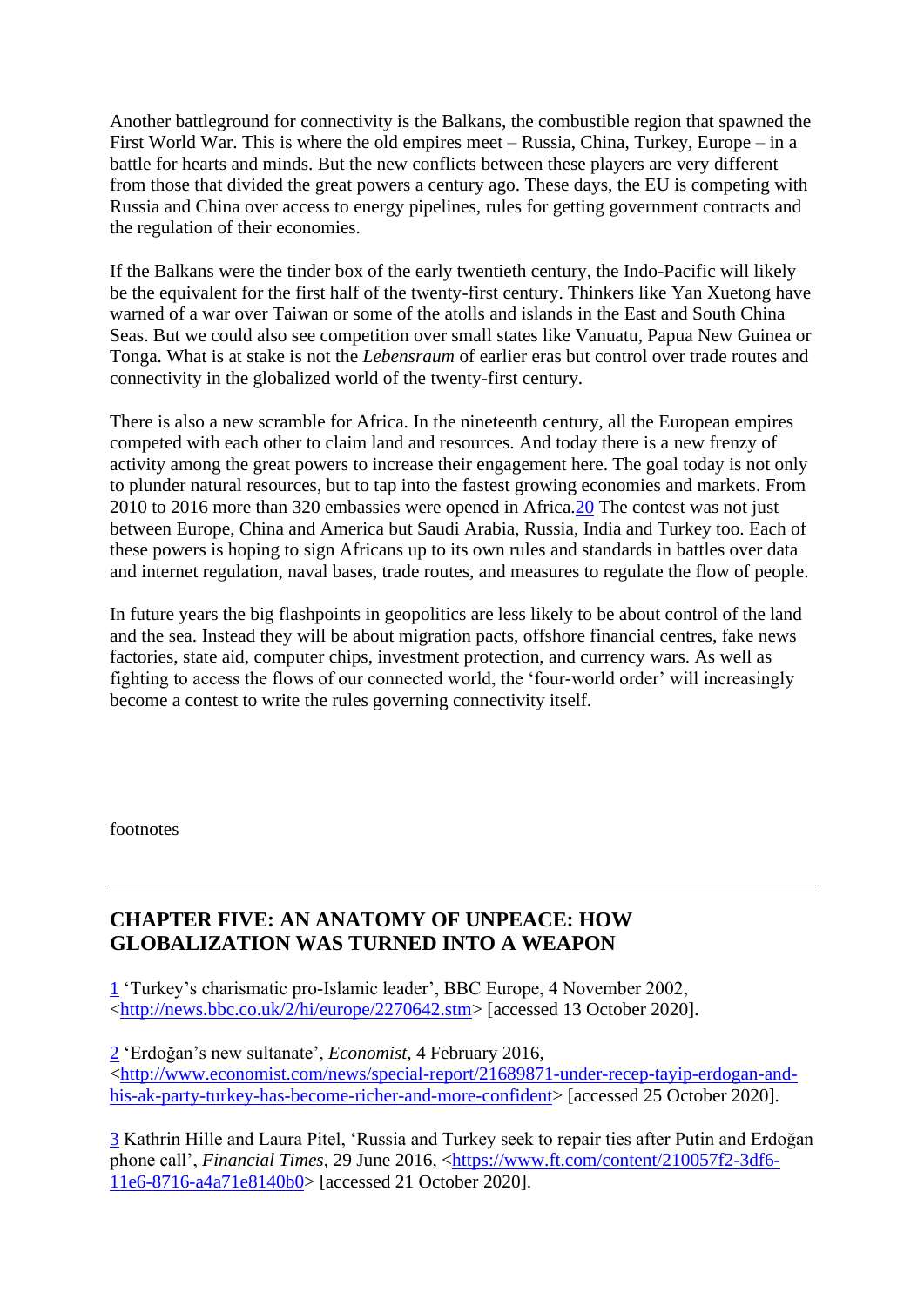Another battleground for connectivity is the Balkans, the combustible region that spawned the First World War. This is where the old empires meet – Russia, China, Turkey, Europe – in a battle for hearts and minds. But the new conflicts between these players are very different from those that divided the great powers a century ago. These days, the EU is competing with Russia and China over access to energy pipelines, rules for getting government contracts and the regulation of their economies.

If the Balkans were the tinder box of the early twentieth century, the Indo-Pacific will likely be the equivalent for the first half of the twenty-first century. Thinkers like Yan Xuetong have warned of a war over Taiwan or some of the atolls and islands in the East and South China Seas. But we could also see competition over small states like Vanuatu, Papua New Guinea or Tonga. What is at stake is not the *Lebensraum* of earlier eras but control over trade routes and connectivity in the globalized world of the twenty-first century.

There is also a new scramble for Africa. In the nineteenth century, all the European empires competed with each other to claim land and resources. And today there is a new frenzy of activity among the great powers to increase their engagement here. The goal today is not only to plunder natural resources, but to tap into the fastest growing economies and markets. From 2010 to 2016 more than 320 embassies were opened in Africa.[20] The contest was not just between Europe, China and America but Saudi Arabia, Russia, India and Turkey too. Each of these powers is hoping to sign Africans up to its own rules and standards in battles over data and internet regulation, naval bases, trade routes, and measures to regulate the flow of people.

In future years the big flashpoints in geopolitics are less likely to be about control of the land and the sea. Instead they will be about migration pacts, offshore financial centres, fake news factories, state aid, computer chips, investment protection, and currency wars. As well as fighting to access the flows of our connected world, the 'four-world order' will increasingly become a contest to write the rules governing connectivity itself.

footnotes

---

## CHAPTER FIVE: AN ANATOMY OF UNPEACE: HOW GLOBALIZATION WAS TURNED INTO A WEAPON

1 'Turkey's charismatic pro-Islamic leader', BBC Europe, 4 November 2002, <http://news.bbc.co.uk/2/hi/europe/2270642.stm> [accessed 13 October 2020].

2 'Erdoğan's new sultanate', *Economist*, 4 February 2016, <http://www.economist.com/news/special-report/21689871-under-recep-tayip-erdogan-and-his-ak-party-turkey-has-become-richer-and-more-confident> [accessed 25 October 2020].

3 Kathrin Hille and Laura Pitel, 'Russia and Turkey seek to repair ties after Putin and Erdoğan phone call', *Financial Times*, 29 June 2016, <https://www.ft.com/content/210057f2-3df6-11e6-8716-a4a71e8140b0> [accessed 21 October 2020].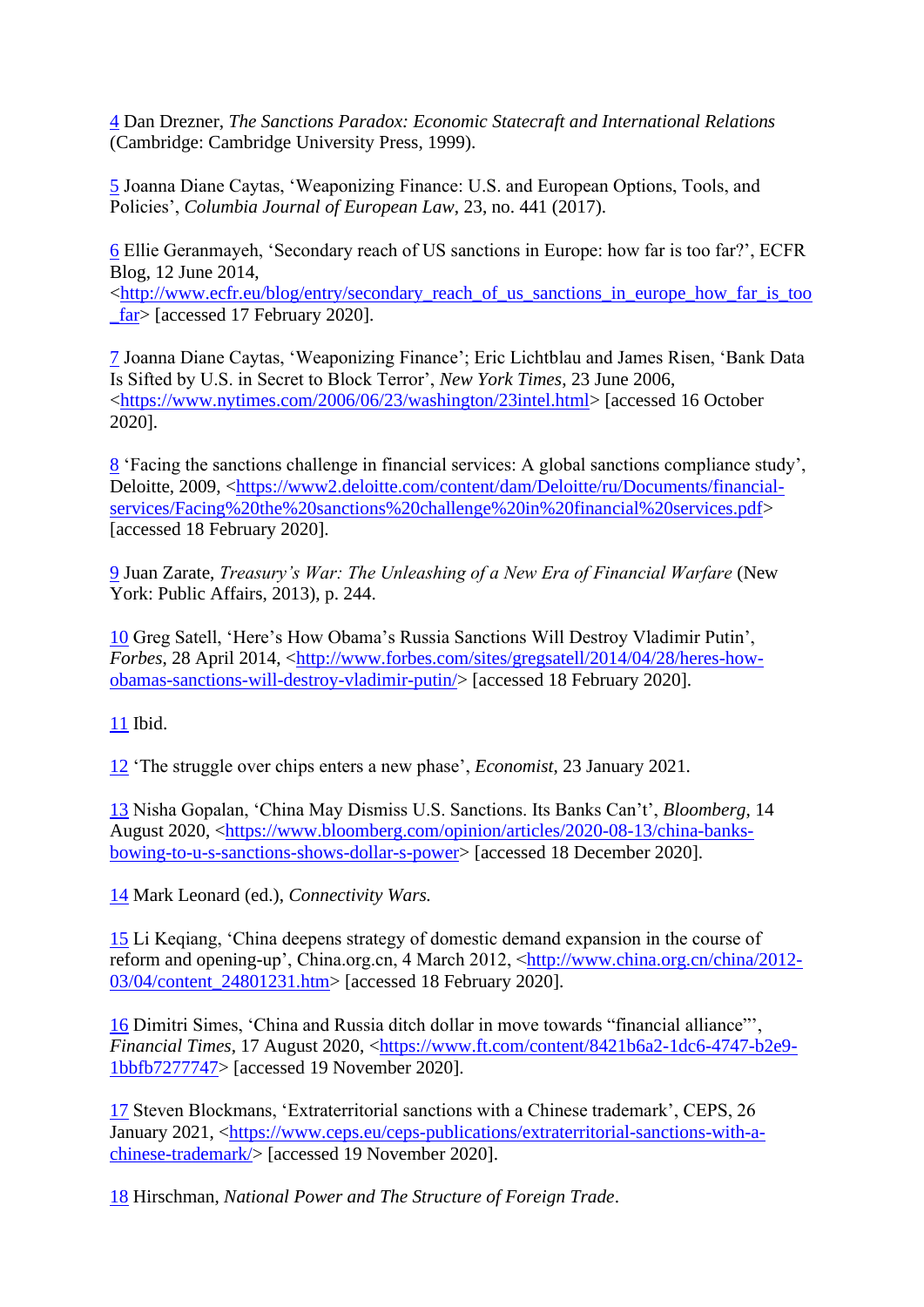4 Dan Drezner, *The Sanctions Paradox: Economic Statecraft and International Relations* (Cambridge: Cambridge University Press, 1999).

5 Joanna Diane Caytas, 'Weaponizing Finance: U.S. and European Options, Tools, and Policies', *Columbia Journal of European Law*, 23, no. 441 (2017).

6 Ellie Geranmayeh, 'Secondary reach of US sanctions in Europe: how far is too far?', ECFR Blog, 12 June 2014, <http://www.ecfr.eu/blog/entry/secondary_reach_of_us_sanctions_in_europe_how_far_is_too_far> [accessed 17 February 2020].

7 Joanna Diane Caytas, 'Weaponizing Finance'; Eric Lichtblau and James Risen, 'Bank Data Is Sifted by U.S. in Secret to Block Terror', *New York Times*, 23 June 2006, <https://www.nytimes.com/2006/06/23/washington/23intel.html> [accessed 16 October 2020].

8 'Facing the sanctions challenge in financial services: A global sanctions compliance study', Deloitte, 2009, <https://www2.deloitte.com/content/dam/Deloitte/ru/Documents/financial-services/Facing%20the%20sanctions%20challenge%20in%20financial%20services.pdf> [accessed 18 February 2020].

9 Juan Zarate, *Treasury's War: The Unleashing of a New Era of Financial Warfare* (New York: Public Affairs, 2013), p. 244.

10 Greg Satell, 'Here's How Obama's Russia Sanctions Will Destroy Vladimir Putin', *Forbes*, 28 April 2014, <http://www.forbes.com/sites/gregsatell/2014/04/28/heres-how-obamas-sanctions-will-destroy-vladimir-putin/> [accessed 18 February 2020].

11 Ibid.

12 'The struggle over chips enters a new phase', *Economist*, 23 January 2021.

13 Nisha Gopalan, 'China May Dismiss U.S. Sanctions. Its Banks Can't', *Bloomberg*, 14 August 2020, <https://www.bloomberg.com/opinion/articles/2020-08-13/china-banks-bowing-to-u-s-sanctions-shows-dollar-s-power> [accessed 18 December 2020].

14 Mark Leonard (ed.), *Connectivity Wars*.

15 Li Keqiang, 'China deepens strategy of domestic demand expansion in the course of reform and opening-up', China.org.cn, 4 March 2012, <http://www.china.org.cn/china/2012-03/04/content_24801231.htm> [accessed 18 February 2020].

16 Dimitri Simes, 'China and Russia ditch dollar in move towards "financial alliance"', *Financial Times*, 17 August 2020, <https://www.ft.com/content/8421b6a2-1dc6-4747-b2e9-1bbfb7277747> [accessed 19 November 2020].

17 Steven Blockmans, 'Extraterritorial sanctions with a Chinese trademark', CEPS, 26 January 2021, <https://www.ceps.eu/ceps-publications/extraterritorial-sanctions-with-a-chinese-trademark/> [accessed 19 November 2020].

18 Hirschman, *National Power and The Structure of Foreign Trade*.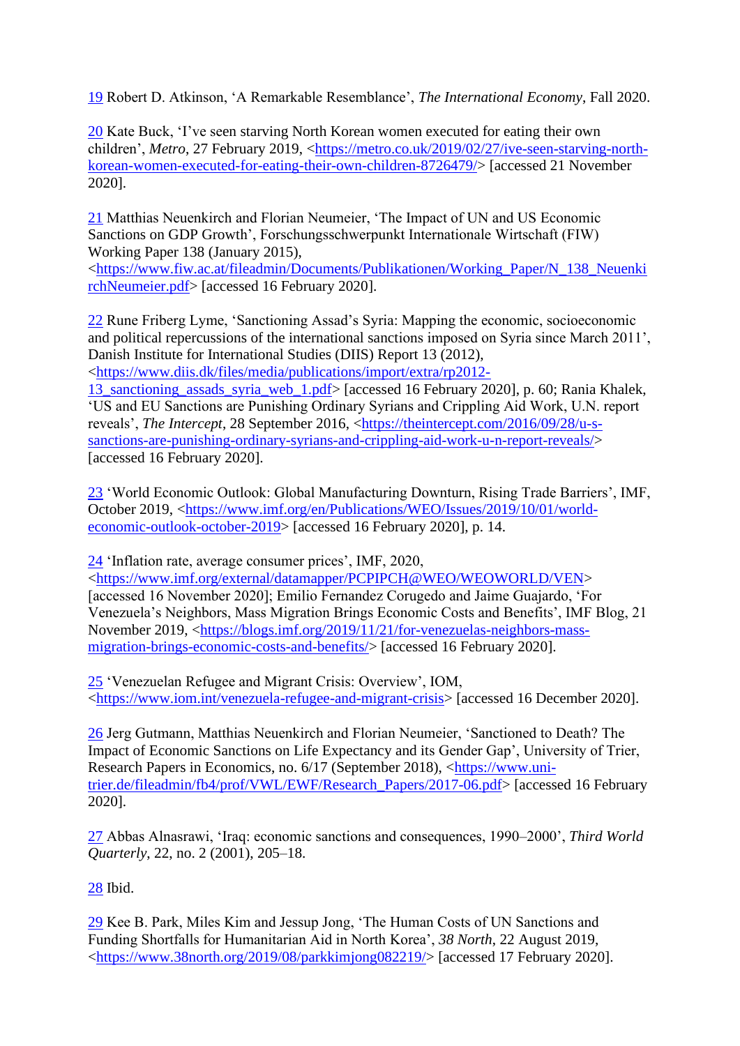[19] Robert D. Atkinson, ‘A Remarkable Resemblance’, *The International Economy*, Fall 2020.

[20] Kate Buck, ‘I’ve seen starving North Korean women executed for eating their own children’, *Metro*, 27 February 2019, <https://metro.co.uk/2019/02/27/ive-seen-starving-north-korean-women-executed-for-eating-their-own-children-8726479/> [accessed 21 November 2020].

[21] Matthias Neuenkirch and Florian Neumeier, ‘The Impact of UN and US Economic Sanctions on GDP Growth’, Forschungsschwerpunkt Internationale Wirtschaft (FIW) Working Paper 138 (January 2015), <https://www.fiw.ac.at/fileadmin/Documents/Publikationen/Working_Paper/N_138_NeuenkirchNeumeier.pdf> [accessed 16 February 2020].

[22] Rune Friberg Lyme, ‘Sanctioning Assad’s Syria: Mapping the economic, socioeconomic and political repercussions of the international sanctions imposed on Syria since March 2011’, Danish Institute for International Studies (DIIS) Report 13 (2012), <https://www.diis.dk/files/media/publications/import/extra/rp2012-13_sanctioning_assads_syria_web_1.pdf> [accessed 16 February 2020], p. 60; Rania Khalek, ‘US and EU Sanctions are Punishing Ordinary Syrians and Crippling Aid Work, U.N. report reveals’, *The Intercept*, 28 September 2016, <https://theintercept.com/2016/09/28/u-s-sanctions-are-punishing-ordinary-syrians-and-crippling-aid-work-u-n-report-reveals/> [accessed 16 February 2020].

[23] ‘World Economic Outlook: Global Manufacturing Downturn, Rising Trade Barriers’, IMF, October 2019, <https://www.imf.org/en/Publications/WEO/Issues/2019/10/01/world-economic-outlook-october-2019> [accessed 16 February 2020], p. 14.

[24] ‘Inflation rate, average consumer prices’, IMF, 2020, <https://www.imf.org/external/datamapper/PCPIPCH@WEO/WEOWORLD/VEN> [accessed 16 November 2020]; Emilio Fernandez Corugedo and Jaime Guajardo, ‘For Venezuela’s Neighbors, Mass Migration Brings Economic Costs and Benefits’, IMF Blog, 21 November 2019, <https://blogs.imf.org/2019/11/21/for-venezuelas-neighbors-mass-migration-brings-economic-costs-and-benefits/> [accessed 16 February 2020].

[25] ‘Venezuelan Refugee and Migrant Crisis: Overview’, IOM, <https://www.iom.int/venezuela-refugee-and-migrant-crisis> [accessed 16 December 2020].

[26] Jerg Gutmann, Matthias Neuenkirch and Florian Neumeier, ‘Sanctioned to Death? The Impact of Economic Sanctions on Life Expectancy and its Gender Gap’, University of Trier, Research Papers in Economics, no. 6/17 (September 2018), <https://www.uni-trier.de/fileadmin/fb4/prof/VWL/EWF/Research_Papers/2017-06.pdf> [accessed 16 February 2020].

[27] Abbas Alnasrawi, ‘Iraq: economic sanctions and consequences, 1990–2000’, *Third World Quarterly*, 22, no. 2 (2001), 205–18.

[28] Ibid.

[29] Kee B. Park, Miles Kim and Jessup Jong, ‘The Human Costs of UN Sanctions and Funding Shortfalls for Humanitarian Aid in North Korea’, *38 North*, 22 August 2019, <https://www.38north.org/2019/08/parkkimjong082219/> [accessed 17 February 2020].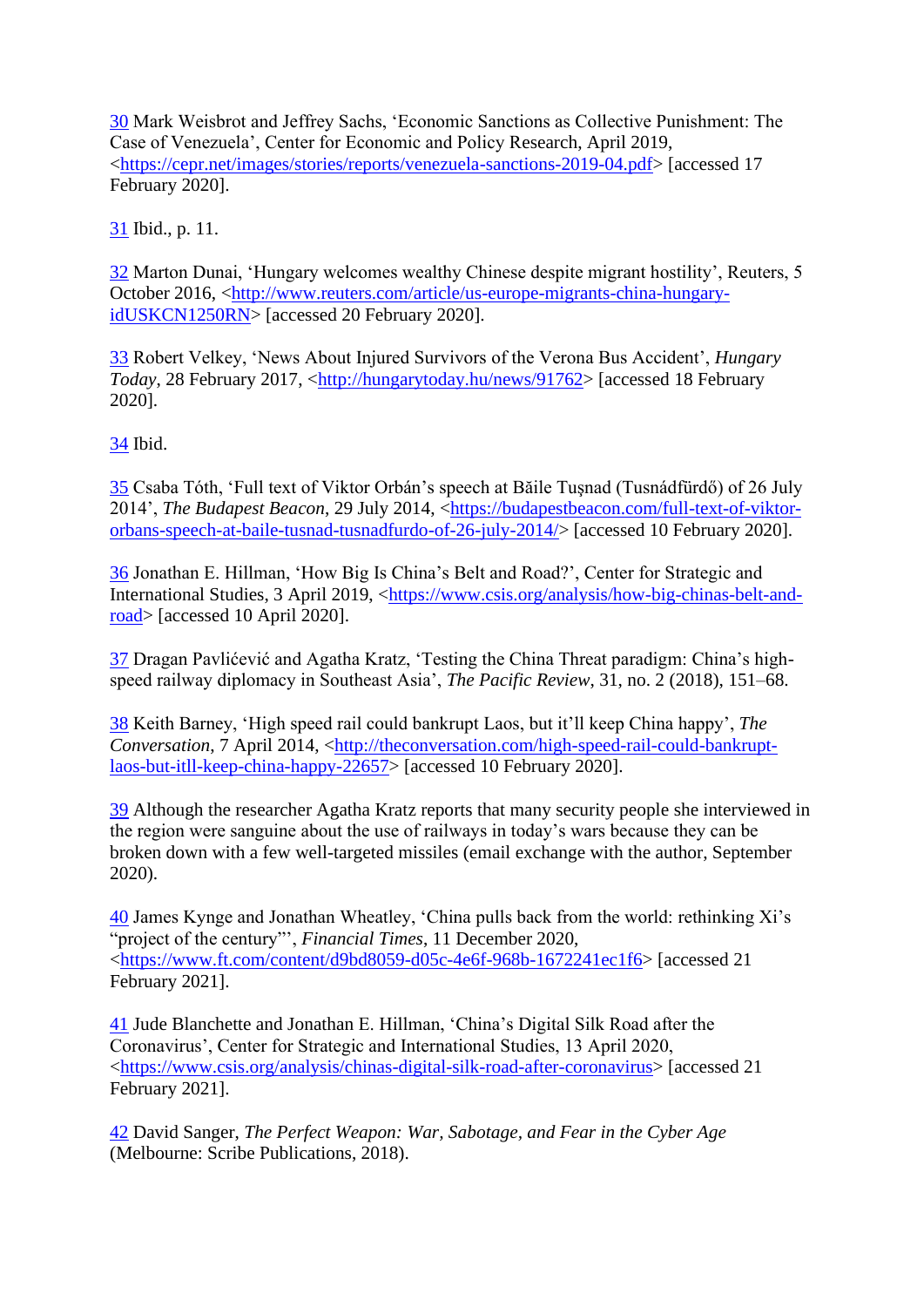30 Mark Weisbrot and Jeffrey Sachs, ‘Economic Sanctions as Collective Punishment: The Case of Venezuela’, Center for Economic and Policy Research, April 2019, <https://cepr.net/images/stories/reports/venezuela-sanctions-2019-04.pdf> [accessed 17 February 2020].

31 Ibid., p. 11.

32 Marton Dunai, ‘Hungary welcomes wealthy Chinese despite migrant hostility’, Reuters, 5 October 2016, <http://www.reuters.com/article/us-europe-migrants-china-hungary-idUSKCN1250RN> [accessed 20 February 2020].

33 Robert Velkey, ‘News About Injured Survivors of the Verona Bus Accident’, *Hungary Today*, 28 February 2017, <http://hungarytoday.hu/news/91762> [accessed 18 February 2020].

34 Ibid.

35 Csaba Tóth, ‘Full text of Viktor Orbán’s speech at Băile Tuşnad (Tusnádfürdő) of 26 July 2014’, *The Budapest Beacon*, 29 July 2014, <https://budapestbeacon.com/full-text-of-viktor-orbans-speech-at-baile-tusnad-tusnadfurdo-of-26-july-2014/> [accessed 10 February 2020].

36 Jonathan E. Hillman, ‘How Big Is China’s Belt and Road?’, Center for Strategic and International Studies, 3 April 2019, <https://www.csis.org/analysis/how-big-chinas-belt-and-road> [accessed 10 April 2020].

37 Dragan Pavlićević and Agatha Kratz, ‘Testing the China Threat paradigm: China’s high-speed railway diplomacy in Southeast Asia’, *The Pacific Review*, 31, no. 2 (2018), 151–68.

38 Keith Barney, ‘High speed rail could bankrupt Laos, but it’ll keep China happy’, *The Conversation*, 7 April 2014, <http://theconversation.com/high-speed-rail-could-bankrupt-laos-but-itll-keep-china-happy-22657> [accessed 10 February 2020].

39 Although the researcher Agatha Kratz reports that many security people she interviewed in the region were sanguine about the use of railways in today’s wars because they can be broken down with a few well-targeted missiles (email exchange with the author, September 2020).

40 James Kynge and Jonathan Wheatley, ‘China pulls back from the world: rethinking Xi’s “project of the century”’, *Financial Times*, 11 December 2020, <https://www.ft.com/content/d9bd8059-d05c-4e6f-968b-1672241ec1f6> [accessed 21 February 2021].

41 Jude Blanchette and Jonathan E. Hillman, ‘China’s Digital Silk Road after the Coronavirus’, Center for Strategic and International Studies, 13 April 2020, <https://www.csis.org/analysis/chinas-digital-silk-road-after-coronavirus> [accessed 21 February 2021].

42 David Sanger, *The Perfect Weapon: War, Sabotage, and Fear in the Cyber Age* (Melbourne: Scribe Publications, 2018).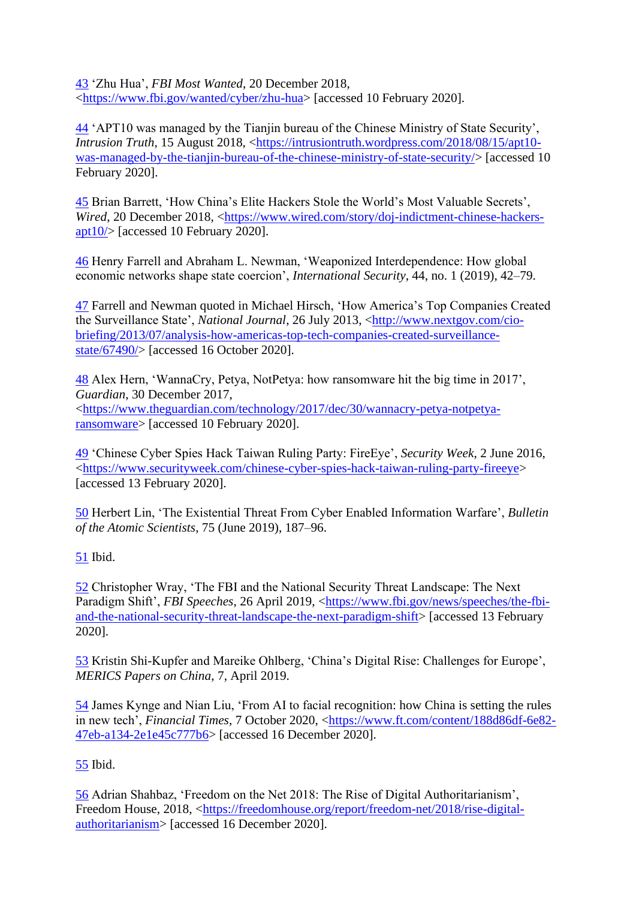43 ‘Zhu Hua’, *FBI Most Wanted*, 20 December 2018, <https://www.fbi.gov/wanted/cyber/zhu-hua> [accessed 10 February 2020].

44 ‘APT10 was managed by the Tianjin bureau of the Chinese Ministry of State Security’, *Intrusion Truth*, 15 August 2018, <https://intrusiontruth.wordpress.com/2018/08/15/apt10-was-managed-by-the-tianjin-bureau-of-the-chinese-ministry-of-state-security/> [accessed 10 February 2020].

45 Brian Barrett, ‘How China’s Elite Hackers Stole the World’s Most Valuable Secrets’, *Wired*, 20 December 2018, <https://www.wired.com/story/doj-indictment-chinese-hackers-apt10/> [accessed 10 February 2020].

46 Henry Farrell and Abraham L. Newman, ‘Weaponized Interdependence: How global economic networks shape state coercion’, *International Security*, 44, no. 1 (2019), 42–79.

47 Farrell and Newman quoted in Michael Hirsch, ‘How America’s Top Companies Created the Surveillance State’, *National Journal*, 26 July 2013, <http://www.nextgov.com/cio-briefing/2013/07/analysis-how-americas-top-tech-companies-created-surveillance-state/67490/> [accessed 16 October 2020].

48 Alex Hern, ‘WannaCry, Petya, NotPetya: how ransomware hit the big time in 2017’, *Guardian*, 30 December 2017, <https://www.theguardian.com/technology/2017/dec/30/wannacry-petya-notpetya-ransomware> [accessed 10 February 2020].

49 ‘Chinese Cyber Spies Hack Taiwan Ruling Party: FireEye’, *Security Week*, 2 June 2016, <https://www.securityweek.com/chinese-cyber-spies-hack-taiwan-ruling-party-fireeye> [accessed 13 February 2020].

50 Herbert Lin, ‘The Existential Threat From Cyber Enabled Information Warfare’, *Bulletin of the Atomic Scientists*, 75 (June 2019), 187–96.

51 Ibid.

52 Christopher Wray, ‘The FBI and the National Security Threat Landscape: The Next Paradigm Shift’, *FBI Speeches*, 26 April 2019, <https://www.fbi.gov/news/speeches/the-fbi-and-the-national-security-threat-landscape-the-next-paradigm-shift> [accessed 13 February 2020].

53 Kristin Shi-Kupfer and Mareike Ohlberg, ‘China’s Digital Rise: Challenges for Europe’, *MERICS Papers on China*, 7, April 2019.

54 James Kynge and Nian Liu, ‘From AI to facial recognition: how China is setting the rules in new tech’, *Financial Times*, 7 October 2020, <https://www.ft.com/content/188d86df-6e82-47eb-a134-2e1e45c777b6> [accessed 16 December 2020].

55 Ibid.

56 Adrian Shahbaz, ‘Freedom on the Net 2018: The Rise of Digital Authoritarianism’, Freedom House, 2018, <https://freedomhouse.org/report/freedom-net/2018/rise-digital-authoritarianism> [accessed 16 December 2020].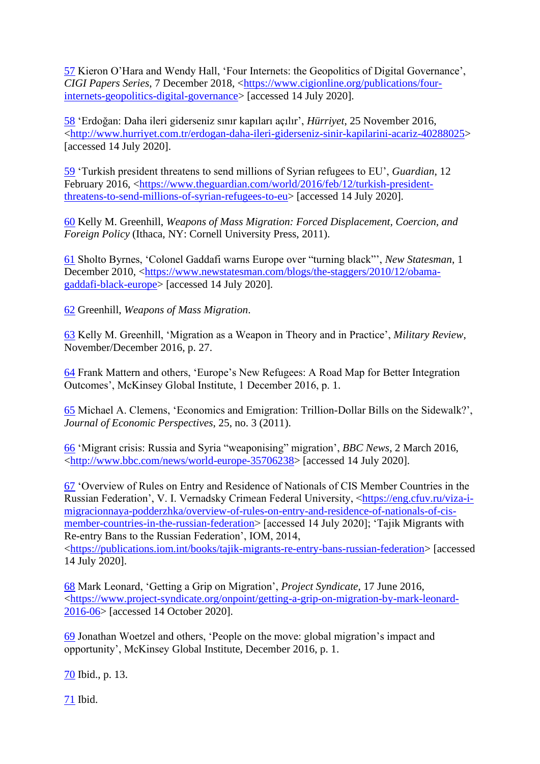57 Kieron O'Hara and Wendy Hall, 'Four Internets: the Geopolitics of Digital Governance', *CIGI Papers Series*, 7 December 2018, <https://www.cigionline.org/publications/four-internets-geopolitics-digital-governance> [accessed 14 July 2020].

58 'Erdoğan: Daha ileri giderseniz sınır kapıları açılır', *Hürriyet*, 25 November 2016, <http://www.hurriyet.com.tr/erdogan-daha-ileri-giderseniz-sinir-kapilarini-acariz-40288025> [accessed 14 July 2020].

59 'Turkish president threatens to send millions of Syrian refugees to EU', *Guardian*, 12 February 2016, <https://www.theguardian.com/world/2016/feb/12/turkish-president-threatens-to-send-millions-of-syrian-refugees-to-eu> [accessed 14 July 2020].

60 Kelly M. Greenhill, *Weapons of Mass Migration: Forced Displacement, Coercion, and Foreign Policy* (Ithaca, NY: Cornell University Press, 2011).

61 Sholto Byrnes, 'Colonel Gaddafi warns Europe over "turning black"', *New Statesman*, 1 December 2010, <https://www.newstatesman.com/blogs/the-staggers/2010/12/obama-gaddafi-black-europe> [accessed 14 July 2020].

62 Greenhill, *Weapons of Mass Migration*.

63 Kelly M. Greenhill, 'Migration as a Weapon in Theory and in Practice', *Military Review*, November/December 2016, p. 27.

64 Frank Mattern and others, 'Europe's New Refugees: A Road Map for Better Integration Outcomes', McKinsey Global Institute, 1 December 2016, p. 1.

65 Michael A. Clemens, 'Economics and Emigration: Trillion-Dollar Bills on the Sidewalk?', *Journal of Economic Perspectives*, 25, no. 3 (2011).

66 'Migrant crisis: Russia and Syria "weaponising" migration', *BBC News*, 2 March 2016, <http://www.bbc.com/news/world-europe-35706238> [accessed 14 July 2020].

67 'Overview of Rules on Entry and Residence of Nationals of CIS Member Countries in the Russian Federation', V. I. Vernadsky Crimean Federal University, <https://eng.cfuv.ru/viza-i-migracionnaya-podderzhka/overview-of-rules-on-entry-and-residence-of-nationals-of-cis-member-countries-in-the-russian-federation> [accessed 14 July 2020]; 'Tajik Migrants with Re-entry Bans to the Russian Federation', IOM, 2014, <https://publications.iom.int/books/tajik-migrants-re-entry-bans-russian-federation> [accessed 14 July 2020].

68 Mark Leonard, 'Getting a Grip on Migration', *Project Syndicate*, 17 June 2016, <https://www.project-syndicate.org/onpoint/getting-a-grip-on-migration-by-mark-leonard-2016-06> [accessed 14 October 2020].

69 Jonathan Woetzel and others, 'People on the move: global migration's impact and opportunity', McKinsey Global Institute, December 2016, p. 1.

70 Ibid., p. 13.

71 Ibid.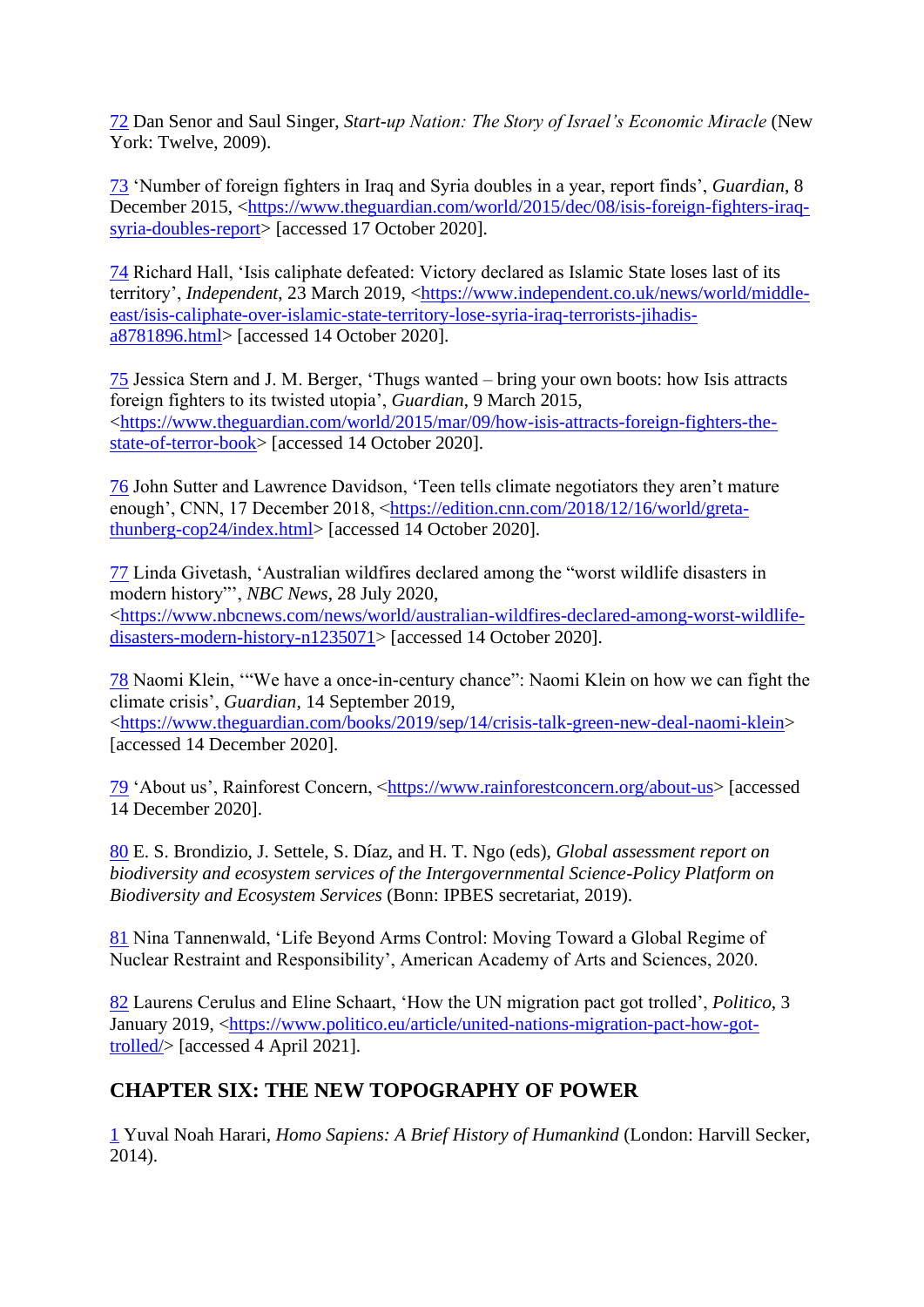72 Dan Senor and Saul Singer, *Start-up Nation: The Story of Israel's Economic Miracle* (New York: Twelve, 2009).

73 'Number of foreign fighters in Iraq and Syria doubles in a year, report finds', *Guardian*, 8 December 2015, <https://www.theguardian.com/world/2015/dec/08/isis-foreign-fighters-iraq-syria-doubles-report> [accessed 17 October 2020].

74 Richard Hall, 'Isis caliphate defeated: Victory declared as Islamic State loses last of its territory', *Independent*, 23 March 2019, <https://www.independent.co.uk/news/world/middle-east/isis-caliphate-over-islamic-state-territory-lose-syria-iraq-terrorists-jihadis-a8781896.html> [accessed 14 October 2020].

75 Jessica Stern and J. M. Berger, 'Thugs wanted – bring your own boots: how Isis attracts foreign fighters to its twisted utopia', *Guardian*, 9 March 2015, <https://www.theguardian.com/world/2015/mar/09/how-isis-attracts-foreign-fighters-the-state-of-terror-book> [accessed 14 October 2020].

76 John Sutter and Lawrence Davidson, 'Teen tells climate negotiators they aren't mature enough', CNN, 17 December 2018, <https://edition.cnn.com/2018/12/16/world/greta-thunberg-cop24/index.html> [accessed 14 October 2020].

77 Linda Givetash, 'Australian wildfires declared among the "worst wildlife disasters in modern history"', *NBC News*, 28 July 2020, <https://www.nbcnews.com/news/world/australian-wildfires-declared-among-worst-wildlife-disasters-modern-history-n1235071> [accessed 14 October 2020].

78 Naomi Klein, '"We have a once-in-century chance": Naomi Klein on how we can fight the climate crisis', *Guardian*, 14 September 2019, <https://www.theguardian.com/books/2019/sep/14/crisis-talk-green-new-deal-naomi-klein> [accessed 14 December 2020].

79 'About us', Rainforest Concern, <https://www.rainforestconcern.org/about-us> [accessed 14 December 2020].

80 E. S. Brondizio, J. Settele, S. Díaz, and H. T. Ngo (eds), *Global assessment report on biodiversity and ecosystem services of the Intergovernmental Science-Policy Platform on Biodiversity and Ecosystem Services* (Bonn: IPBES secretariat, 2019).

81 Nina Tannenwald, 'Life Beyond Arms Control: Moving Toward a Global Regime of Nuclear Restraint and Responsibility', American Academy of Arts and Sciences, 2020.

82 Laurens Cerulus and Eline Schaart, 'How the UN migration pact got trolled', *Politico*, 3 January 2019, <https://www.politico.eu/article/united-nations-migration-pact-how-got-trolled/> [accessed 4 April 2021].

## CHAPTER SIX: THE NEW TOPOGRAPHY OF POWER

1 Yuval Noah Harari, *Homo Sapiens: A Brief History of Humankind* (London: Harvill Secker, 2014).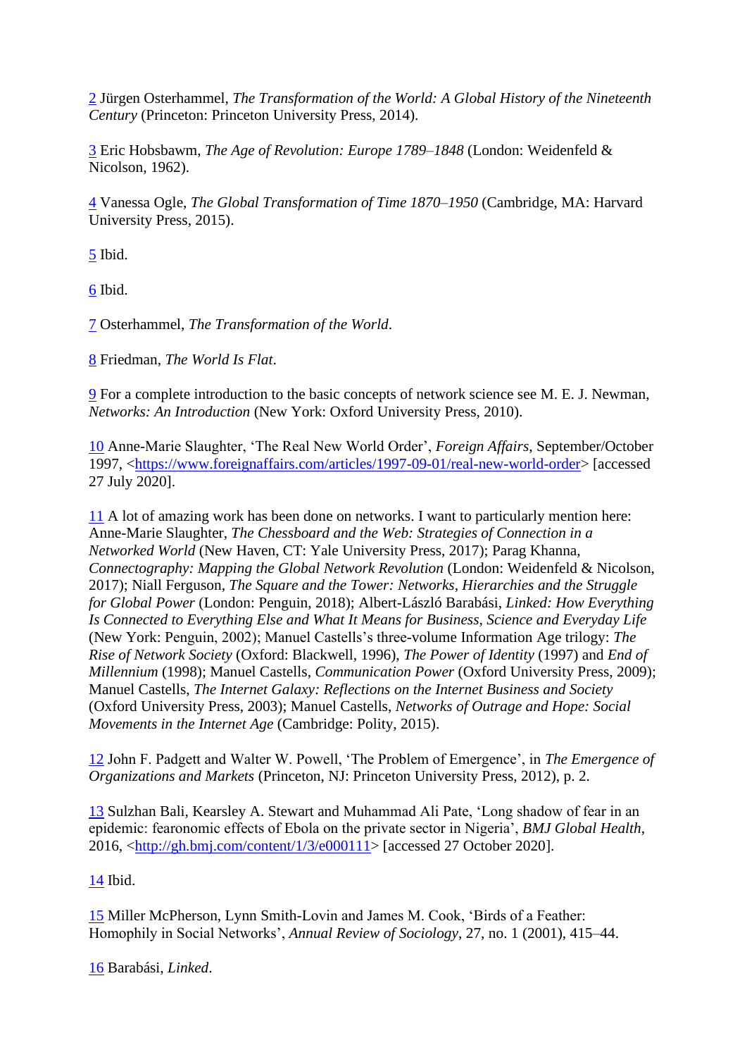2 Jürgen Osterhammel, *The Transformation of the World: A Global History of the Nineteenth Century* (Princeton: Princeton University Press, 2014).

3 Eric Hobsbawm, *The Age of Revolution: Europe 1789–1848* (London: Weidenfeld & Nicolson, 1962).

4 Vanessa Ogle, *The Global Transformation of Time 1870–1950* (Cambridge, MA: Harvard University Press, 2015).

5 Ibid.

6 Ibid.

7 Osterhammel, *The Transformation of the World*.

8 Friedman, *The World Is Flat*.

9 For a complete introduction to the basic concepts of network science see M. E. J. Newman, *Networks: An Introduction* (New York: Oxford University Press, 2010).

10 Anne-Marie Slaughter, 'The Real New World Order', *Foreign Affairs*, September/October 1997, <https://www.foreignaffairs.com/articles/1997-09-01/real-new-world-order> [accessed 27 July 2020].

11 A lot of amazing work has been done on networks. I want to particularly mention here: Anne-Marie Slaughter, *The Chessboard and the Web: Strategies of Connection in a Networked World* (New Haven, CT: Yale University Press, 2017); Parag Khanna, *Connectography: Mapping the Global Network Revolution* (London: Weidenfeld & Nicolson, 2017); Niall Ferguson, *The Square and the Tower: Networks, Hierarchies and the Struggle for Global Power* (London: Penguin, 2018); Albert-László Barabási, *Linked: How Everything Is Connected to Everything Else and What It Means for Business, Science and Everyday Life* (New York: Penguin, 2002); Manuel Castells's three-volume Information Age trilogy: *The Rise of Network Society* (Oxford: Blackwell, 1996), *The Power of Identity* (1997) and *End of Millennium* (1998); Manuel Castells, *Communication Power* (Oxford University Press, 2009); Manuel Castells, *The Internet Galaxy: Reflections on the Internet Business and Society* (Oxford University Press, 2003); Manuel Castells, *Networks of Outrage and Hope: Social Movements in the Internet Age* (Cambridge: Polity, 2015).

12 John F. Padgett and Walter W. Powell, 'The Problem of Emergence', in *The Emergence of Organizations and Markets* (Princeton, NJ: Princeton University Press, 2012), p. 2.

13 Sulzhan Bali, Kearsley A. Stewart and Muhammad Ali Pate, 'Long shadow of fear in an epidemic: fearonomic effects of Ebola on the private sector in Nigeria', *BMJ Global Health*, 2016, <http://gh.bmj.com/content/1/3/e000111> [accessed 27 October 2020].

14 Ibid.

15 Miller McPherson, Lynn Smith-Lovin and James M. Cook, 'Birds of a Feather: Homophily in Social Networks', *Annual Review of Sociology*, 27, no. 1 (2001), 415–44.

16 Barabási, *Linked*.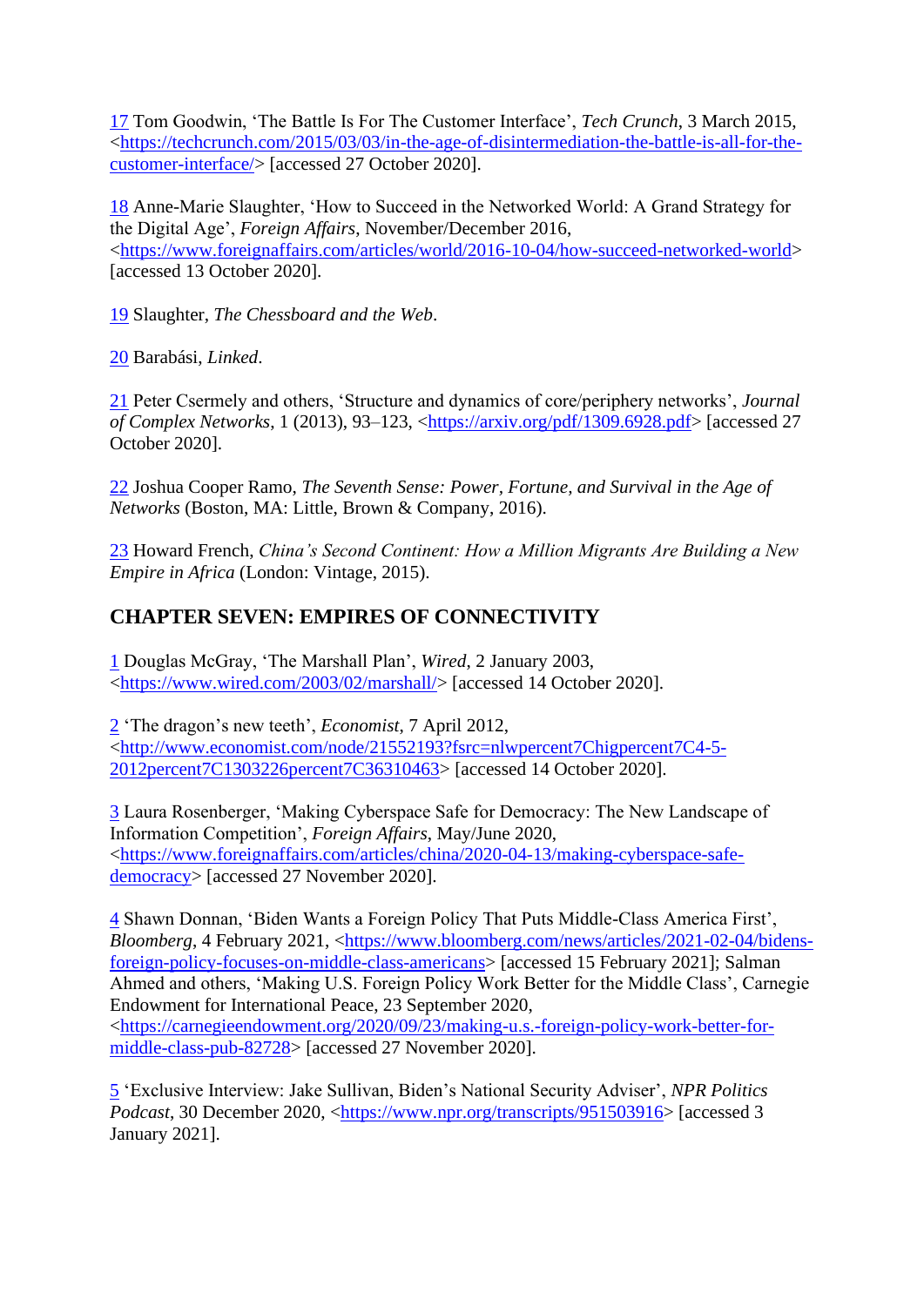17 Tom Goodwin, 'The Battle Is For The Customer Interface', *Tech Crunch*, 3 March 2015, <https://techcrunch.com/2015/03/03/in-the-age-of-disintermediation-the-battle-is-all-for-the-customer-interface/> [accessed 27 October 2020].

18 Anne-Marie Slaughter, 'How to Succeed in the Networked World: A Grand Strategy for the Digital Age', *Foreign Affairs*, November/December 2016, <https://www.foreignaffairs.com/articles/world/2016-10-04/how-succeed-networked-world> [accessed 13 October 2020].

19 Slaughter, *The Chessboard and the Web*.

20 Barabási, *Linked*.

21 Peter Csermely and others, 'Structure and dynamics of core/periphery networks', *Journal of Complex Networks*, 1 (2013), 93–123, <https://arxiv.org/pdf/1309.6928.pdf> [accessed 27 October 2020].

22 Joshua Cooper Ramo, *The Seventh Sense: Power, Fortune, and Survival in the Age of Networks* (Boston, MA: Little, Brown & Company, 2016).

23 Howard French, *China's Second Continent: How a Million Migrants Are Building a New Empire in Africa* (London: Vintage, 2015).

## CHAPTER SEVEN: EMPIRES OF CONNECTIVITY

1 Douglas McGray, 'The Marshall Plan', *Wired*, 2 January 2003, <https://www.wired.com/2003/02/marshall/> [accessed 14 October 2020].

2 'The dragon's new teeth', *Economist*, 7 April 2012, <http://www.economist.com/node/21552193?fsrc=nlwpercent7Chigpercent7C4-5-2012percent7C1303226percent7C36310463> [accessed 14 October 2020].

3 Laura Rosenberger, 'Making Cyberspace Safe for Democracy: The New Landscape of Information Competition', *Foreign Affairs*, May/June 2020, <https://www.foreignaffairs.com/articles/china/2020-04-13/making-cyberspace-safe-democracy> [accessed 27 November 2020].

4 Shawn Donnan, 'Biden Wants a Foreign Policy That Puts Middle-Class America First', *Bloomberg*, 4 February 2021, <https://www.bloomberg.com/news/articles/2021-02-04/bidens-foreign-policy-focuses-on-middle-class-americans> [accessed 15 February 2021]; Salman Ahmed and others, 'Making U.S. Foreign Policy Work Better for the Middle Class', Carnegie Endowment for International Peace, 23 September 2020, <https://carnegieendowment.org/2020/09/23/making-u.s.-foreign-policy-work-better-for-middle-class-pub-82728> [accessed 27 November 2020].

5 'Exclusive Interview: Jake Sullivan, Biden's National Security Adviser', *NPR Politics Podcast*, 30 December 2020, <https://www.npr.org/transcripts/951503916> [accessed 3 January 2021].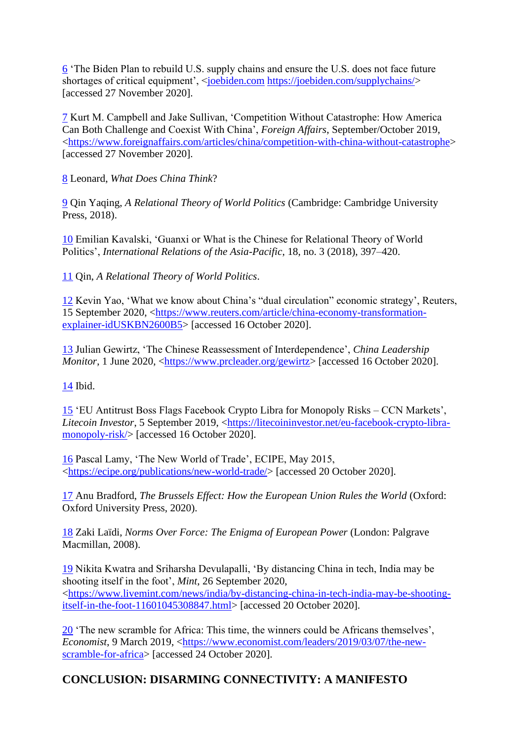6 'The Biden Plan to rebuild U.S. supply chains and ensure the U.S. does not face future shortages of critical equipment', <joebiden.com https://joebiden.com/supplychains/> [accessed 27 November 2020].

7 Kurt M. Campbell and Jake Sullivan, 'Competition Without Catastrophe: How America Can Both Challenge and Coexist With China', *Foreign Affairs*, September/October 2019, <https://www.foreignaffairs.com/articles/china/competition-with-china-without-catastrophe> [accessed 27 November 2020].

8 Leonard, *What Does China Think*?

9 Qin Yaqing, *A Relational Theory of World Politics* (Cambridge: Cambridge University Press, 2018).

10 Emilian Kavalski, 'Guanxi or What is the Chinese for Relational Theory of World Politics', *International Relations of the Asia-Pacific*, 18, no. 3 (2018), 397–420.

11 Qin, *A Relational Theory of World Politics*.

12 Kevin Yao, 'What we know about China's "dual circulation" economic strategy', Reuters, 15 September 2020, <https://www.reuters.com/article/china-economy-transformation-explainer-idUSKBN2600B5> [accessed 16 October 2020].

13 Julian Gewirtz, 'The Chinese Reassessment of Interdependence', *China Leadership Monitor*, 1 June 2020, <https://www.prcleader.org/gewirtz> [accessed 16 October 2020].

14 Ibid.

15 'EU Antitrust Boss Flags Facebook Crypto Libra for Monopoly Risks – CCN Markets', *Litecoin Investor*, 5 September 2019, <https://litecoininvestor.net/eu-facebook-crypto-libra-monopoly-risk/> [accessed 16 October 2020].

16 Pascal Lamy, 'The New World of Trade', ECIPE, May 2015, <https://ecipe.org/publications/new-world-trade/> [accessed 20 October 2020].

17 Anu Bradford, *The Brussels Effect: How the European Union Rules the World* (Oxford: Oxford University Press, 2020).

18 Zaki Laïdi, *Norms Over Force: The Enigma of European Power* (London: Palgrave Macmillan, 2008).

19 Nikita Kwatra and Sriharsha Devulapalli, 'By distancing China in tech, India may be shooting itself in the foot', *Mint*, 26 September 2020, <https://www.livemint.com/news/india/by-distancing-china-in-tech-india-may-be-shooting-itself-in-the-foot-11601045308847.html> [accessed 20 October 2020].

20 'The new scramble for Africa: This time, the winners could be Africans themselves', *Economist*, 9 March 2019, <https://www.economist.com/leaders/2019/03/07/the-new-scramble-for-africa> [accessed 24 October 2020].

## CONCLUSION: DISARMING CONNECTIVITY: A MANIFESTO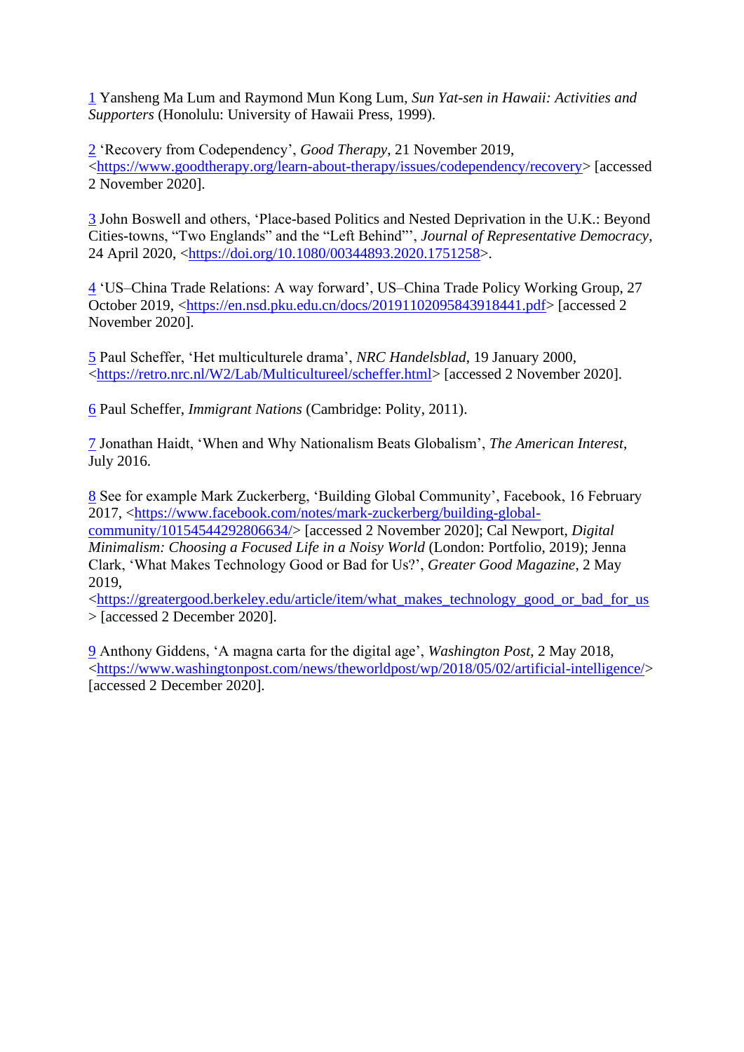1 Yansheng Ma Lum and Raymond Mun Kong Lum, *Sun Yat-sen in Hawaii: Activities and Supporters* (Honolulu: University of Hawaii Press, 1999).

2 'Recovery from Codependency', *Good Therapy*, 21 November 2019, <https://www.goodtherapy.org/learn-about-therapy/issues/codependency/recovery> [accessed 2 November 2020].

3 John Boswell and others, 'Place-based Politics and Nested Deprivation in the U.K.: Beyond Cities-towns, "Two Englands" and the "Left Behind"', *Journal of Representative Democracy*, 24 April 2020, <https://doi.org/10.1080/00344893.2020.1751258>.

4 'US–China Trade Relations: A way forward', US–China Trade Policy Working Group, 27 October 2019, <https://en.nsd.pku.edu.cn/docs/20191102095843918441.pdf> [accessed 2 November 2020].

5 Paul Scheffer, 'Het multiculturele drama', *NRC Handelsblad*, 19 January 2000, <https://retro.nrc.nl/W2/Lab/Multicultureel/scheffer.html> [accessed 2 November 2020].

6 Paul Scheffer, *Immigrant Nations* (Cambridge: Polity, 2011).

7 Jonathan Haidt, 'When and Why Nationalism Beats Globalism', *The American Interest*, July 2016.

8 See for example Mark Zuckerberg, 'Building Global Community', Facebook, 16 February 2017, <https://www.facebook.com/notes/mark-zuckerberg/building-global-community/10154544292806634/> [accessed 2 November 2020]; Cal Newport, *Digital Minimalism: Choosing a Focused Life in a Noisy World* (London: Portfolio, 2019); Jenna Clark, 'What Makes Technology Good or Bad for Us?', *Greater Good Magazine*, 2 May 2019, <https://greatergood.berkeley.edu/article/item/what_makes_technology_good_or_bad_for_us> [accessed 2 December 2020].

9 Anthony Giddens, 'A magna carta for the digital age', *Washington Post*, 2 May 2018, <https://www.washingtonpost.com/news/theworldpost/wp/2018/05/02/artificial-intelligence/> [accessed 2 December 2020].